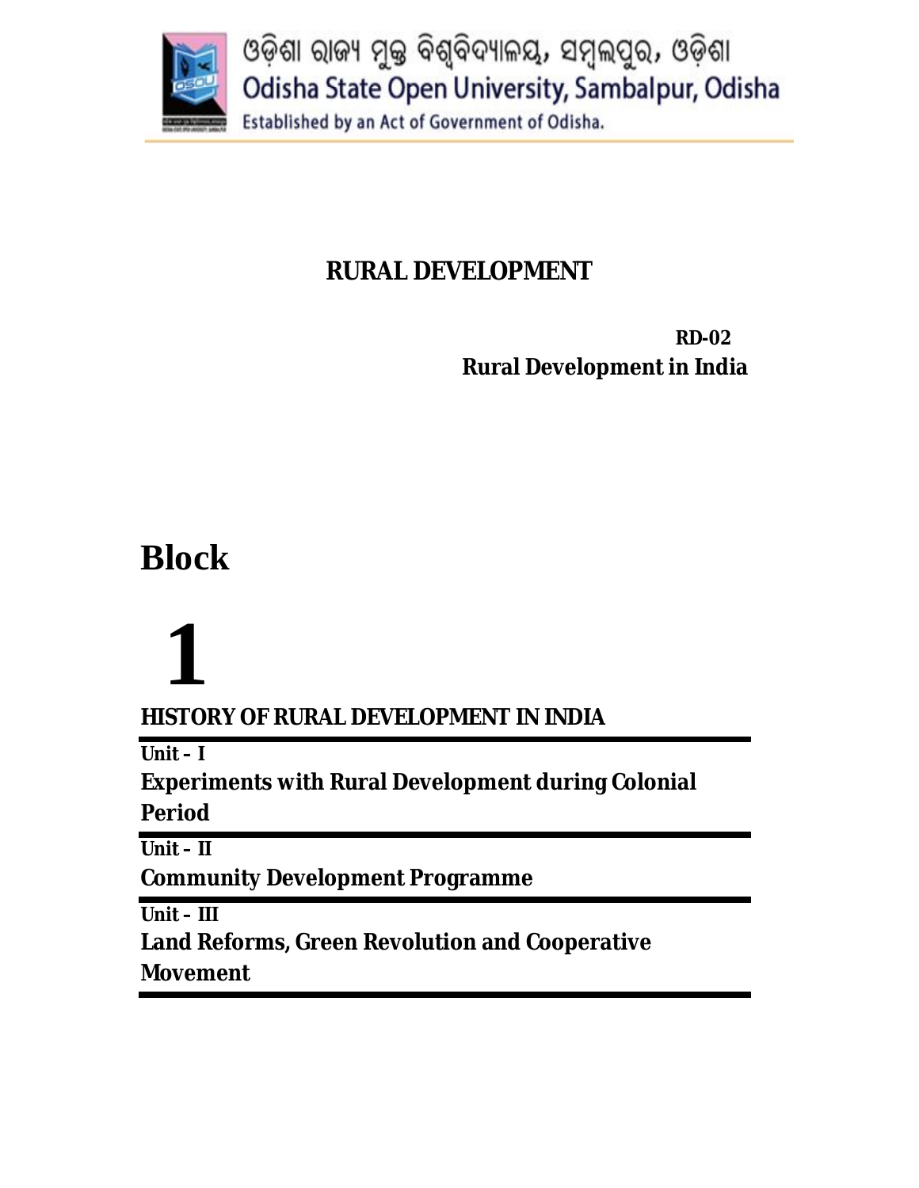ଓଡ଼ିଶା ରାଜ୍ୟ ମୁକ୍ତ ବିଶ୍ୱବିଦ୍ୟାଳୟ, ସମ୍ବଲପୁର, ଓଡ଼ିଶା

Odisha State Open University, Sambalpur, Odisha

Established by an Act of Government of Odisha.

# RURAL DEVELOPMENT

**RD-02**

**Rural Development in India**

# Block

# 1

## HISTORY OF RURAL DEVELOPMENT IN INDIA

**Unit – I**

**Experiments with Rural Development during Colonial Period**

**Unit – II**

**Community Development Programme**

**Unit – III**

**Land Reforms, Green Revolution and Cooperative Movement**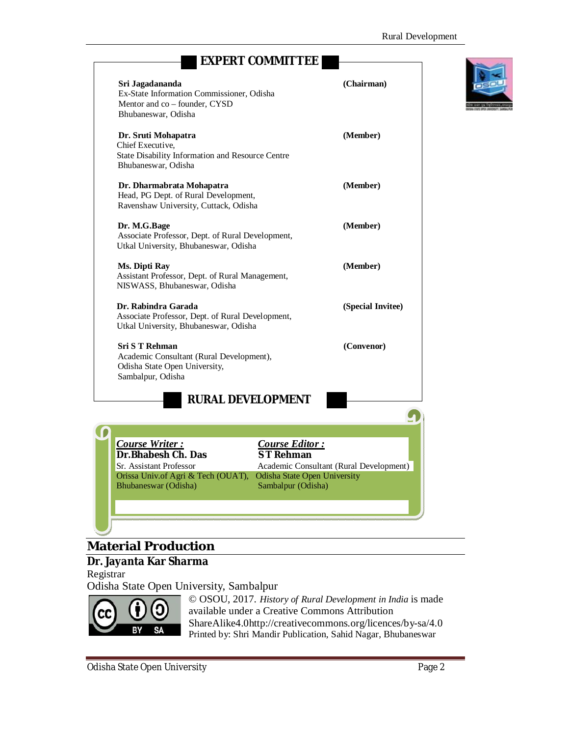## EXPERT COMMITTEE

**Sri Jagadananda** **(Chairman)**
Ex-State Information Commissioner, Odisha
Mentor and co – founder, CYSD
Bhubaneswar, Odisha

**Dr. Sruti Mohapatra** **(Member)**
Chief Executive,
State Disability Information and Resource Centre
Bhubaneswar, Odisha

**Dr. Dharmabrata Mohapatra** **(Member)**
Head, PG Dept. of Rural Development,
Ravenshaw University, Cuttack, Odisha

**Dr. M.G.Bage** **(Member)**
Associate Professor, Dept. of Rural Development,
Utkal University, Bhubaneswar, Odisha

**Ms. Dipti Ray** **(Member)**
Assistant Professor, Dept. of Rural Management,
NISWASS, Bhubaneswar, Odisha

**Dr. Rabindra Garada** **(Special Invitee)**
Associate Professor, Dept. of Rural Development,
Utkal University, Bhubaneswar, Odisha

**Sri S T Rehman** **(Convenor)**
Academic Consultant (Rural Development),
Odisha State Open University,
Sambalpur, Odisha

## RURAL DEVELOPMENT

***Course Writer :***
**Dr.Bhabesh Ch. Das**
Sr. Assistant Professor
Orissa Univ.of Agri & Tech (OUAT),
Bhubaneswar (Odisha)

***Course Editor :***
**S T Rehman**
Academic Consultant (Rural Development)
Odisha State Open University
Sambalpur (Odisha)

## Material Production

**Dr. Jayanta Kar Sharma**
Registrar
Odisha State Open University, Sambalpur

© OSOU, 2017. *History of Rural Development in India* is made available under a Creative Commons Attribution ShareAlike4.0http://creativecommons.org/licences/by-sa/4.0
Printed by: Shri Mandir Publication, Sahid Nagar, Bhubaneswar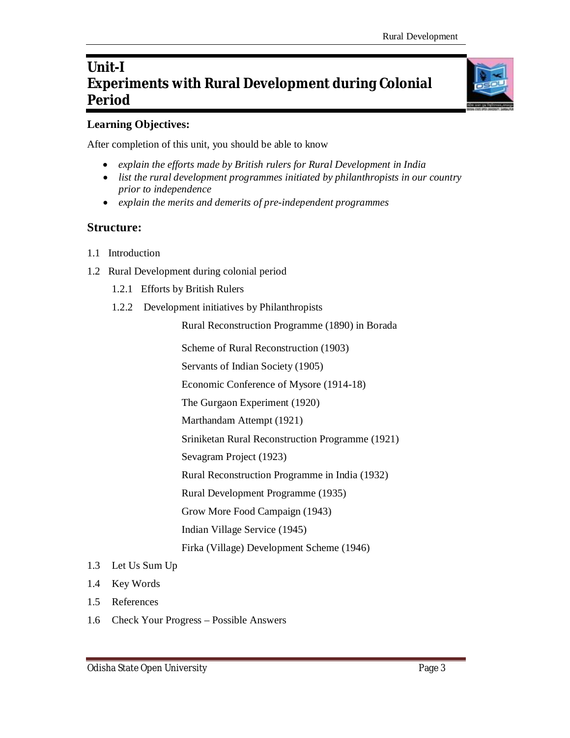# Unit-I
# Experiments with Rural Development during Colonial Period

**Learning Objectives:**

After completion of this unit, you should be able to know

- *explain the efforts made by British rulers for Rural Development in India*
- *list the rural development programmes initiated by philanthropists in our country prior to independence*
- *explain the merits and demerits of pre-independent programmes*

## Structure:

1.1 Introduction

1.2 Rural Development during colonial period

  1.2.1 Efforts by British Rulers

  1.2.2 Development initiatives by Philanthropists

    Rural Reconstruction Programme (1890) in Borada

    Scheme of Rural Reconstruction (1903)

    Servants of Indian Society (1905)

    Economic Conference of Mysore (1914-18)

    The Gurgaon Experiment (1920)

    Marthandam Attempt (1921)

    Sriniketan Rural Reconstruction Programme (1921)

    Sevagram Project (1923)

    Rural Reconstruction Programme in India (1932)

    Rural Development Programme (1935)

    Grow More Food Campaign (1943)

    Indian Village Service (1945)

    Firka (Village) Development Scheme (1946)

1.3 Let Us Sum Up

1.4 Key Words

1.5 References

1.6 Check Your Progress – Possible Answers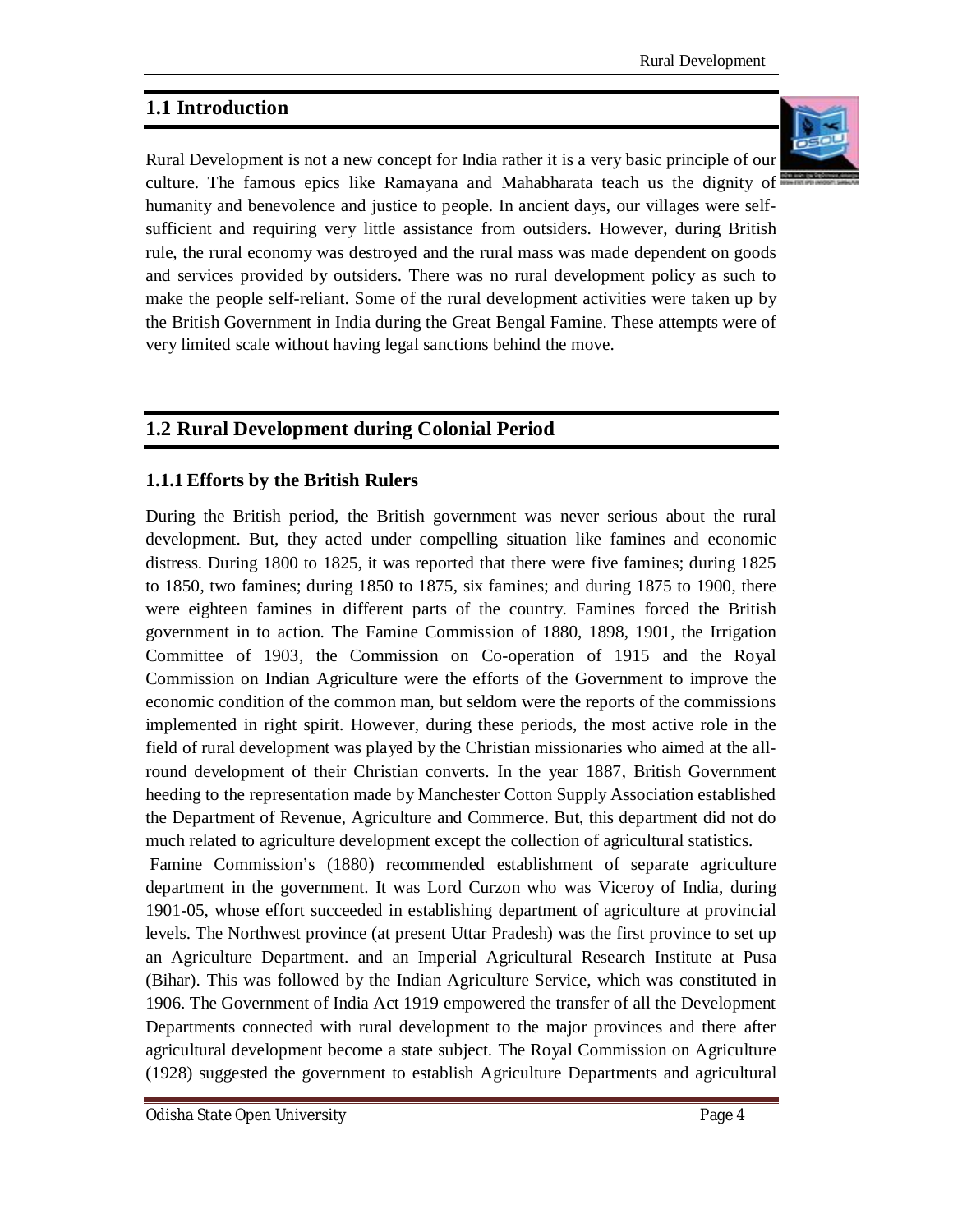## 1.1 Introduction

Rural Development is not a new concept for India rather it is a very basic principle of our culture. The famous epics like Ramayana and Mahabharata teach us the dignity of humanity and benevolence and justice to people. In ancient days, our villages were self-sufficient and requiring very little assistance from outsiders. However, during British rule, the rural economy was destroyed and the rural mass was made dependent on goods and services provided by outsiders. There was no rural development policy as such to make the people self-reliant. Some of the rural development activities were taken up by the British Government in India during the Great Bengal Famine. These attempts were of very limited scale without having legal sanctions behind the move.

## 1.2 Rural Development during Colonial Period

### 1.1.1 Efforts by the British Rulers

During the British period, the British government was never serious about the rural development. But, they acted under compelling situation like famines and economic distress. During 1800 to 1825, it was reported that there were five famines; during 1825 to 1850, two famines; during 1850 to 1875, six famines; and during 1875 to 1900, there were eighteen famines in different parts of the country. Famines forced the British government in to action. The Famine Commission of 1880, 1898, 1901, the Irrigation Committee of 1903, the Commission on Co-operation of 1915 and the Royal Commission on Indian Agriculture were the efforts of the Government to improve the economic condition of the common man, but seldom were the reports of the commissions implemented in right spirit. However, during these periods, the most active role in the field of rural development was played by the Christian missionaries who aimed at the all-round development of their Christian converts. In the year 1887, British Government heeding to the representation made by Manchester Cotton Supply Association established the Department of Revenue, Agriculture and Commerce. But, this department did not do much related to agriculture development except the collection of agricultural statistics.

Famine Commission's (1880) recommended establishment of separate agriculture department in the government. It was Lord Curzon who was Viceroy of India, during 1901-05, whose effort succeeded in establishing department of agriculture at provincial levels. The Northwest province (at present Uttar Pradesh) was the first province to set up an Agriculture Department. and an Imperial Agricultural Research Institute at Pusa (Bihar). This was followed by the Indian Agriculture Service, which was constituted in 1906. The Government of India Act 1919 empowered the transfer of all the Development Departments connected with rural development to the major provinces and there after agricultural development become a state subject. The Royal Commission on Agriculture (1928) suggested the government to establish Agriculture Departments and agricultural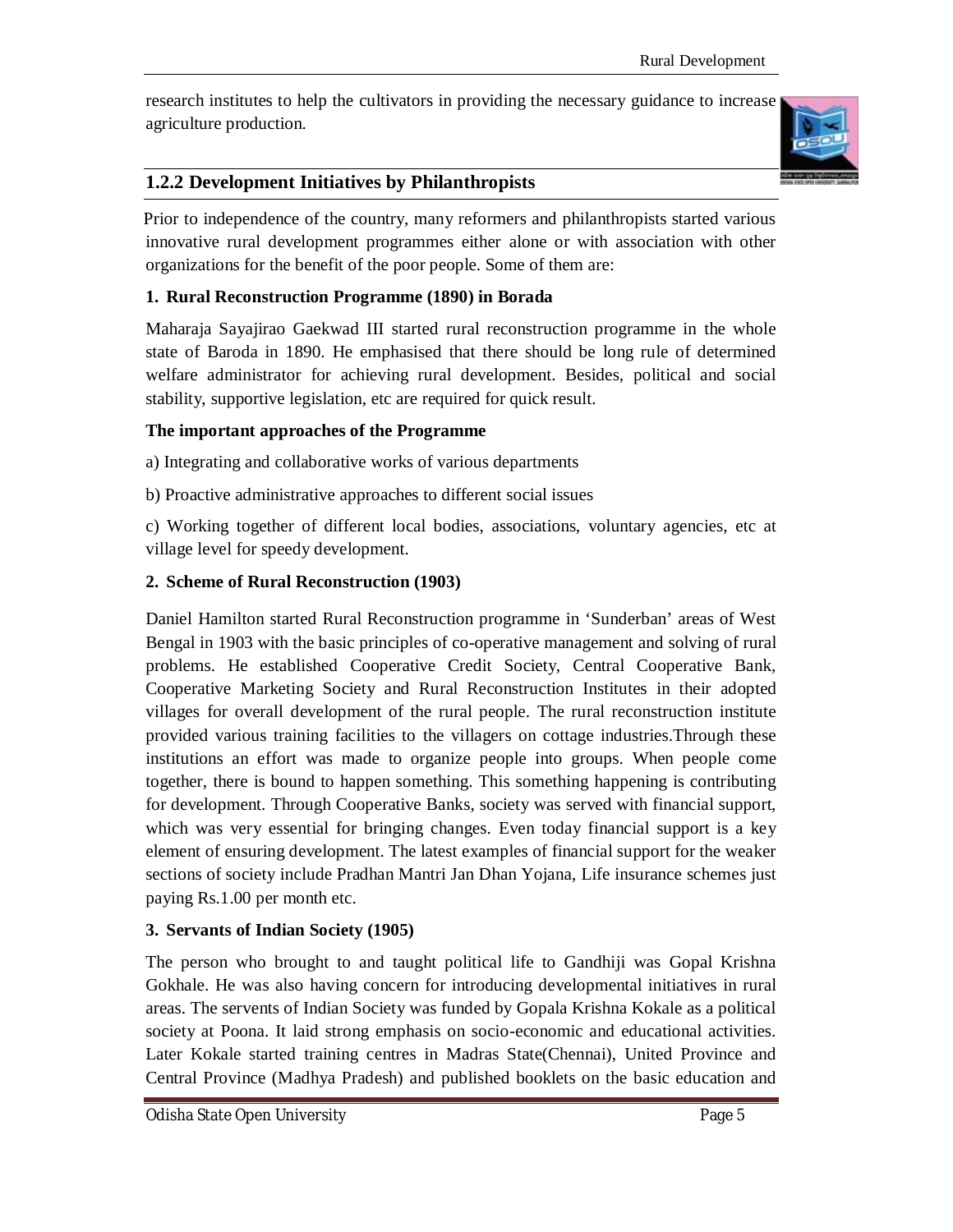research institutes to help the cultivators in providing the necessary guidance to increase agriculture production.

### 1.2.2 Development Initiatives by Philanthropists

Prior to independence of the country, many reformers and philanthropists started various innovative rural development programmes either alone or with association with other organizations for the benefit of the poor people. Some of them are:

**1. Rural Reconstruction Programme (1890) in Borada**

Maharaja Sayajirao Gaekwad III started rural reconstruction programme in the whole state of Baroda in 1890. He emphasised that there should be long rule of determined welfare administrator for achieving rural development. Besides, political and social stability, supportive legislation, etc are required for quick result.

**The important approaches of the Programme**

a) Integrating and collaborative works of various departments

b) Proactive administrative approaches to different social issues

c) Working together of different local bodies, associations, voluntary agencies, etc at village level for speedy development.

**2. Scheme of Rural Reconstruction (1903)**

Daniel Hamilton started Rural Reconstruction programme in 'Sunderban' areas of West Bengal in 1903 with the basic principles of co-operative management and solving of rural problems. He established Cooperative Credit Society, Central Cooperative Bank, Cooperative Marketing Society and Rural Reconstruction Institutes in their adopted villages for overall development of the rural people. The rural reconstruction institute provided various training facilities to the villagers on cottage industries.Through these institutions an effort was made to organize people into groups. When people come together, there is bound to happen something. This something happening is contributing for development. Through Cooperative Banks, society was served with financial support, which was very essential for bringing changes. Even today financial support is a key element of ensuring development. The latest examples of financial support for the weaker sections of society include Pradhan Mantri Jan Dhan Yojana, Life insurance schemes just paying Rs.1.00 per month etc.

**3. Servants of Indian Society (1905)**

The person who brought to and taught political life to Gandhiji was Gopal Krishna Gokhale. He was also having concern for introducing developmental initiatives in rural areas. The servents of Indian Society was funded by Gopala Krishna Kokale as a political society at Poona. It laid strong emphasis on socio-economic and educational activities. Later Kokale started training centres in Madras State(Chennai), United Province and Central Province (Madhya Pradesh) and published booklets on the basic education and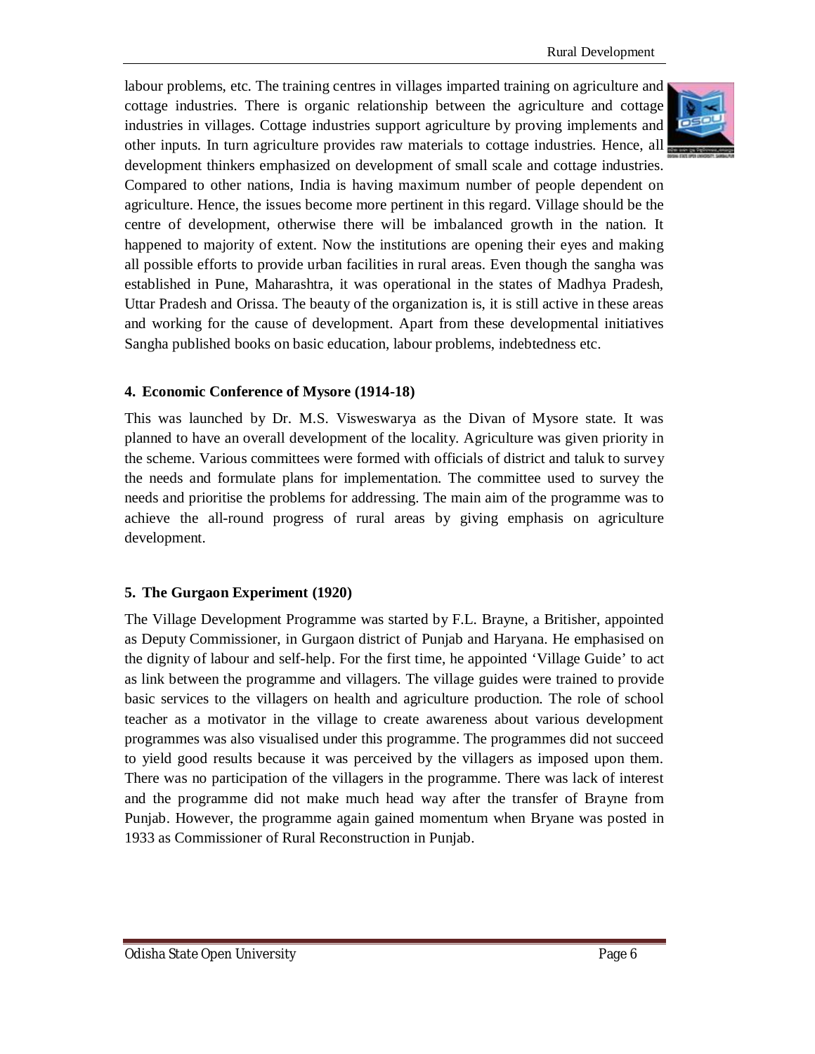labour problems, etc. The training centres in villages imparted training on agriculture and cottage industries. There is organic relationship between the agriculture and cottage industries in villages. Cottage industries support agriculture by proving implements and other inputs. In turn agriculture provides raw materials to cottage industries. Hence, all development thinkers emphasized on development of small scale and cottage industries. Compared to other nations, India is having maximum number of people dependent on agriculture. Hence, the issues become more pertinent in this regard. Village should be the centre of development, otherwise there will be imbalanced growth in the nation. It happened to majority of extent. Now the institutions are opening their eyes and making all possible efforts to provide urban facilities in rural areas. Even though the sangha was established in Pune, Maharashtra, it was operational in the states of Madhya Pradesh, Uttar Pradesh and Orissa. The beauty of the organization is, it is still active in these areas and working for the cause of development. Apart from these developmental initiatives Sangha published books on basic education, labour problems, indebtedness etc.

#### 4. Economic Conference of Mysore (1914-18)

This was launched by Dr. M.S. Visweswarya as the Divan of Mysore state. It was planned to have an overall development of the locality. Agriculture was given priority in the scheme. Various committees were formed with officials of district and taluk to survey the needs and formulate plans for implementation. The committee used to survey the needs and prioritise the problems for addressing. The main aim of the programme was to achieve the all-round progress of rural areas by giving emphasis on agriculture development.

#### 5. The Gurgaon Experiment (1920)

The Village Development Programme was started by F.L. Brayne, a Britisher, appointed as Deputy Commissioner, in Gurgaon district of Punjab and Haryana. He emphasised on the dignity of labour and self-help. For the first time, he appointed 'Village Guide' to act as link between the programme and villagers. The village guides were trained to provide basic services to the villagers on health and agriculture production. The role of school teacher as a motivator in the village to create awareness about various development programmes was also visualised under this programme. The programmes did not succeed to yield good results because it was perceived by the villagers as imposed upon them. There was no participation of the villagers in the programme. There was lack of interest and the programme did not make much head way after the transfer of Brayne from Punjab. However, the programme again gained momentum when Bryane was posted in 1933 as Commissioner of Rural Reconstruction in Punjab.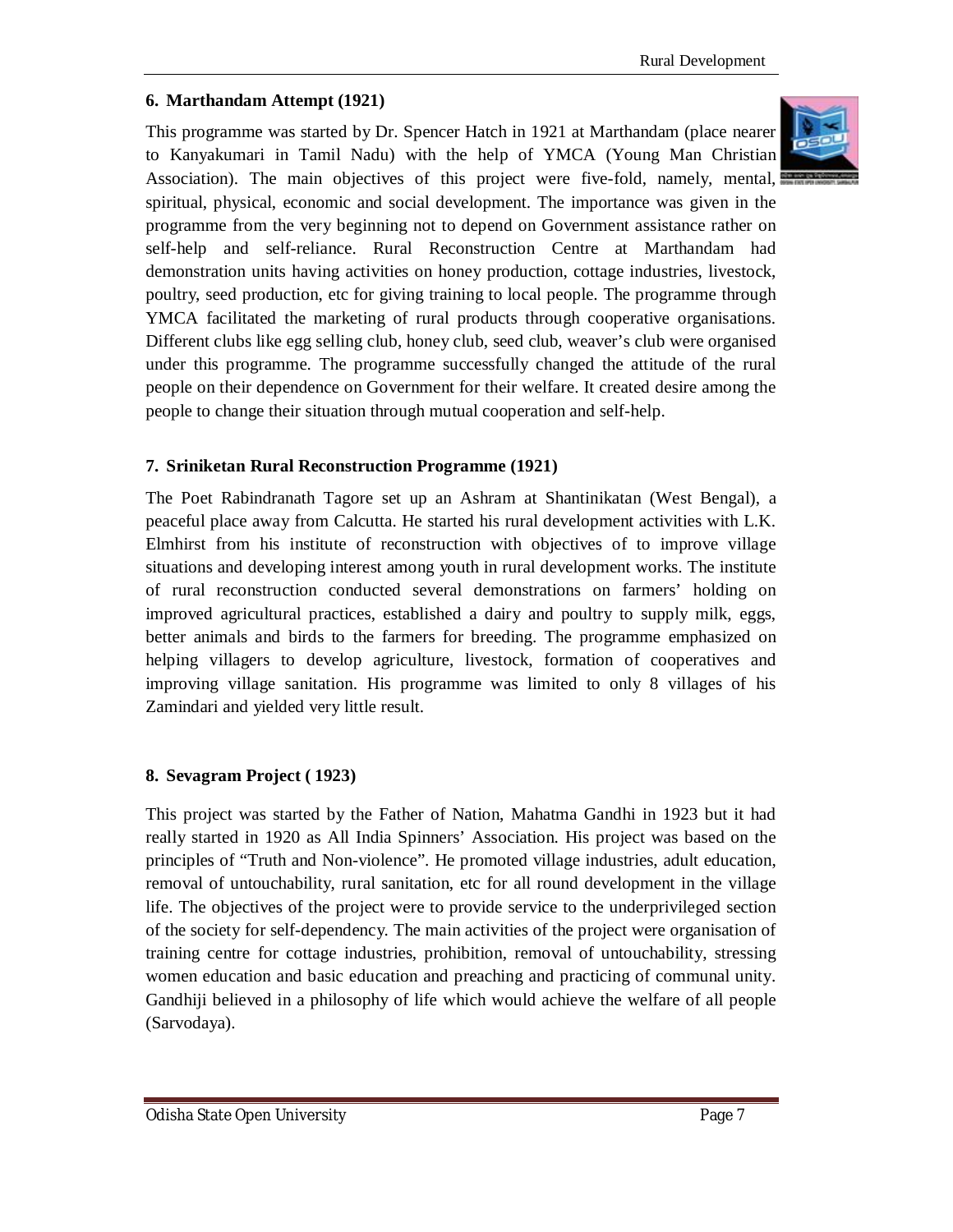### 6. Marthandam Attempt (1921)

This programme was started by Dr. Spencer Hatch in 1921 at Marthandam (place nearer to Kanyakumari in Tamil Nadu) with the help of YMCA (Young Man Christian Association). The main objectives of this project were five-fold, namely, mental, spiritual, physical, economic and social development. The importance was given in the programme from the very beginning not to depend on Government assistance rather on self-help and self-reliance. Rural Reconstruction Centre at Marthandam had demonstration units having activities on honey production, cottage industries, livestock, poultry, seed production, etc for giving training to local people. The programme through YMCA facilitated the marketing of rural products through cooperative organisations. Different clubs like egg selling club, honey club, seed club, weaver's club were organised under this programme. The programme successfully changed the attitude of the rural people on their dependence on Government for their welfare. It created desire among the people to change their situation through mutual cooperation and self-help.

### 7. Sriniketan Rural Reconstruction Programme (1921)

The Poet Rabindranath Tagore set up an Ashram at Shantinikatan (West Bengal), a peaceful place away from Calcutta. He started his rural development activities with L.K. Elmhirst from his institute of reconstruction with objectives of to improve village situations and developing interest among youth in rural development works. The institute of rural reconstruction conducted several demonstrations on farmers' holding on improved agricultural practices, established a dairy and poultry to supply milk, eggs, better animals and birds to the farmers for breeding. The programme emphasized on helping villagers to develop agriculture, livestock, formation of cooperatives and improving village sanitation. His programme was limited to only 8 villages of his Zamindari and yielded very little result.

### 8. Sevagram Project ( 1923)

This project was started by the Father of Nation, Mahatma Gandhi in 1923 but it had really started in 1920 as All India Spinners' Association. His project was based on the principles of "Truth and Non-violence". He promoted village industries, adult education, removal of untouchability, rural sanitation, etc for all round development in the village life. The objectives of the project were to provide service to the underprivileged section of the society for self-dependency. The main activities of the project were organisation of training centre for cottage industries, prohibition, removal of untouchability, stressing women education and basic education and preaching and practicing of communal unity. Gandhiji believed in a philosophy of life which would achieve the welfare of all people (Sarvodaya).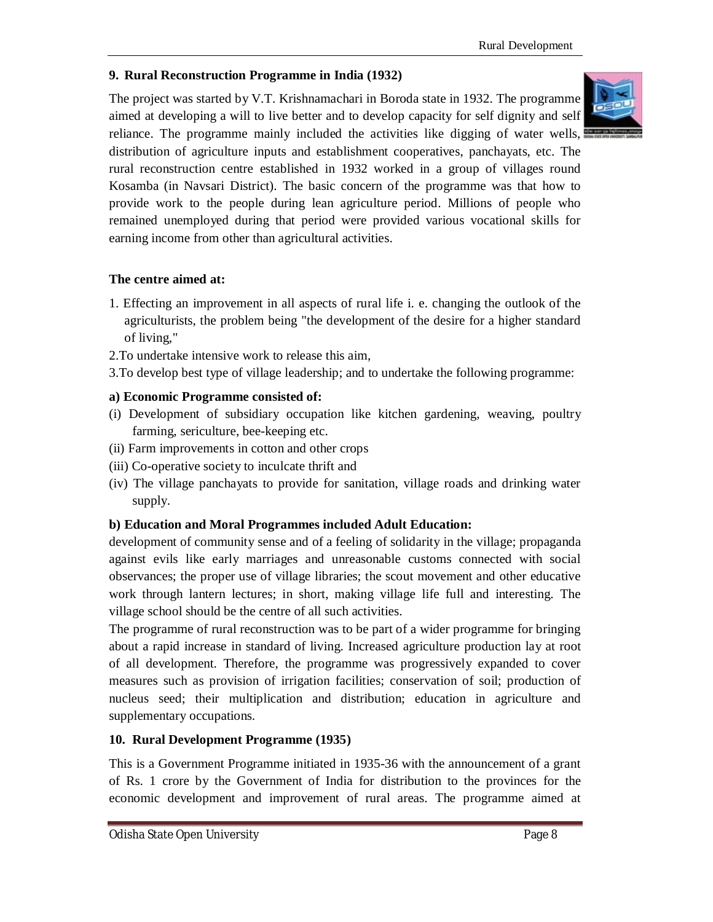### 9. Rural Reconstruction Programme in India (1932)

The project was started by V.T. Krishnamachari in Boroda state in 1932. The programme aimed at developing a will to live better and to develop capacity for self dignity and self reliance. The programme mainly included the activities like digging of water wells, distribution of agriculture inputs and establishment cooperatives, panchayats, etc. The rural reconstruction centre established in 1932 worked in a group of villages round Kosamba (in Navsari District). The basic concern of the programme was that how to provide work to the people during lean agriculture period. Millions of people who remained unemployed during that period were provided various vocational skills for earning income from other than agricultural activities.

**The centre aimed at:**

1. Effecting an improvement in all aspects of rural life i. e. changing the outlook of the agriculturists, the problem being "the development of the desire for a higher standard of living,"
2. To undertake intensive work to release this aim,
3. To develop best type of village leadership; and to undertake the following programme:

**a) Economic Programme consisted of:**

(i) Development of subsidiary occupation like kitchen gardening, weaving, poultry farming, sericulture, bee-keeping etc.
(ii) Farm improvements in cotton and other crops
(iii) Co-operative society to inculcate thrift and
(iv) The village panchayats to provide for sanitation, village roads and drinking water supply.

**b) Education and Moral Programmes included Adult Education:**
development of community sense and of a feeling of solidarity in the village; propaganda against evils like early marriages and unreasonable customs connected with social observances; the proper use of village libraries; the scout movement and other educative work through lantern lectures; in short, making village life full and interesting. The village school should be the centre of all such activities.

The programme of rural reconstruction was to be part of a wider programme for bringing about a rapid increase in standard of living. Increased agriculture production lay at root of all development. Therefore, the programme was progressively expanded to cover measures such as provision of irrigation facilities; conservation of soil; production of nucleus seed; their multiplication and distribution; education in agriculture and supplementary occupations.

### 10. Rural Development Programme (1935)

This is a Government Programme initiated in 1935-36 with the announcement of a grant of Rs. 1 crore by the Government of India for distribution to the provinces for the economic development and improvement of rural areas. The programme aimed at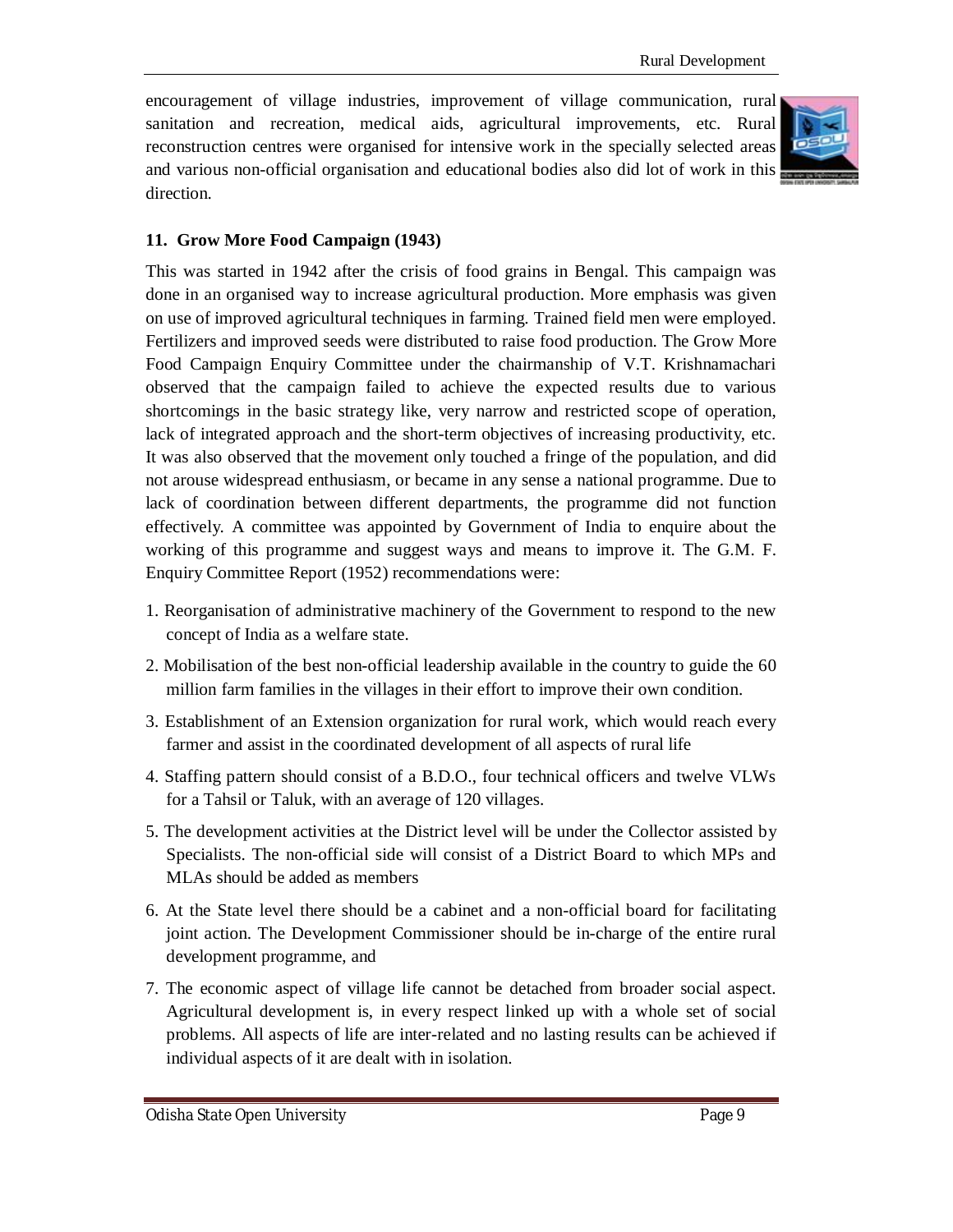encouragement of village industries, improvement of village communication, rural sanitation and recreation, medical aids, agricultural improvements, etc. Rural reconstruction centres were organised for intensive work in the specially selected areas and various non-official organisation and educational bodies also did lot of work in this direction.

### 11. Grow More Food Campaign (1943)

This was started in 1942 after the crisis of food grains in Bengal. This campaign was done in an organised way to increase agricultural production. More emphasis was given on use of improved agricultural techniques in farming. Trained field men were employed. Fertilizers and improved seeds were distributed to raise food production. The Grow More Food Campaign Enquiry Committee under the chairmanship of V.T. Krishnamachari observed that the campaign failed to achieve the expected results due to various shortcomings in the basic strategy like, very narrow and restricted scope of operation, lack of integrated approach and the short-term objectives of increasing productivity, etc. It was also observed that the movement only touched a fringe of the population, and did not arouse widespread enthusiasm, or became in any sense a national programme. Due to lack of coordination between different departments, the programme did not function effectively. A committee was appointed by Government of India to enquire about the working of this programme and suggest ways and means to improve it. The G.M. F. Enquiry Committee Report (1952) recommendations were:

1. Reorganisation of administrative machinery of the Government to respond to the new concept of India as a welfare state.
2. Mobilisation of the best non-official leadership available in the country to guide the 60 million farm families in the villages in their effort to improve their own condition.
3. Establishment of an Extension organization for rural work, which would reach every farmer and assist in the coordinated development of all aspects of rural life
4. Staffing pattern should consist of a B.D.O., four technical officers and twelve VLWs for a Tahsil or Taluk, with an average of 120 villages.
5. The development activities at the District level will be under the Collector assisted by Specialists. The non-official side will consist of a District Board to which MPs and MLAs should be added as members
6. At the State level there should be a cabinet and a non-official board for facilitating joint action. The Development Commissioner should be in-charge of the entire rural development programme, and
7. The economic aspect of village life cannot be detached from broader social aspect. Agricultural development is, in every respect linked up with a whole set of social problems. All aspects of life are inter-related and no lasting results can be achieved if individual aspects of it are dealt with in isolation.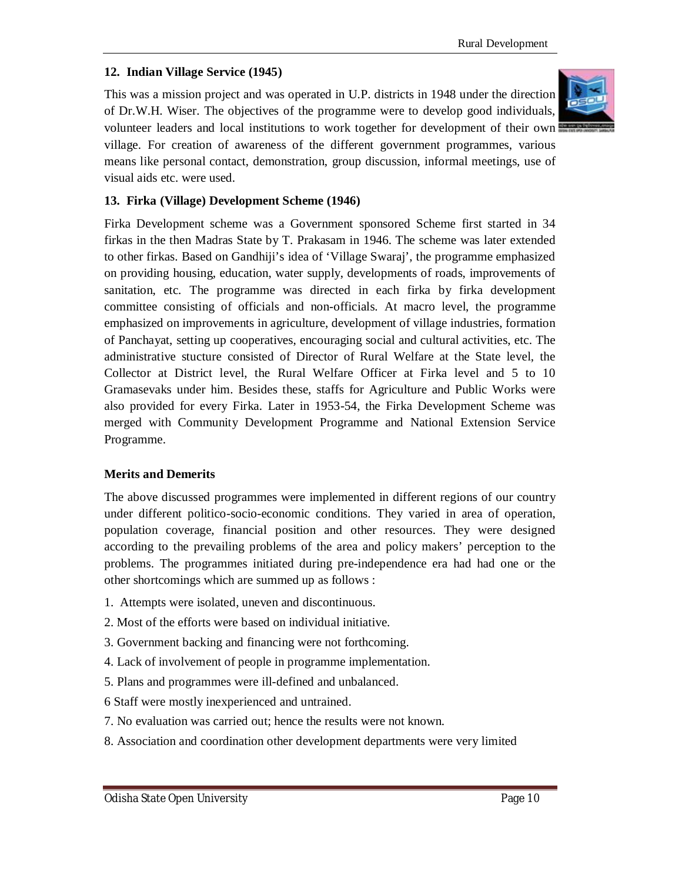### 12. Indian Village Service (1945)

This was a mission project and was operated in U.P. districts in 1948 under the direction of Dr.W.H. Wiser. The objectives of the programme were to develop good individuals, volunteer leaders and local institutions to work together for development of their own village. For creation of awareness of the different government programmes, various means like personal contact, demonstration, group discussion, informal meetings, use of visual aids etc. were used.

### 13. Firka (Village) Development Scheme (1946)

Firka Development scheme was a Government sponsored Scheme first started in 34 firkas in the then Madras State by T. Prakasam in 1946. The scheme was later extended to other firkas. Based on Gandhiji's idea of 'Village Swaraj', the programme emphasized on providing housing, education, water supply, developments of roads, improvements of sanitation, etc. The programme was directed in each firka by firka development committee consisting of officials and non-officials. At macro level, the programme emphasized on improvements in agriculture, development of village industries, formation of Panchayat, setting up cooperatives, encouraging social and cultural activities, etc. The administrative stucture consisted of Director of Rural Welfare at the State level, the Collector at District level, the Rural Welfare Officer at Firka level and 5 to 10 Gramasevaks under him. Besides these, staffs for Agriculture and Public Works were also provided for every Firka. Later in 1953-54, the Firka Development Scheme was merged with Community Development Programme and National Extension Service Programme.

### Merits and Demerits

The above discussed programmes were implemented in different regions of our country under different politico-socio-economic conditions. They varied in area of operation, population coverage, financial position and other resources. They were designed according to the prevailing problems of the area and policy makers' perception to the problems. The programmes initiated during pre-independence era had had one or the other shortcomings which are summed up as follows :

1. Attempts were isolated, uneven and discontinuous.
2. Most of the efforts were based on individual initiative.
3. Government backing and financing were not forthcoming.
4. Lack of involvement of people in programme implementation.
5. Plans and programmes were ill-defined and unbalanced.
6. Staff were mostly inexperienced and untrained.
7. No evaluation was carried out; hence the results were not known.
8. Association and coordination other development departments were very limited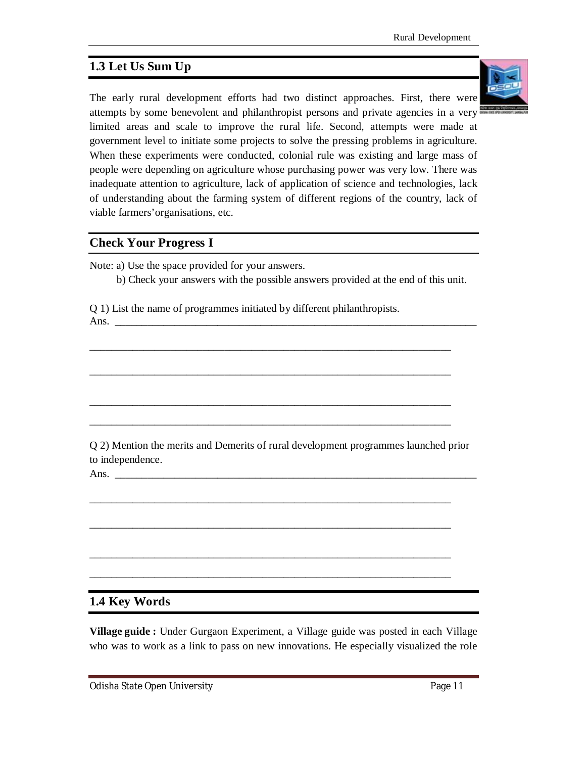## 1.3 Let Us Sum Up

The early rural development efforts had two distinct approaches. First, there were attempts by some benevolent and philanthropist persons and private agencies in a very limited areas and scale to improve the rural life. Second, attempts were made at government level to initiate some projects to solve the pressing problems in agriculture. When these experiments were conducted, colonial rule was existing and large mass of people were depending on agriculture whose purchasing power was very low. There was inadequate attention to agriculture, lack of application of science and technologies, lack of understanding about the farming system of different regions of the country, lack of viable farmers' organisations, etc.

## Check Your Progress I

Note: a) Use the space provided for your answers.

b) Check your answers with the possible answers provided at the end of this unit.

Q 1) List the name of programmes initiated by different philanthropists.

Ans. ______________________________________________________________________

______________________________________________________________________

______________________________________________________________________

______________________________________________________________________

______________________________________________________________________

Q 2) Mention the merits and Demerits of rural development programmes launched prior to independence.

Ans. ______________________________________________________________________

______________________________________________________________________

______________________________________________________________________

______________________________________________________________________

______________________________________________________________________

## 1.4 Key Words

**Village guide :** Under Gurgaon Experiment, a Village guide was posted in each Village who was to work as a link to pass on new innovations. He especially visualized the role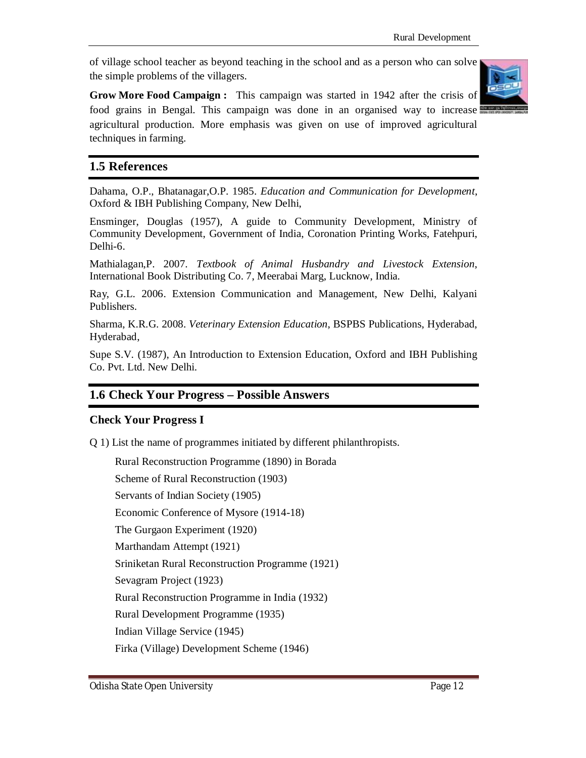of village school teacher as beyond teaching in the school and as a person who can solve the simple problems of the villagers.

**Grow More Food Campaign :** This campaign was started in 1942 after the crisis of food grains in Bengal. This campaign was done in an organised way to increase agricultural production. More emphasis was given on use of improved agricultural techniques in farming.

## 1.5 References

Dahama, O.P., Bhatanagar,O.P. 1985. *Education and Communication for Development*, Oxford & IBH Publishing Company, New Delhi,

Ensminger, Douglas (1957), A guide to Community Development, Ministry of Community Development, Government of India, Coronation Printing Works, Fatehpuri, Delhi-6.

Mathialagan,P. 2007. *Textbook of Animal Husbandry and Livestock Extension*, International Book Distributing Co. 7, Meerabai Marg, Lucknow, India.

Ray, G.L. 2006. Extension Communication and Management, New Delhi, Kalyani Publishers.

Sharma, K.R.G. 2008. *Veterinary Extension Education*, BSPBS Publications, Hyderabad, Hyderabad,

Supe S.V. (1987), An Introduction to Extension Education, Oxford and IBH Publishing Co. Pvt. Ltd. New Delhi.

## 1.6 Check Your Progress – Possible Answers

### Check Your Progress I

Q 1) List the name of programmes initiated by different philanthropists.

- Rural Reconstruction Programme (1890) in Borada
- Scheme of Rural Reconstruction (1903)
- Servants of Indian Society (1905)
- Economic Conference of Mysore (1914-18)
- The Gurgaon Experiment (1920)
- Marthandam Attempt (1921)
- Sriniketan Rural Reconstruction Programme (1921)
- Sevagram Project (1923)
- Rural Reconstruction Programme in India (1932)
- Rural Development Programme (1935)
- Indian Village Service (1945)
- Firka (Village) Development Scheme (1946)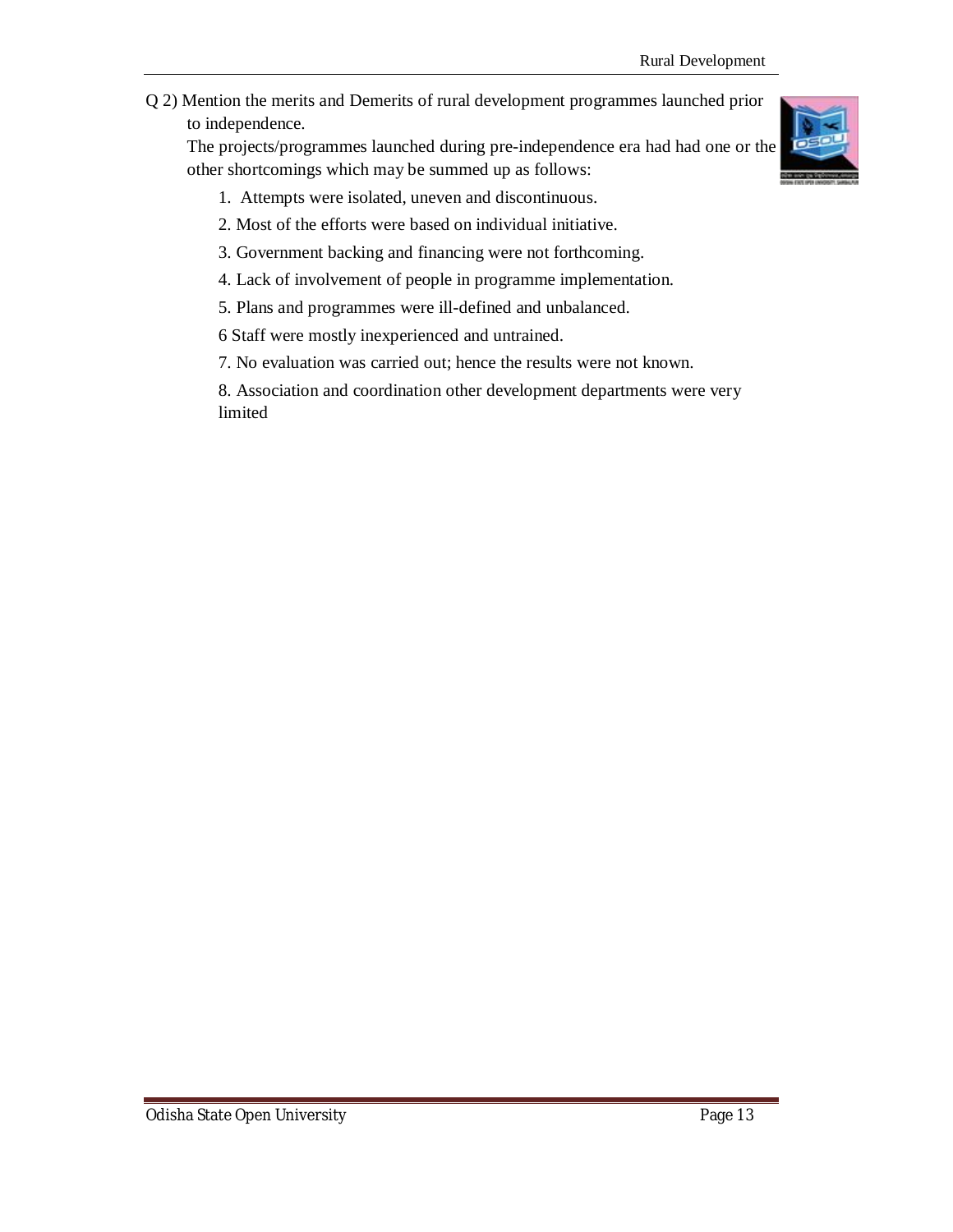Q 2) Mention the merits and Demerits of rural development programmes launched prior to independence.

The projects/programmes launched during pre-independence era had had one or the other shortcomings which may be summed up as follows:

1. Attempts were isolated, uneven and discontinuous.
2. Most of the efforts were based on individual initiative.
3. Government backing and financing were not forthcoming.
4. Lack of involvement of people in programme implementation.
5. Plans and programmes were ill-defined and unbalanced.
6. Staff were mostly inexperienced and untrained.
7. No evaluation was carried out; hence the results were not known.
8. Association and coordination other development departments were very limited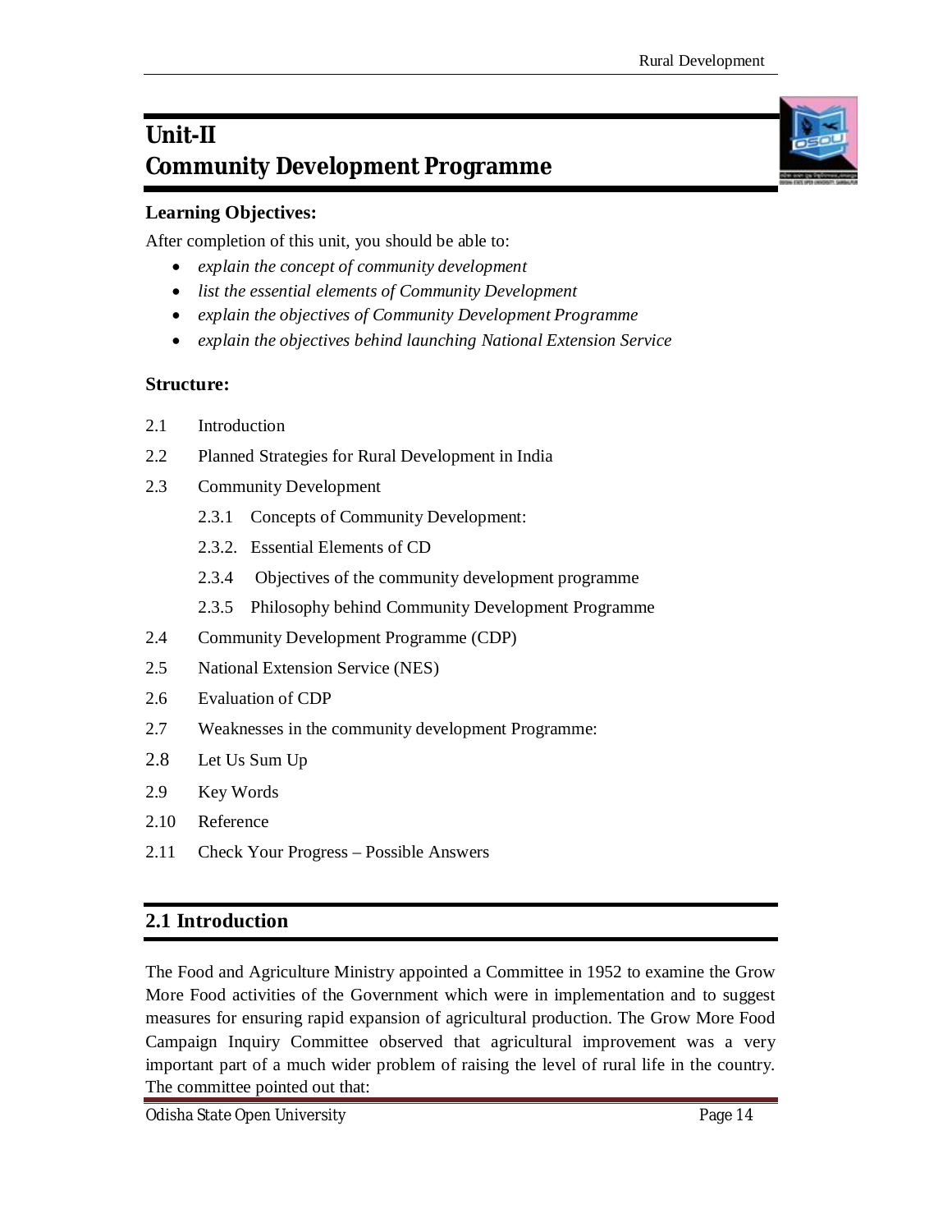# Unit-II
# Community Development Programme

**Learning Objectives:**

After completion of this unit, you should be able to:

- *explain the concept of community development*
- *list the essential elements of Community Development*
- *explain the objectives of Community Development Programme*
- *explain the objectives behind launching National Extension Service*

**Structure:**

2.1 Introduction

2.2 Planned Strategies for Rural Development in India

2.3 Community Development

  2.3.1 Concepts of Community Development:

  2.3.2. Essential Elements of CD

  2.3.4 Objectives of the community development programme

  2.3.5 Philosophy behind Community Development Programme

2.4 Community Development Programme (CDP)

2.5 National Extension Service (NES)

2.6 Evaluation of CDP

2.7 Weaknesses in the community development Programme:

2.8 Let Us Sum Up

2.9 Key Words

2.10 Reference

2.11 Check Your Progress – Possible Answers

## 2.1 Introduction

The Food and Agriculture Ministry appointed a Committee in 1952 to examine the Grow More Food activities of the Government which were in implementation and to suggest measures for ensuring rapid expansion of agricultural production. The Grow More Food Campaign Inquiry Committee observed that agricultural improvement was a very important part of a much wider problem of raising the level of rural life in the country. The committee pointed out that: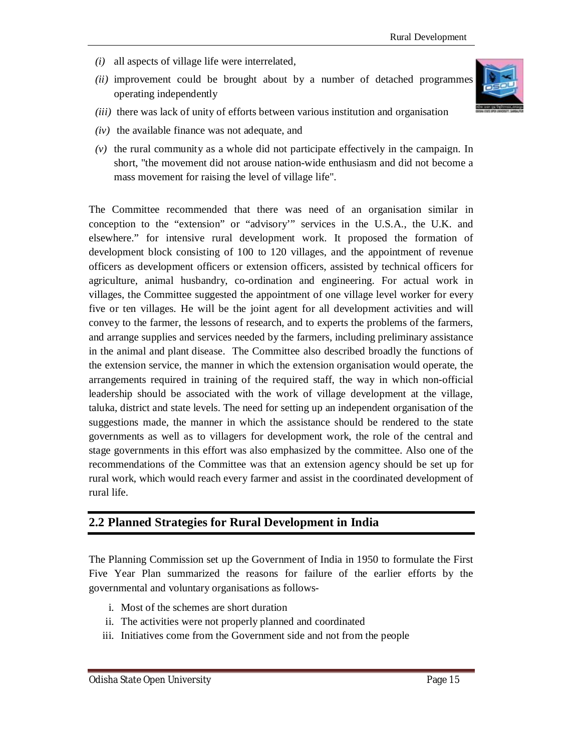*(i)* all aspects of village life were interrelated,

*(ii)* improvement could be brought about by a number of detached programmes operating independently

*(iii)* there was lack of unity of efforts between various institution and organisation

*(iv)* the available finance was not adequate, and

*(v)* the rural community as a whole did not participate effectively in the campaign. In short, "the movement did not arouse nation-wide enthusiasm and did not become a mass movement for raising the level of village life".

The Committee recommended that there was need of an organisation similar in conception to the "extension" or "advisory'" services in the U.S.A., the U.K. and elsewhere." for intensive rural development work. It proposed the formation of development block consisting of 100 to 120 villages, and the appointment of revenue officers as development officers or extension officers, assisted by technical officers for agriculture, animal husbandry, co-ordination and engineering. For actual work in villages, the Committee suggested the appointment of one village level worker for every five or ten villages. He will be the joint agent for all development activities and will convey to the farmer, the lessons of research, and to experts the problems of the farmers, and arrange supplies and services needed by the farmers, including preliminary assistance in the animal and plant disease. The Committee also described broadly the functions of the extension service, the manner in which the extension organisation would operate, the arrangements required in training of the required staff, the way in which non-official leadership should be associated with the work of village development at the village, taluka, district and state levels. The need for setting up an independent organisation of the suggestions made, the manner in which the assistance should be rendered to the state governments as well as to villagers for development work, the role of the central and stage governments in this effort was also emphasized by the committee. Also one of the recommendations of the Committee was that an extension agency should be set up for rural work, which would reach every farmer and assist in the coordinated development of rural life.

## 2.2 Planned Strategies for Rural Development in India

The Planning Commission set up the Government of India in 1950 to formulate the First Five Year Plan summarized the reasons for failure of the earlier efforts by the governmental and voluntary organisations as follows-

i. Most of the schemes are short duration
ii. The activities were not properly planned and coordinated
iii. Initiatives come from the Government side and not from the people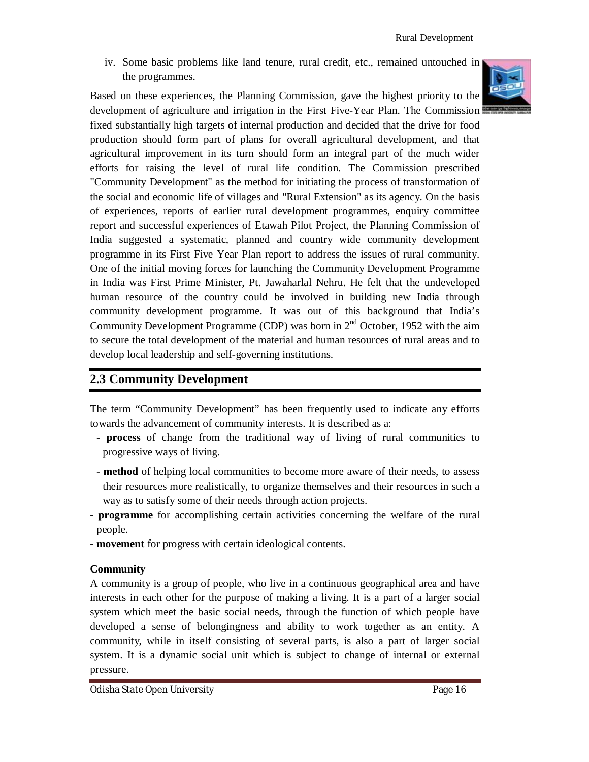iv. Some basic problems like land tenure, rural credit, etc., remained untouched in the programmes.

Based on these experiences, the Planning Commission, gave the highest priority to the development of agriculture and irrigation in the First Five-Year Plan. The Commission fixed substantially high targets of internal production and decided that the drive for food production should form part of plans for overall agricultural development, and that agricultural improvement in its turn should form an integral part of the much wider efforts for raising the level of rural life condition. The Commission prescribed "Community Development" as the method for initiating the process of transformation of the social and economic life of villages and "Rural Extension" as its agency. On the basis of experiences, reports of earlier rural development programmes, enquiry committee report and successful experiences of Etawah Pilot Project, the Planning Commission of India suggested a systematic, planned and country wide community development programme in its First Five Year Plan report to address the issues of rural community. One of the initial moving forces for launching the Community Development Programme in India was First Prime Minister, Pt. Jawaharlal Nehru. He felt that the undeveloped human resource of the country could be involved in building new India through community development programme. It was out of this background that India's Community Development Programme (CDP) was born in 2nd October, 1952 with the aim to secure the total development of the material and human resources of rural areas and to develop local leadership and self-governing institutions.

## 2.3 Community Development

The term "Community Development" has been frequently used to indicate any efforts towards the advancement of community interests. It is described as a:

- **process** of change from the traditional way of living of rural communities to progressive ways of living.
- **method** of helping local communities to become more aware of their needs, to assess their resources more realistically, to organize themselves and their resources in such a way as to satisfy some of their needs through action projects.
- **programme** for accomplishing certain activities concerning the welfare of the rural people.
- **movement** for progress with certain ideological contents.

**Community**

A community is a group of people, who live in a continuous geographical area and have interests in each other for the purpose of making a living. It is a part of a larger social system which meet the basic social needs, through the function of which people have developed a sense of belongingness and ability to work together as an entity. A community, while in itself consisting of several parts, is also a part of larger social system. It is a dynamic social unit which is subject to change of internal or external pressure.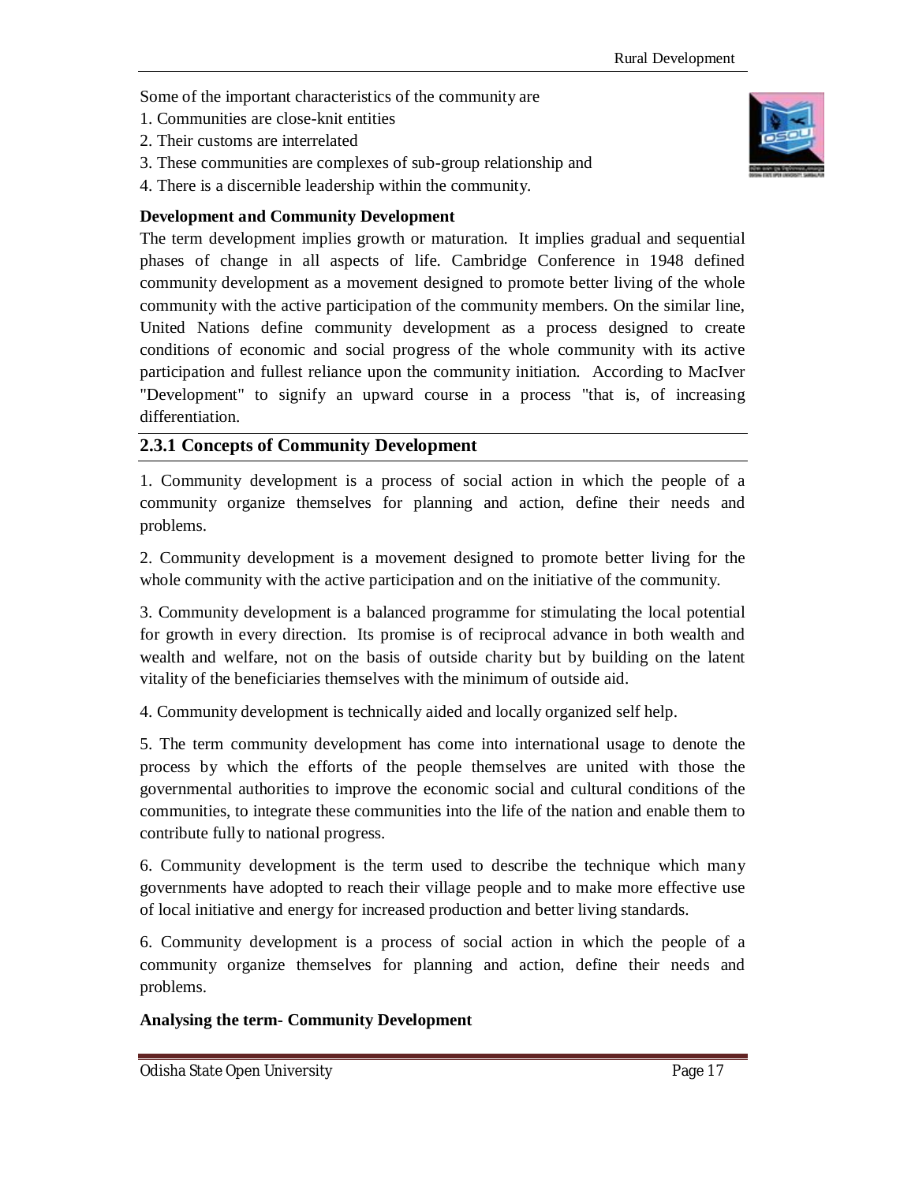Some of the important characteristics of the community are

1. Communities are close-knit entities
2. Their customs are interrelated
3. These communities are complexes of sub-group relationship and
4. There is a discernible leadership within the community.

**Development and Community Development**

The term development implies growth or maturation. It implies gradual and sequential phases of change in all aspects of life. Cambridge Conference in 1948 defined community development as a movement designed to promote better living of the whole community with the active participation of the community members. On the similar line, United Nations define community development as a process designed to create conditions of economic and social progress of the whole community with its active participation and fullest reliance upon the community initiation. According to MacIver "Development" to signify an upward course in a process "that is, of increasing differentiation.

### 2.3.1 Concepts of Community Development

1. Community development is a process of social action in which the people of a community organize themselves for planning and action, define their needs and problems.

2. Community development is a movement designed to promote better living for the whole community with the active participation and on the initiative of the community.

3. Community development is a balanced programme for stimulating the local potential for growth in every direction. Its promise is of reciprocal advance in both wealth and wealth and welfare, not on the basis of outside charity but by building on the latent vitality of the beneficiaries themselves with the minimum of outside aid.

4. Community development is technically aided and locally organized self help.

5. The term community development has come into international usage to denote the process by which the efforts of the people themselves are united with those the governmental authorities to improve the economic social and cultural conditions of the communities, to integrate these communities into the life of the nation and enable them to contribute fully to national progress.

6. Community development is the term used to describe the technique which many governments have adopted to reach their village people and to make more effective use of local initiative and energy for increased production and better living standards.

6. Community development is a process of social action in which the people of a community organize themselves for planning and action, define their needs and problems.

**Analysing the term- Community Development**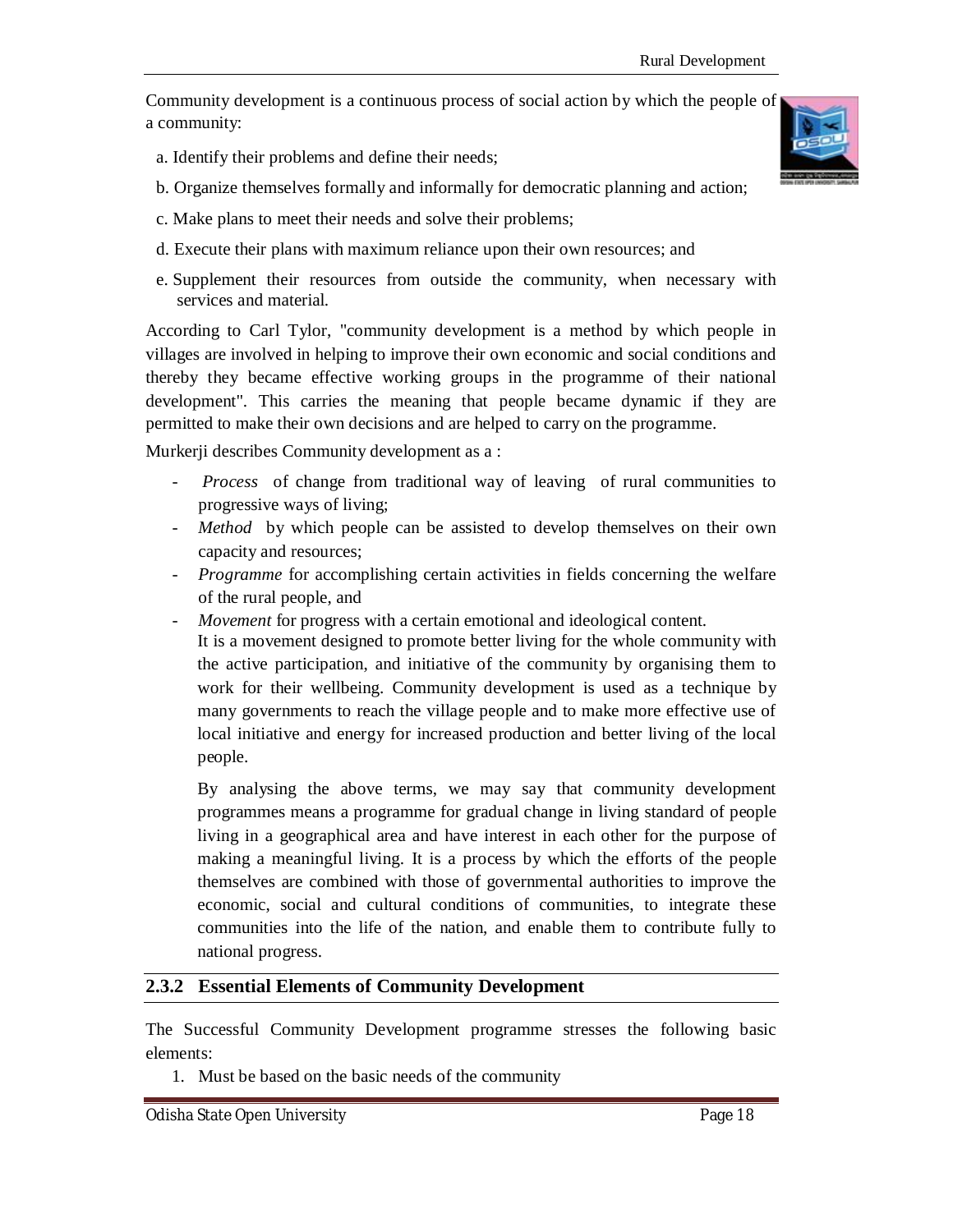Community development is a continuous process of social action by which the people of a community:

a. Identify their problems and define their needs;

b. Organize themselves formally and informally for democratic planning and action;

c. Make plans to meet their needs and solve their problems;

d. Execute their plans with maximum reliance upon their own resources; and

e. Supplement their resources from outside the community, when necessary with services and material.

According to Carl Tylor, "community development is a method by which people in villages are involved in helping to improve their own economic and social conditions and thereby they became effective working groups in the programme of their national development". This carries the meaning that people became dynamic if they are permitted to make their own decisions and are helped to carry on the programme.

Murkerji describes Community development as a :

- *Process* of change from traditional way of leaving of rural communities to progressive ways of living;
- *Method* by which people can be assisted to develop themselves on their own capacity and resources;
- *Programme* for accomplishing certain activities in fields concerning the welfare of the rural people, and
- *Movement* for progress with a certain emotional and ideological content.

  It is a movement designed to promote better living for the whole community with the active participation, and initiative of the community by organising them to work for their wellbeing. Community development is used as a technique by many governments to reach the village people and to make more effective use of local initiative and energy for increased production and better living of the local people.

  By analysing the above terms, we may say that community development programmes means a programme for gradual change in living standard of people living in a geographical area and have interest in each other for the purpose of making a meaningful living. It is a process by which the efforts of the people themselves are combined with those of governmental authorities to improve the economic, social and cultural conditions of communities, to integrate these communities into the life of the nation, and enable them to contribute fully to national progress.

### 2.3.2 Essential Elements of Community Development

The Successful Community Development programme stresses the following basic elements:

1. Must be based on the basic needs of the community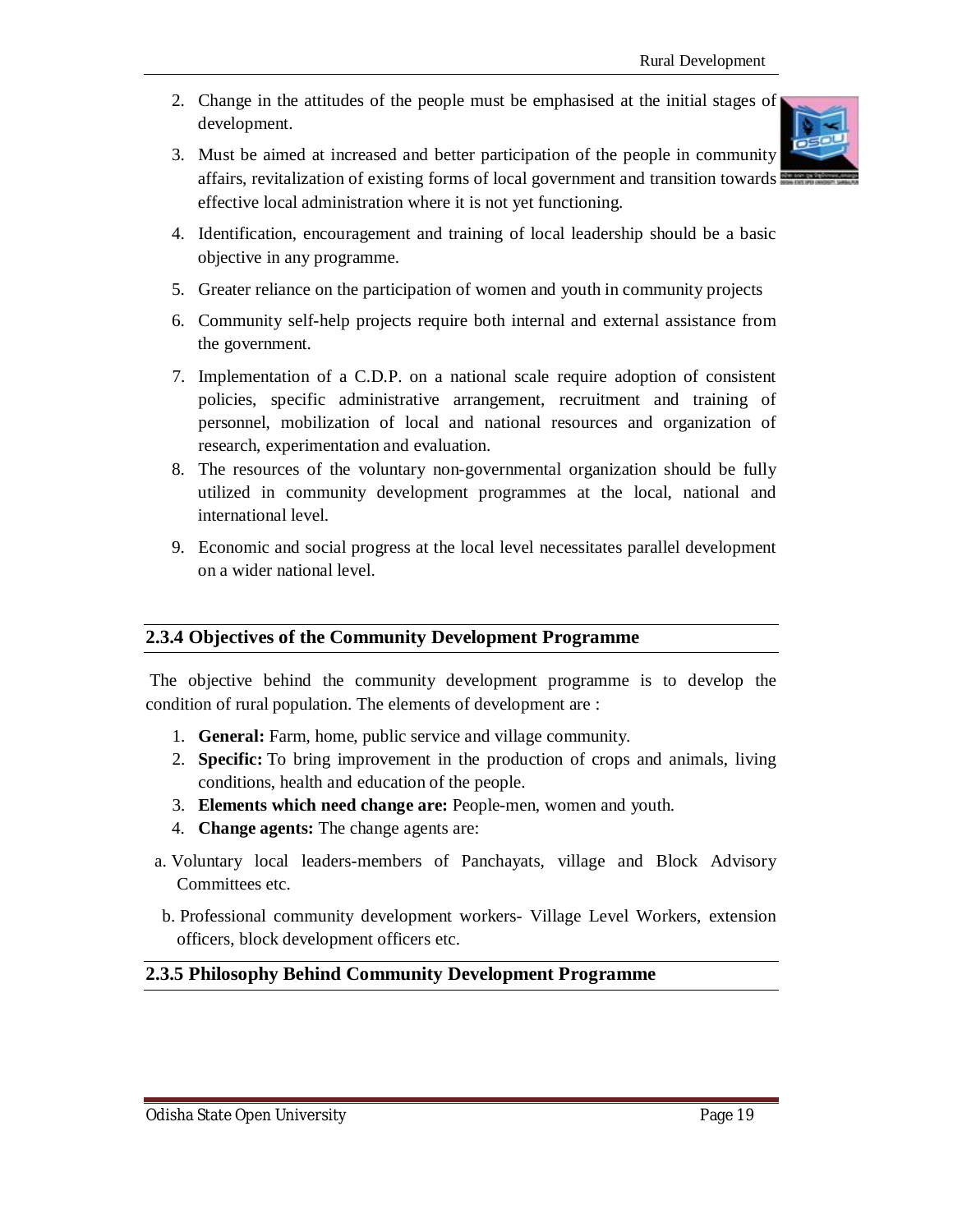2. Change in the attitudes of the people must be emphasised at the initial stages of development.
3. Must be aimed at increased and better participation of the people in community affairs, revitalization of existing forms of local government and transition towards effective local administration where it is not yet functioning.
4. Identification, encouragement and training of local leadership should be a basic objective in any programme.
5. Greater reliance on the participation of women and youth in community projects
6. Community self-help projects require both internal and external assistance from the government.
7. Implementation of a C.D.P. on a national scale require adoption of consistent policies, specific administrative arrangement, recruitment and training of personnel, mobilization of local and national resources and organization of research, experimentation and evaluation.
8. The resources of the voluntary non-governmental organization should be fully utilized in community development programmes at the local, national and international level.
9. Economic and social progress at the local level necessitates parallel development on a wider national level.

### 2.3.4 Objectives of the Community Development Programme

The objective behind the community development programme is to develop the condition of rural population. The elements of development are :

1. **General:** Farm, home, public service and village community.
2. **Specific:** To bring improvement in the production of crops and animals, living conditions, health and education of the people.
3. **Elements which need change are:** People-men, women and youth.
4. **Change agents:** The change agents are:

a. Voluntary local leaders-members of Panchayats, village and Block Advisory Committees etc.

b. Professional community development workers- Village Level Workers, extension officers, block development officers etc.

### 2.3.5 Philosophy Behind Community Development Programme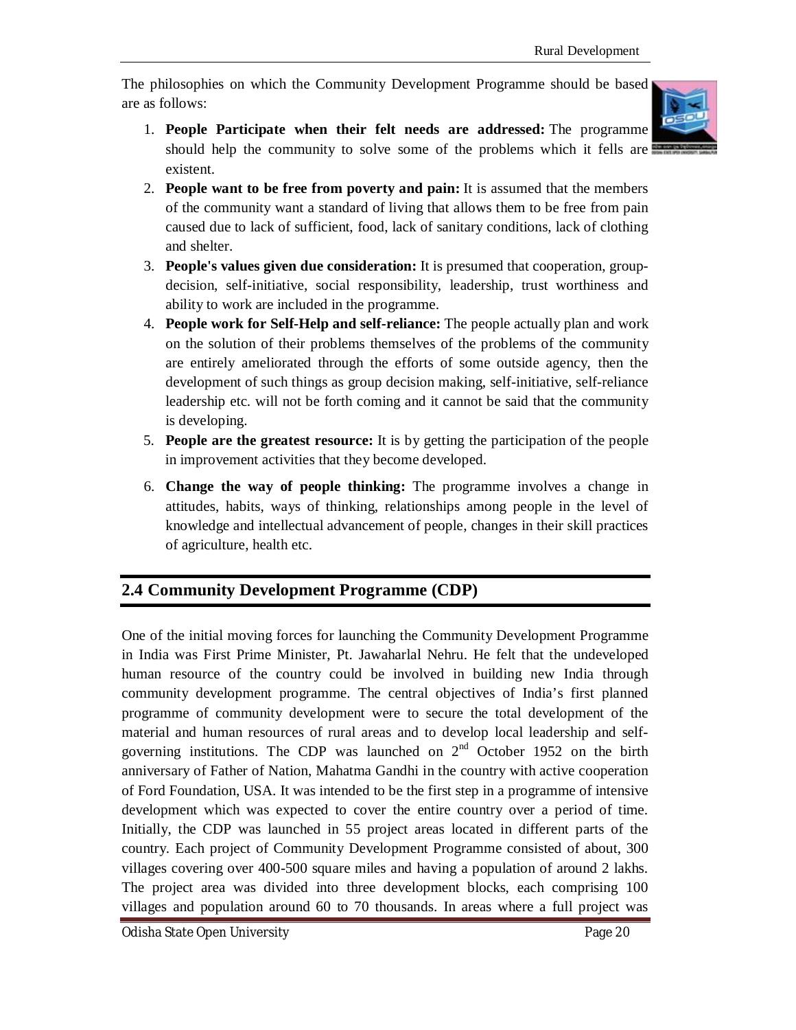The philosophies on which the Community Development Programme should be based are as follows:

1. **People Participate when their felt needs are addressed:** The programme should help the community to solve some of the problems which it fells are existent.
2. **People want to be free from poverty and pain:** It is assumed that the members of the community want a standard of living that allows them to be free from pain caused due to lack of sufficient, food, lack of sanitary conditions, lack of clothing and shelter.
3. **People's values given due consideration:** It is presumed that cooperation, group-decision, self-initiative, social responsibility, leadership, trust worthiness and ability to work are included in the programme.
4. **People work for Self-Help and self-reliance:** The people actually plan and work on the solution of their problems themselves of the problems of the community are entirely ameliorated through the efforts of some outside agency, then the development of such things as group decision making, self-initiative, self-reliance leadership etc. will not be forth coming and it cannot be said that the community is developing.
5. **People are the greatest resource:** It is by getting the participation of the people in improvement activities that they become developed.
6. **Change the way of people thinking:** The programme involves a change in attitudes, habits, ways of thinking, relationships among people in the level of knowledge and intellectual advancement of people, changes in their skill practices of agriculture, health etc.

## 2.4 Community Development Programme (CDP)

One of the initial moving forces for launching the Community Development Programme in India was First Prime Minister, Pt. Jawaharlal Nehru. He felt that the undeveloped human resource of the country could be involved in building new India through community development programme. The central objectives of India's first planned programme of community development were to secure the total development of the material and human resources of rural areas and to develop local leadership and self-governing institutions. The CDP was launched on 2nd October 1952 on the birth anniversary of Father of Nation, Mahatma Gandhi in the country with active cooperation of Ford Foundation, USA. It was intended to be the first step in a programme of intensive development which was expected to cover the entire country over a period of time. Initially, the CDP was launched in 55 project areas located in different parts of the country. Each project of Community Development Programme consisted of about, 300 villages covering over 400-500 square miles and having a population of around 2 lakhs. The project area was divided into three development blocks, each comprising 100 villages and population around 60 to 70 thousands. In areas where a full project was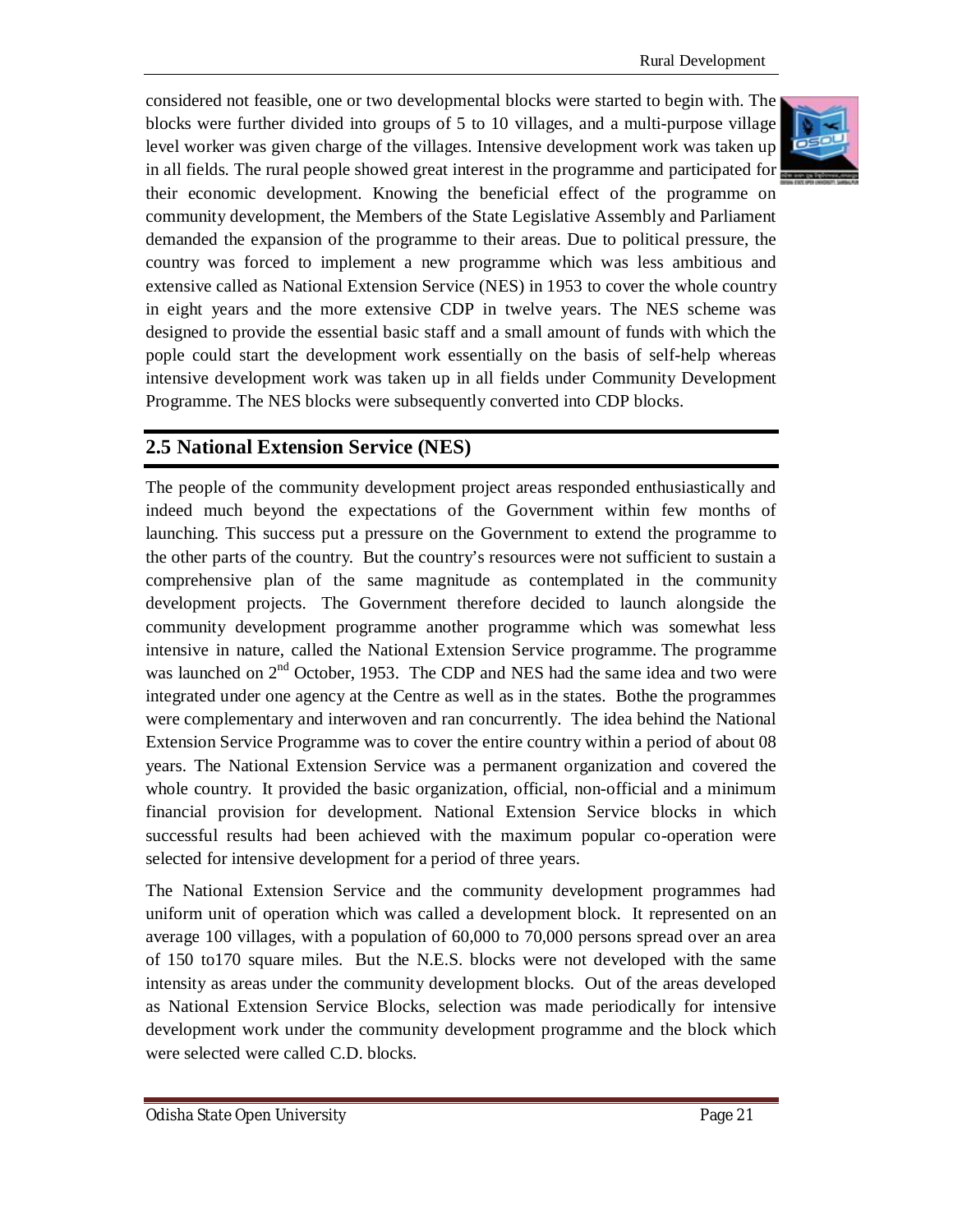considered not feasible, one or two developmental blocks were started to begin with. The blocks were further divided into groups of 5 to 10 villages, and a multi-purpose village level worker was given charge of the villages. Intensive development work was taken up in all fields. The rural people showed great interest in the programme and participated for their economic development. Knowing the beneficial effect of the programme on community development, the Members of the State Legislative Assembly and Parliament demanded the expansion of the programme to their areas. Due to political pressure, the country was forced to implement a new programme which was less ambitious and extensive called as National Extension Service (NES) in 1953 to cover the whole country in eight years and the more extensive CDP in twelve years. The NES scheme was designed to provide the essential basic staff and a small amount of funds with which the pople could start the development work essentially on the basis of self-help whereas intensive development work was taken up in all fields under Community Development Programme. The NES blocks were subsequently converted into CDP blocks.

## 2.5 National Extension Service (NES)

The people of the community development project areas responded enthusiastically and indeed much beyond the expectations of the Government within few months of launching. This success put a pressure on the Government to extend the programme to the other parts of the country. But the country's resources were not sufficient to sustain a comprehensive plan of the same magnitude as contemplated in the community development projects. The Government therefore decided to launch alongside the community development programme another programme which was somewhat less intensive in nature, called the National Extension Service programme. The programme was launched on 2nd October, 1953. The CDP and NES had the same idea and two were integrated under one agency at the Centre as well as in the states. Bothe the programmes were complementary and interwoven and ran concurrently. The idea behind the National Extension Service Programme was to cover the entire country within a period of about 08 years. The National Extension Service was a permanent organization and covered the whole country. It provided the basic organization, official, non-official and a minimum financial provision for development. National Extension Service blocks in which successful results had been achieved with the maximum popular co-operation were selected for intensive development for a period of three years.

The National Extension Service and the community development programmes had uniform unit of operation which was called a development block. It represented on an average 100 villages, with a population of 60,000 to 70,000 persons spread over an area of 150 to170 square miles. But the N.E.S. blocks were not developed with the same intensity as areas under the community development blocks. Out of the areas developed as National Extension Service Blocks, selection was made periodically for intensive development work under the community development programme and the block which were selected were called C.D. blocks.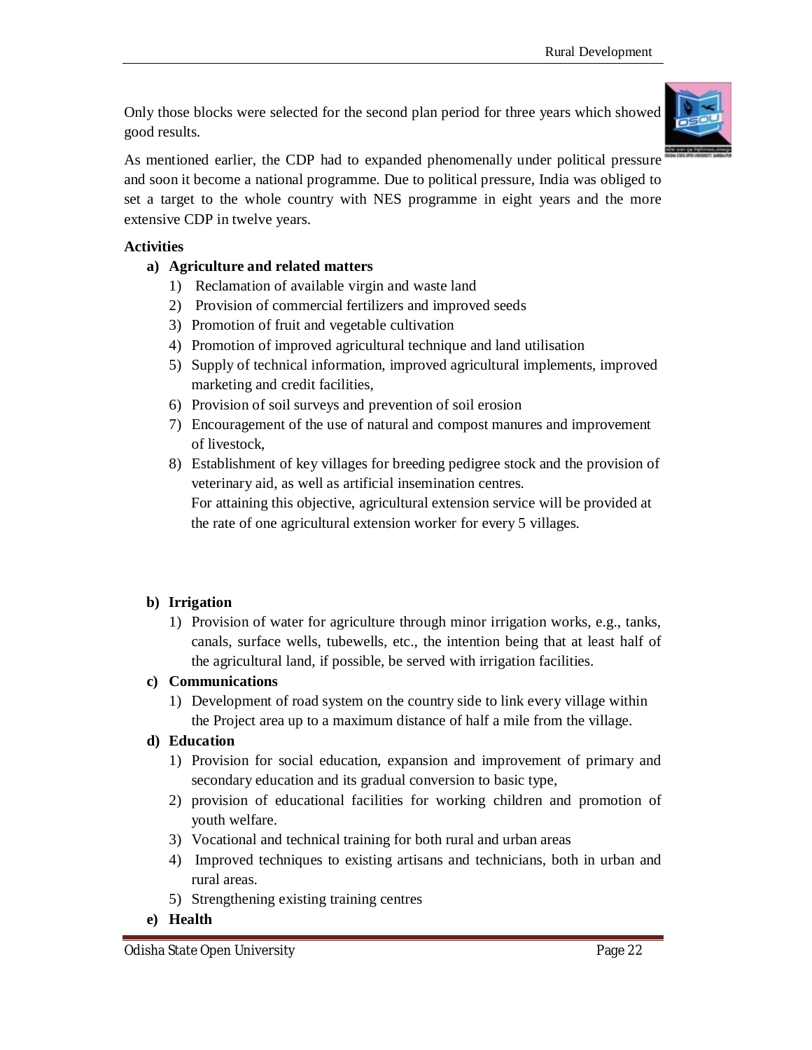Only those blocks were selected for the second plan period for three years which showed good results.

As mentioned earlier, the CDP had to expanded phenomenally under political pressure and soon it become a national programme. Due to political pressure, India was obliged to set a target to the whole country with NES programme in eight years and the more extensive CDP in twelve years.

**Activities**

**a) Agriculture and related matters**

1) Reclamation of available virgin and waste land
2) Provision of commercial fertilizers and improved seeds
3) Promotion of fruit and vegetable cultivation
4) Promotion of improved agricultural technique and land utilisation
5) Supply of technical information, improved agricultural implements, improved marketing and credit facilities,
6) Provision of soil surveys and prevention of soil erosion
7) Encouragement of the use of natural and compost manures and improvement of livestock,
8) Establishment of key villages for breeding pedigree stock and the provision of veterinary aid, as well as artificial insemination centres.
   For attaining this objective, agricultural extension service will be provided at the rate of one agricultural extension worker for every 5 villages.

**b) Irrigation**

1) Provision of water for agriculture through minor irrigation works, e.g., tanks, canals, surface wells, tubewells, etc., the intention being that at least half of the agricultural land, if possible, be served with irrigation facilities.

**c) Communications**

1) Development of road system on the country side to link every village within the Project area up to a maximum distance of half a mile from the village.

**d) Education**

1) Provision for social education, expansion and improvement of primary and secondary education and its gradual conversion to basic type,
2) provision of educational facilities for working children and promotion of youth welfare.
3) Vocational and technical training for both rural and urban areas
4) Improved techniques to existing artisans and technicians, both in urban and rural areas.
5) Strengthening existing training centres

**e) Health**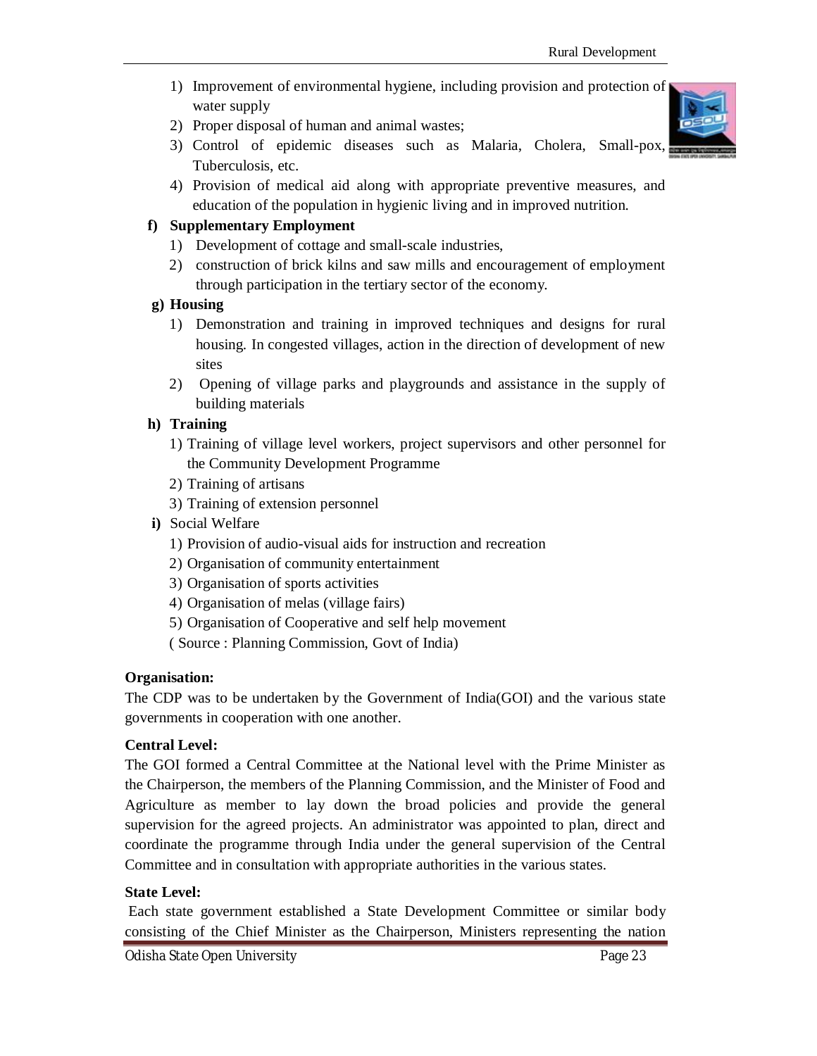1) Improvement of environmental hygiene, including provision and protection of water supply
2) Proper disposal of human and animal wastes;
3) Control of epidemic diseases such as Malaria, Cholera, Small-pox, Tuberculosis, etc.
4) Provision of medical aid along with appropriate preventive measures, and education of the population in hygienic living and in improved nutrition.

**f) Supplementary Employment**

1) Development of cottage and small-scale industries,
2) construction of brick kilns and saw mills and encouragement of employment through participation in the tertiary sector of the economy.

**g) Housing**

1) Demonstration and training in improved techniques and designs for rural housing. In congested villages, action in the direction of development of new sites
2) Opening of village parks and playgrounds and assistance in the supply of building materials

**h) Training**

1) Training of village level workers, project supervisors and other personnel for the Community Development Programme
2) Training of artisans
3) Training of extension personnel

**i)** Social Welfare

1) Provision of audio-visual aids for instruction and recreation
2) Organisation of community entertainment
3) Organisation of sports activities
4) Organisation of melas (village fairs)
5) Organisation of Cooperative and self help movement

( Source : Planning Commission, Govt of India)

**Organisation:**

The CDP was to be undertaken by the Government of India(GOI) and the various state governments in cooperation with one another.

**Central Level:**

The GOI formed a Central Committee at the National level with the Prime Minister as the Chairperson, the members of the Planning Commission, and the Minister of Food and Agriculture as member to lay down the broad policies and provide the general supervision for the agreed projects. An administrator was appointed to plan, direct and coordinate the programme through India under the general supervision of the Central Committee and in consultation with appropriate authorities in the various states.

**State Level:**

Each state government established a State Development Committee or similar body consisting of the Chief Minister as the Chairperson, Ministers representing the nation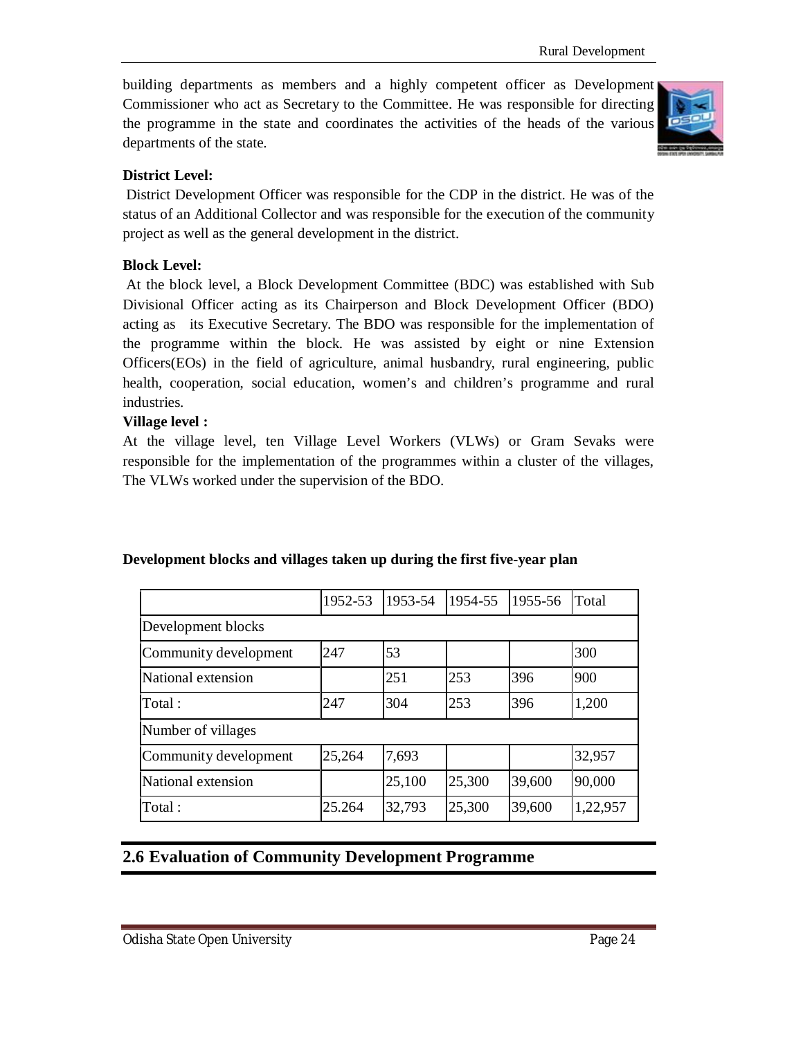building departments as members and a highly competent officer as Development Commissioner who act as Secretary to the Committee. He was responsible for directing the programme in the state and coordinates the activities of the heads of the various departments of the state.

**District Level:**

District Development Officer was responsible for the CDP in the district. He was of the status of an Additional Collector and was responsible for the execution of the community project as well as the general development in the district.

**Block Level:**

At the block level, a Block Development Committee (BDC) was established with Sub Divisional Officer acting as its Chairperson and Block Development Officer (BDO) acting as its Executive Secretary. The BDO was responsible for the implementation of the programme within the block. He was assisted by eight or nine Extension Officers(EOs) in the field of agriculture, animal husbandry, rural engineering, public health, cooperation, social education, women's and children's programme and rural industries.

**Village level :**

At the village level, ten Village Level Workers (VLWs) or Gram Sevaks were responsible for the implementation of the programmes within a cluster of the villages, The VLWs worked under the supervision of the BDO.

**Development blocks and villages taken up during the first five-year plan**

| | 1952-53 | 1953-54 | 1954-55 | 1955-56 | Total |
|---|---|---|---|---|---|
| Development blocks | | | | | |
| Community development | 247 | 53 | | | 300 |
| National extension | | 251 | 253 | 396 | 900 |
| Total : | 247 | 304 | 253 | 396 | 1,200 |
| Number of villages | | | | | |
| Community development | 25,264 | 7,693 | | | 32,957 |
| National extension | | 25,100 | 25,300 | 39,600 | 90,000 |
| Total : | 25.264 | 32,793 | 25,300 | 39,600 | 1,22,957 |

## 2.6 Evaluation of Community Development Programme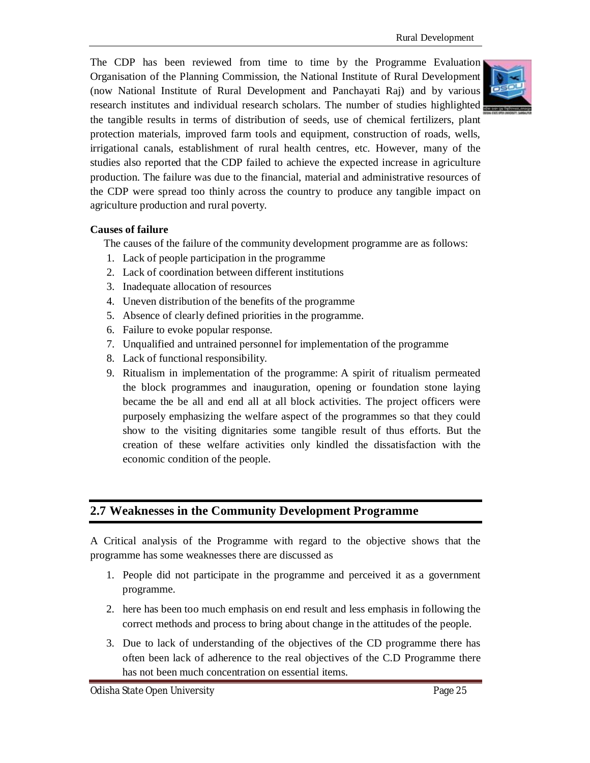The CDP has been reviewed from time to time by the Programme Evaluation Organisation of the Planning Commission, the National Institute of Rural Development (now National Institute of Rural Development and Panchayati Raj) and by various research institutes and individual research scholars. The number of studies highlighted the tangible results in terms of distribution of seeds, use of chemical fertilizers, plant protection materials, improved farm tools and equipment, construction of roads, wells, irrigational canals, establishment of rural health centres, etc. However, many of the studies also reported that the CDP failed to achieve the expected increase in agriculture production. The failure was due to the financial, material and administrative resources of the CDP were spread too thinly across the country to produce any tangible impact on agriculture production and rural poverty.

**Causes of failure**

The causes of the failure of the community development programme are as follows:

1. Lack of people participation in the programme
2. Lack of coordination between different institutions
3. Inadequate allocation of resources
4. Uneven distribution of the benefits of the programme
5. Absence of clearly defined priorities in the programme.
6. Failure to evoke popular response.
7. Unqualified and untrained personnel for implementation of the programme
8. Lack of functional responsibility.
9. Ritualism in implementation of the programme: A spirit of ritualism permeated the block programmes and inauguration, opening or foundation stone laying became the be all and end all at all block activities. The project officers were purposely emphasizing the welfare aspect of the programmes so that they could show to the visiting dignitaries some tangible result of thus efforts. But the creation of these welfare activities only kindled the dissatisfaction with the economic condition of the people.

## 2.7 Weaknesses in the Community Development Programme

A Critical analysis of the Programme with regard to the objective shows that the programme has some weaknesses there are discussed as

1. People did not participate in the programme and perceived it as a government programme.
2. here has been too much emphasis on end result and less emphasis in following the correct methods and process to bring about change in the attitudes of the people.
3. Due to lack of understanding of the objectives of the CD programme there has often been lack of adherence to the real objectives of the C.D Programme there has not been much concentration on essential items.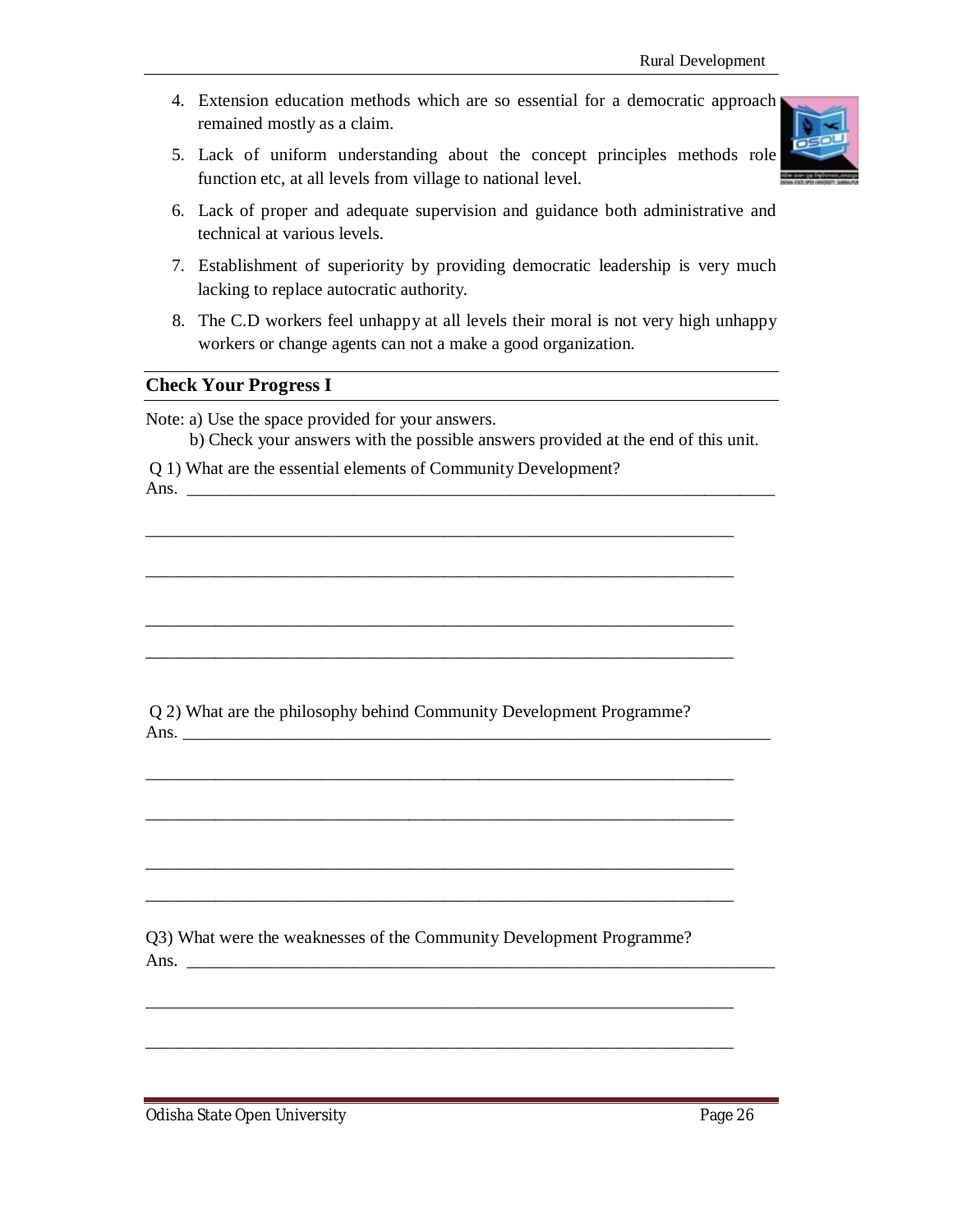4. Extension education methods which are so essential for a democratic approach remained mostly as a claim.
5. Lack of uniform understanding about the concept principles methods role function etc, at all levels from village to national level.
6. Lack of proper and adequate supervision and guidance both administrative and technical at various levels.
7. Establishment of superiority by providing democratic leadership is very much lacking to replace autocratic authority.
8. The C.D workers feel unhappy at all levels their moral is not very high unhappy workers or change agents can not a make a good organization.

### Check Your Progress I

Note: a) Use the space provided for your answers.

b) Check your answers with the possible answers provided at the end of this unit.

Q 1) What are the essential elements of Community Development?

Ans. ______________________________________________________________________

______________________________________________________________________

______________________________________________________________________

______________________________________________________________________

______________________________________________________________________

Q 2) What are the philosophy behind Community Development Programme?

Ans. ______________________________________________________________________

______________________________________________________________________

______________________________________________________________________

______________________________________________________________________

______________________________________________________________________

Q3) What were the weaknesses of the Community Development Programme?

Ans. ______________________________________________________________________

______________________________________________________________________

______________________________________________________________________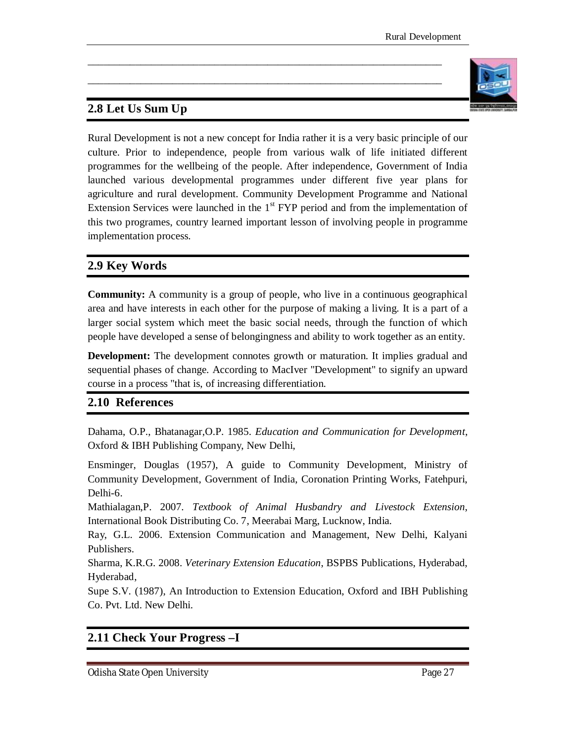_______________________________________________________________________

_______________________________________________________________________

## 2.8 Let Us Sum Up

Rural Development is not a new concept for India rather it is a very basic principle of our culture. Prior to independence, people from various walk of life initiated different programmes for the wellbeing of the people. After independence, Government of India launched various developmental programmes under different five year plans for agriculture and rural development. Community Development Programme and National Extension Services were launched in the 1st FYP period and from the implementation of this two programes, country learned important lesson of involving people in programme implementation process.

## 2.9 Key Words

**Community:** A community is a group of people, who live in a continuous geographical area and have interests in each other for the purpose of making a living. It is a part of a larger social system which meet the basic social needs, through the function of which people have developed a sense of belongingness and ability to work together as an entity.

**Development:** The development connotes growth or maturation. It implies gradual and sequential phases of change. According to MacIver "Development" to signify an upward course in a process "that is, of increasing differentiation.

## 2.10 References

Dahama, O.P., Bhatanagar,O.P. 1985. *Education and Communication for Development*, Oxford & IBH Publishing Company, New Delhi,

Ensminger, Douglas (1957), A guide to Community Development, Ministry of Community Development, Government of India, Coronation Printing Works, Fatehpuri, Delhi-6.

Mathialagan,P. 2007. *Textbook of Animal Husbandry and Livestock Extension*, International Book Distributing Co. 7, Meerabai Marg, Lucknow, India.

Ray, G.L. 2006. Extension Communication and Management, New Delhi, Kalyani Publishers.

Sharma, K.R.G. 2008. *Veterinary Extension Education*, BSPBS Publications, Hyderabad, Hyderabad,

Supe S.V. (1987), An Introduction to Extension Education, Oxford and IBH Publishing Co. Pvt. Ltd. New Delhi.

## 2.11 Check Your Progress –I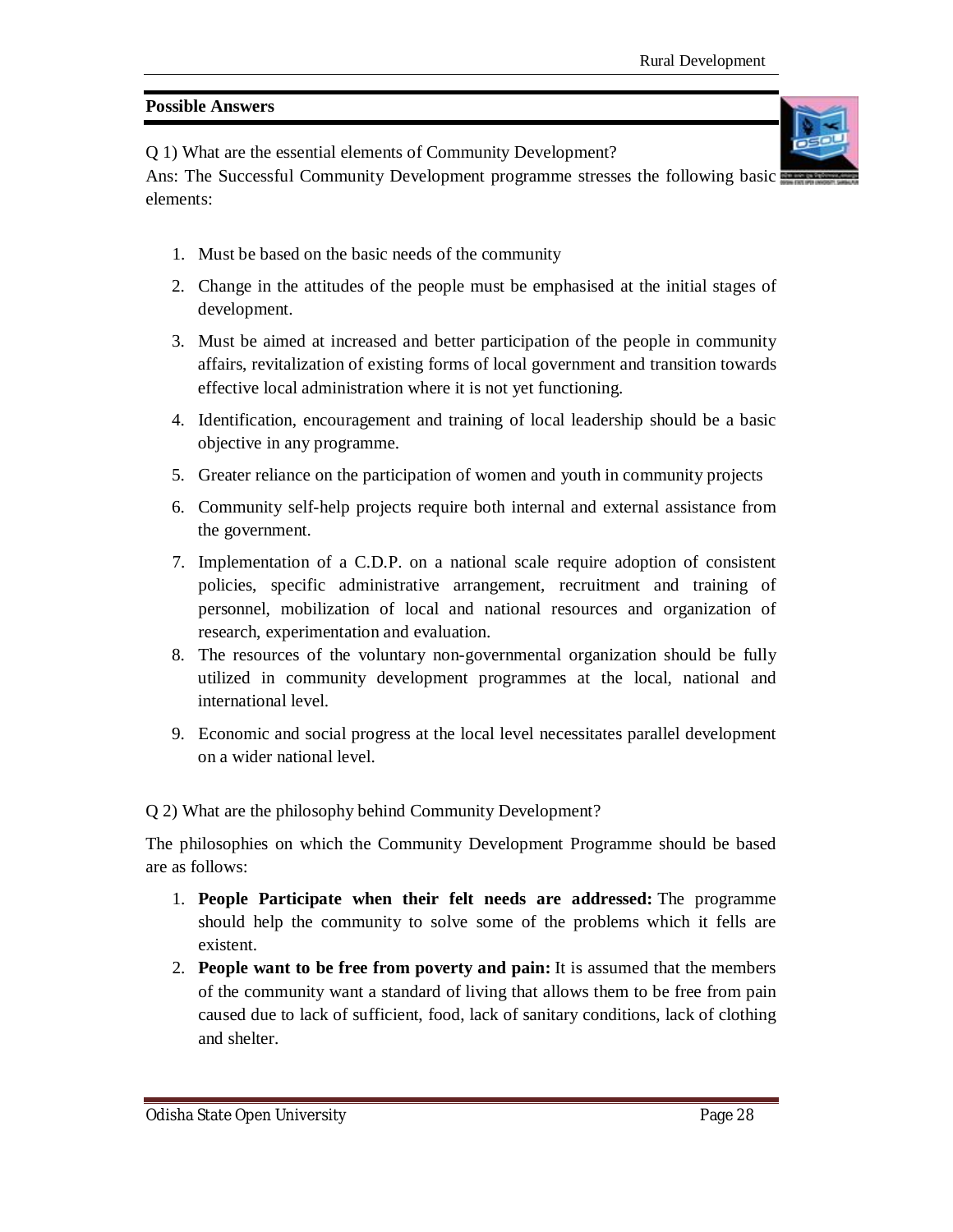**Possible Answers**

Q 1) What are the essential elements of Community Development?

Ans: The Successful Community Development programme stresses the following basic elements:

1. Must be based on the basic needs of the community
2. Change in the attitudes of the people must be emphasised at the initial stages of development.
3. Must be aimed at increased and better participation of the people in community affairs, revitalization of existing forms of local government and transition towards effective local administration where it is not yet functioning.
4. Identification, encouragement and training of local leadership should be a basic objective in any programme.
5. Greater reliance on the participation of women and youth in community projects
6. Community self-help projects require both internal and external assistance from the government.
7. Implementation of a C.D.P. on a national scale require adoption of consistent policies, specific administrative arrangement, recruitment and training of personnel, mobilization of local and national resources and organization of research, experimentation and evaluation.
8. The resources of the voluntary non-governmental organization should be fully utilized in community development programmes at the local, national and international level.
9. Economic and social progress at the local level necessitates parallel development on a wider national level.

Q 2) What are the philosophy behind Community Development?

The philosophies on which the Community Development Programme should be based are as follows:

1. **People Participate when their felt needs are addressed:** The programme should help the community to solve some of the problems which it fells are existent.
2. **People want to be free from poverty and pain:** It is assumed that the members of the community want a standard of living that allows them to be free from pain caused due to lack of sufficient, food, lack of sanitary conditions, lack of clothing and shelter.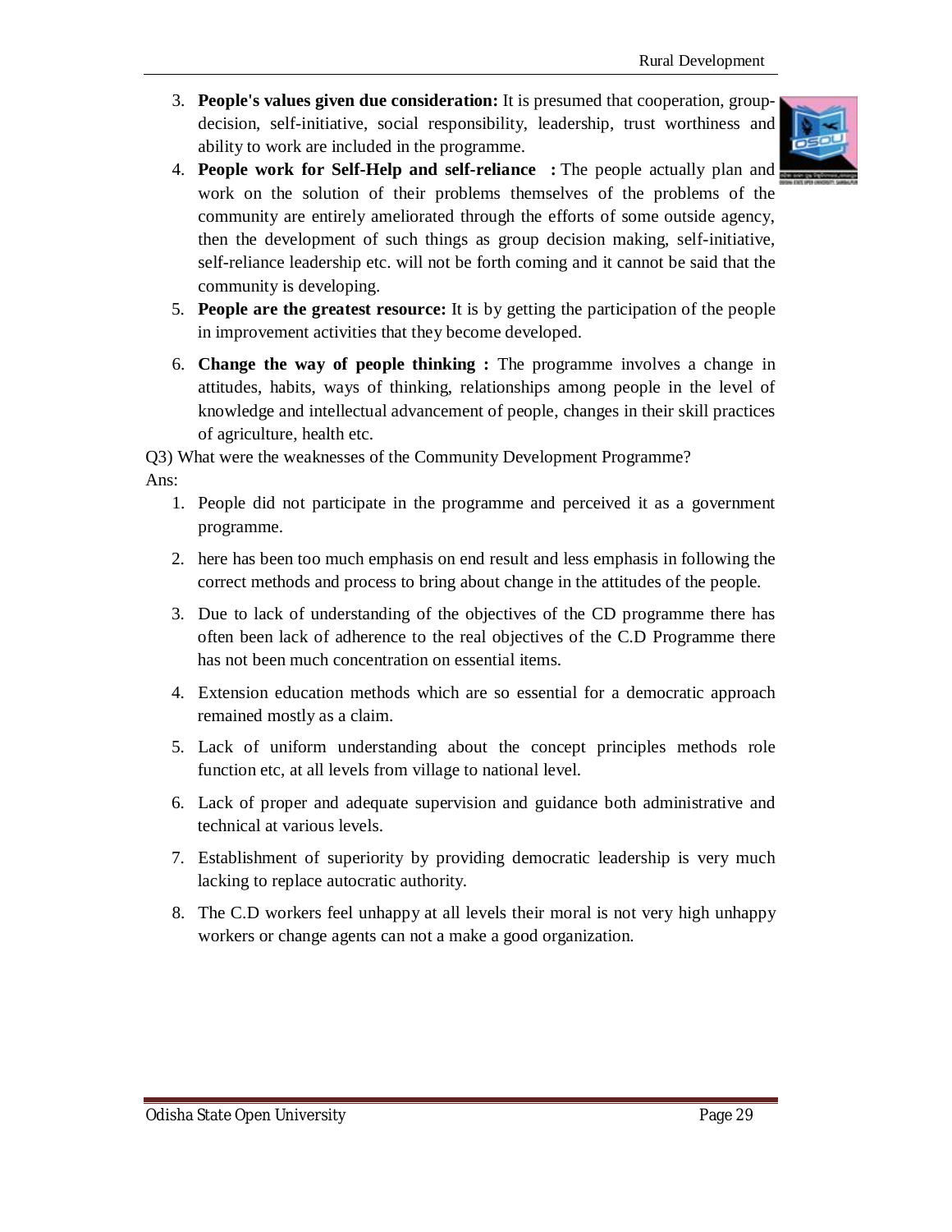3. **People's values given due consideration:** It is presumed that cooperation, group-decision, self-initiative, social responsibility, leadership, trust worthiness and ability to work are included in the programme.
4. **People work for Self-Help and self-reliance :** The people actually plan and work on the solution of their problems themselves of the problems of the community are entirely ameliorated through the efforts of some outside agency, then the development of such things as group decision making, self-initiative, self-reliance leadership etc. will not be forth coming and it cannot be said that the community is developing.
5. **People are the greatest resource:** It is by getting the participation of the people in improvement activities that they become developed.
6. **Change the way of people thinking :** The programme involves a change in attitudes, habits, ways of thinking, relationships among people in the level of knowledge and intellectual advancement of people, changes in their skill practices of agriculture, health etc.

Q3) What were the weaknesses of the Community Development Programme?

Ans:

1. People did not participate in the programme and perceived it as a government programme.
2. here has been too much emphasis on end result and less emphasis in following the correct methods and process to bring about change in the attitudes of the people.
3. Due to lack of understanding of the objectives of the CD programme there has often been lack of adherence to the real objectives of the C.D Programme there has not been much concentration on essential items.
4. Extension education methods which are so essential for a democratic approach remained mostly as a claim.
5. Lack of uniform understanding about the concept principles methods role function etc, at all levels from village to national level.
6. Lack of proper and adequate supervision and guidance both administrative and technical at various levels.
7. Establishment of superiority by providing democratic leadership is very much lacking to replace autocratic authority.
8. The C.D workers feel unhappy at all levels their moral is not very high unhappy workers or change agents can not a make a good organization.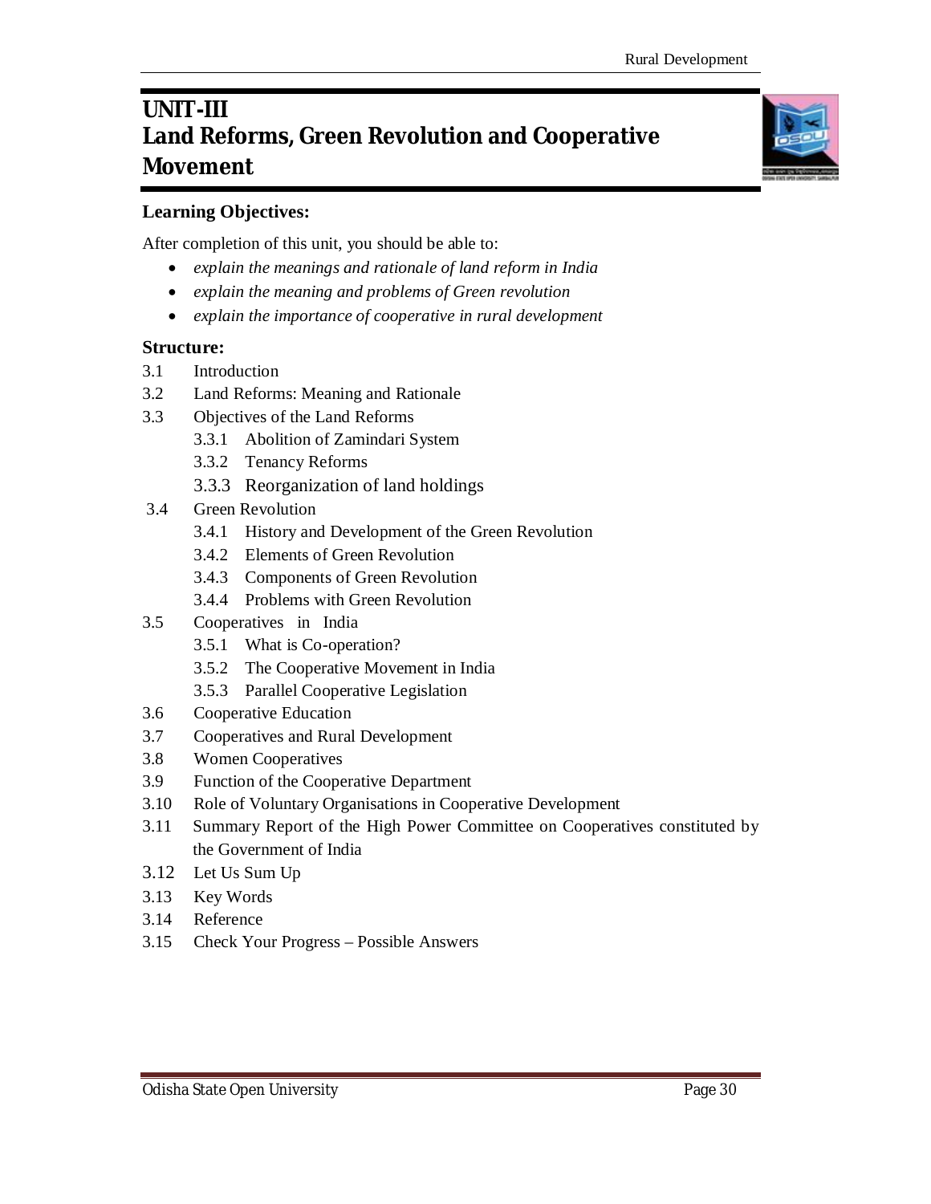# UNIT-III
# Land Reforms, Green Revolution and Cooperative Movement

**Learning Objectives:**

After completion of this unit, you should be able to:

- *explain the meanings and rationale of land reform in India*
- *explain the meaning and problems of Green revolution*
- *explain the importance of cooperative in rural development*

**Structure:**

3.1 Introduction

3.2 Land Reforms: Meaning and Rationale

3.3 Objectives of the Land Reforms

  3.3.1 Abolition of Zamindari System

  3.3.2 Tenancy Reforms

  3.3.3 Reorganization of land holdings

3.4 Green Revolution

  3.4.1 History and Development of the Green Revolution

  3.4.2 Elements of Green Revolution

  3.4.3 Components of Green Revolution

  3.4.4 Problems with Green Revolution

3.5 Cooperatives in India

  3.5.1 What is Co-operation?

  3.5.2 The Cooperative Movement in India

  3.5.3 Parallel Cooperative Legislation

3.6 Cooperative Education

3.7 Cooperatives and Rural Development

3.8 Women Cooperatives

3.9 Function of the Cooperative Department

3.10 Role of Voluntary Organisations in Cooperative Development

3.11 Summary Report of the High Power Committee on Cooperatives constituted by the Government of India

3.12 Let Us Sum Up

3.13 Key Words

3.14 Reference

3.15 Check Your Progress – Possible Answers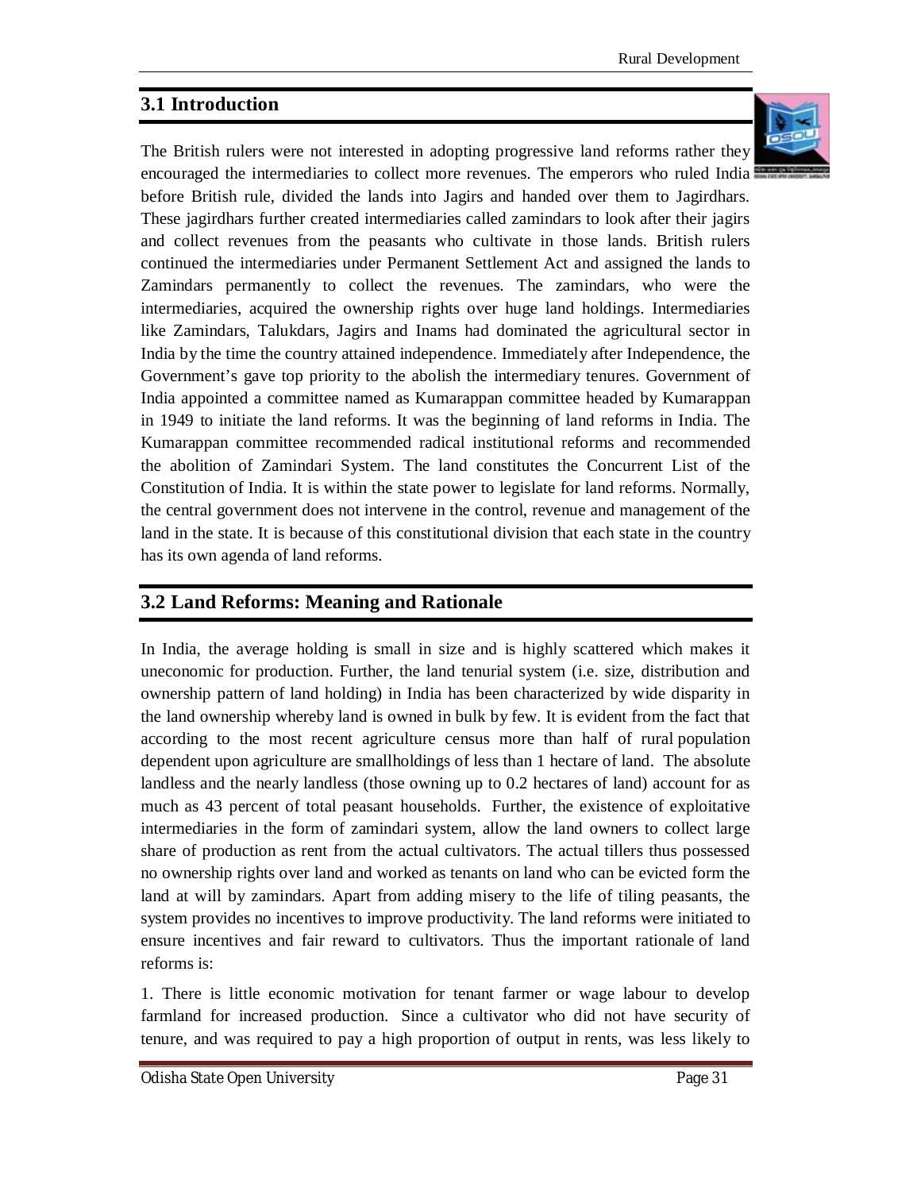## 3.1 Introduction

The British rulers were not interested in adopting progressive land reforms rather they encouraged the intermediaries to collect more revenues. The emperors who ruled India before British rule, divided the lands into Jagirs and handed over them to Jagirdhars. These jagirdhars further created intermediaries called zamindars to look after their jagirs and collect revenues from the peasants who cultivate in those lands. British rulers continued the intermediaries under Permanent Settlement Act and assigned the lands to Zamindars permanently to collect the revenues. The zamindars, who were the intermediaries, acquired the ownership rights over huge land holdings. Intermediaries like Zamindars, Talukdars, Jagirs and Inams had dominated the agricultural sector in India by the time the country attained independence. Immediately after Independence, the Government's gave top priority to the abolish the intermediary tenures. Government of India appointed a committee named as Kumarappan committee headed by Kumarappan in 1949 to initiate the land reforms. It was the beginning of land reforms in India. The Kumarappan committee recommended radical institutional reforms and recommended the abolition of Zamindari System. The land constitutes the Concurrent List of the Constitution of India. It is within the state power to legislate for land reforms. Normally, the central government does not intervene in the control, revenue and management of the land in the state. It is because of this constitutional division that each state in the country has its own agenda of land reforms.

## 3.2 Land Reforms: Meaning and Rationale

In India, the average holding is small in size and is highly scattered which makes it uneconomic for production. Further, the land tenurial system (i.e. size, distribution and ownership pattern of land holding) in India has been characterized by wide disparity in the land ownership whereby land is owned in bulk by few. It is evident from the fact that according to the most recent agriculture census more than half of rural population dependent upon agriculture are smallholdings of less than 1 hectare of land. The absolute landless and the nearly landless (those owning up to 0.2 hectares of land) account for as much as 43 percent of total peasant households. Further, the existence of exploitative intermediaries in the form of zamindari system, allow the land owners to collect large share of production as rent from the actual cultivators. The actual tillers thus possessed no ownership rights over land and worked as tenants on land who can be evicted form the land at will by zamindars. Apart from adding misery to the life of tiling peasants, the system provides no incentives to improve productivity. The land reforms were initiated to ensure incentives and fair reward to cultivators. Thus the important rationale of land reforms is:

1. There is little economic motivation for tenant farmer or wage labour to develop farmland for increased production. Since a cultivator who did not have security of tenure, and was required to pay a high proportion of output in rents, was less likely to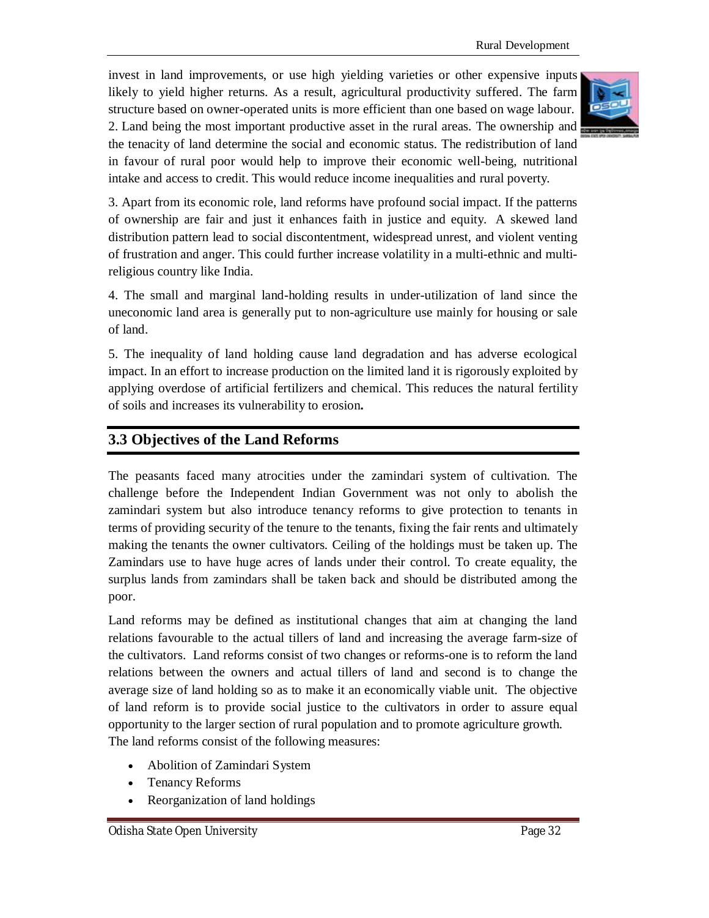invest in land improvements, or use high yielding varieties or other expensive inputs likely to yield higher returns. As a result, agricultural productivity suffered. The farm structure based on owner-operated units is more efficient than one based on wage labour.
2. Land being the most important productive asset in the rural areas. The ownership and the tenacity of land determine the social and economic status. The redistribution of land in favour of rural poor would help to improve their economic well-being, nutritional intake and access to credit. This would reduce income inequalities and rural poverty.

3. Apart from its economic role, land reforms have profound social impact. If the patterns of ownership are fair and just it enhances faith in justice and equity. A skewed land distribution pattern lead to social discontentment, widespread unrest, and violent venting of frustration and anger. This could further increase volatility in a multi-ethnic and multi-religious country like India.

4. The small and marginal land-holding results in under-utilization of land since the uneconomic land area is generally put to non-agriculture use mainly for housing or sale of land.

5. The inequality of land holding cause land degradation and has adverse ecological impact. In an effort to increase production on the limited land it is rigorously exploited by applying overdose of artificial fertilizers and chemical. This reduces the natural fertility of soils and increases its vulnerability to erosion**.**

## 3.3 Objectives of the Land Reforms

The peasants faced many atrocities under the zamindari system of cultivation. The challenge before the Independent Indian Government was not only to abolish the zamindari system but also introduce tenancy reforms to give protection to tenants in terms of providing security of the tenure to the tenants, fixing the fair rents and ultimately making the tenants the owner cultivators. Ceiling of the holdings must be taken up. The Zamindars use to have huge acres of lands under their control. To create equality, the surplus lands from zamindars shall be taken back and should be distributed among the poor.

Land reforms may be defined as institutional changes that aim at changing the land relations favourable to the actual tillers of land and increasing the average farm-size of the cultivators. Land reforms consist of two changes or reforms-one is to reform the land relations between the owners and actual tillers of land and second is to change the average size of land holding so as to make it an economically viable unit. The objective of land reform is to provide social justice to the cultivators in order to assure equal opportunity to the larger section of rural population and to promote agriculture growth.
The land reforms consist of the following measures:

- Abolition of Zamindari System
- Tenancy Reforms
- Reorganization of land holdings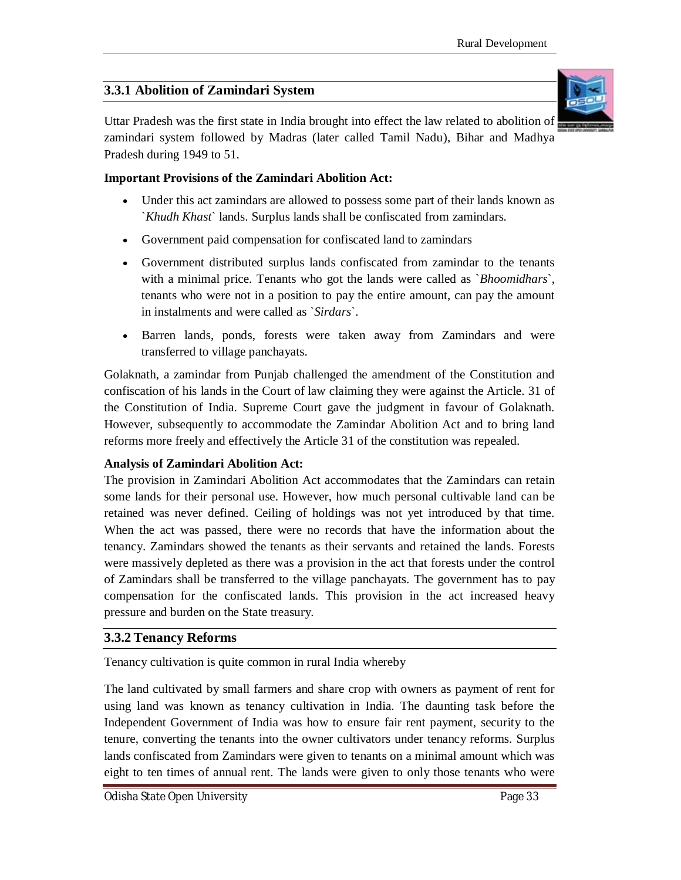### 3.3.1 Abolition of Zamindari System

Uttar Pradesh was the first state in India brought into effect the law related to abolition of zamindari system followed by Madras (later called Tamil Nadu), Bihar and Madhya Pradesh during 1949 to 51.

**Important Provisions of the Zamindari Abolition Act:**

- Under this act zamindars are allowed to possess some part of their lands known as `*Khudh Khast*` lands. Surplus lands shall be confiscated from zamindars.
- Government paid compensation for confiscated land to zamindars
- Government distributed surplus lands confiscated from zamindar to the tenants with a minimal price. Tenants who got the lands were called as `*Bhoomidhars*`, tenants who were not in a position to pay the entire amount, can pay the amount in instalments and were called as `*Sirdars*`.
- Barren lands, ponds, forests were taken away from Zamindars and were transferred to village panchayats.

Golaknath, a zamindar from Punjab challenged the amendment of the Constitution and confiscation of his lands in the Court of law claiming they were against the Article. 31 of the Constitution of India. Supreme Court gave the judgment in favour of Golaknath. However, subsequently to accommodate the Zamindar Abolition Act and to bring land reforms more freely and effectively the Article 31 of the constitution was repealed.

**Analysis of Zamindari Abolition Act:**

The provision in Zamindari Abolition Act accommodates that the Zamindars can retain some lands for their personal use. However, how much personal cultivable land can be retained was never defined. Ceiling of holdings was not yet introduced by that time. When the act was passed, there were no records that have the information about the tenancy. Zamindars showed the tenants as their servants and retained the lands. Forests were massively depleted as there was a provision in the act that forests under the control of Zamindars shall be transferred to the village panchayats. The government has to pay compensation for the confiscated lands. This provision in the act increased heavy pressure and burden on the State treasury.

### 3.3.2 Tenancy Reforms

Tenancy cultivation is quite common in rural India whereby

The land cultivated by small farmers and share crop with owners as payment of rent for using land was known as tenancy cultivation in India. The daunting task before the Independent Government of India was how to ensure fair rent payment, security to the tenure, converting the tenants into the owner cultivators under tenancy reforms. Surplus lands confiscated from Zamindars were given to tenants on a minimal amount which was eight to ten times of annual rent. The lands were given to only those tenants who were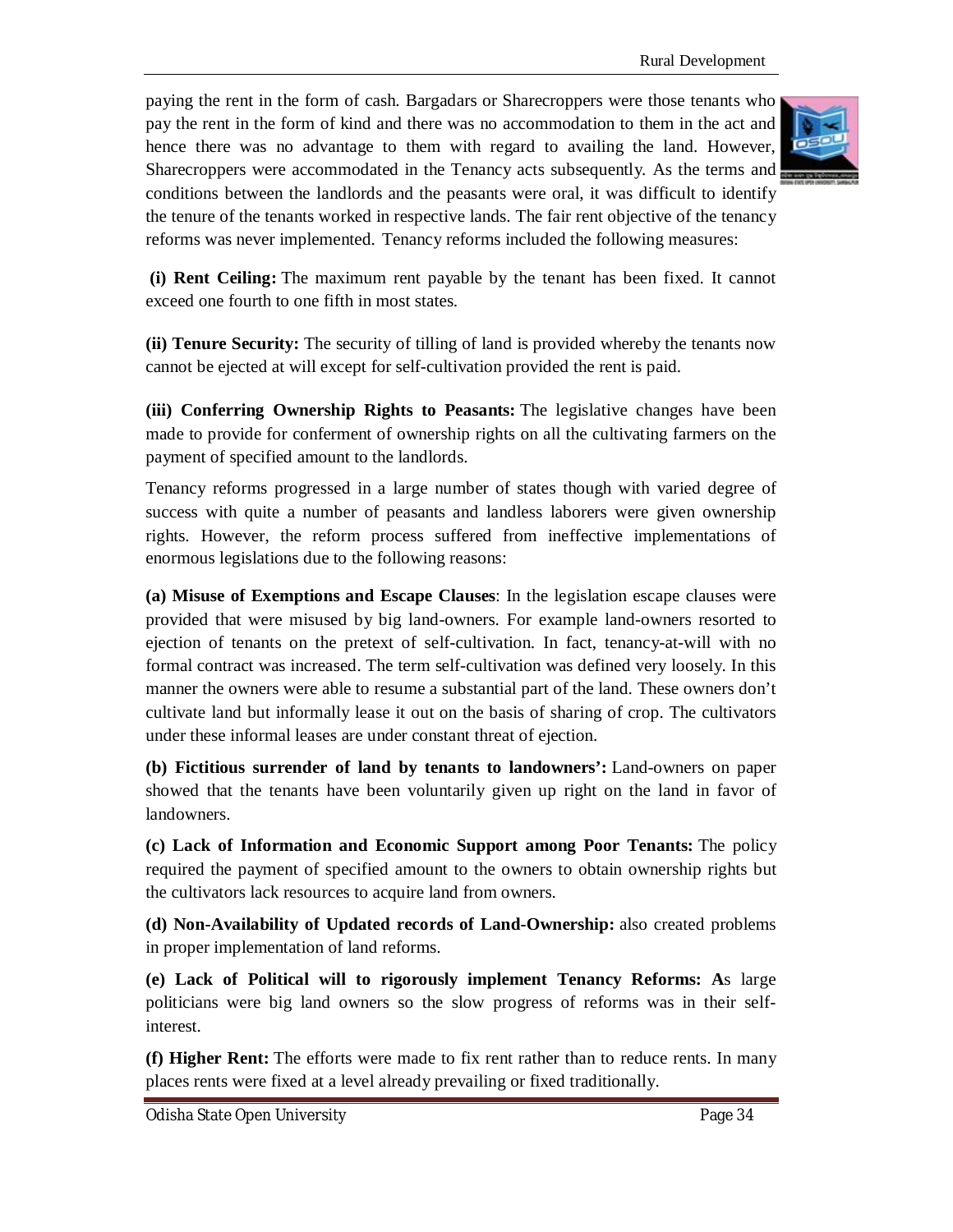paying the rent in the form of cash. Bargadars or Sharecroppers were those tenants who pay the rent in the form of kind and there was no accommodation to them in the act and hence there was no advantage to them with regard to availing the land. However, Sharecroppers were accommodated in the Tenancy acts subsequently. As the terms and conditions between the landlords and the peasants were oral, it was difficult to identify the tenure of the tenants worked in respective lands. The fair rent objective of the tenancy reforms was never implemented. Tenancy reforms included the following measures:

**(i) Rent Ceiling:** The maximum rent payable by the tenant has been fixed. It cannot exceed one fourth to one fifth in most states.

**(ii) Tenure Security:** The security of tilling of land is provided whereby the tenants now cannot be ejected at will except for self-cultivation provided the rent is paid.

**(iii) Conferring Ownership Rights to Peasants:** The legislative changes have been made to provide for conferment of ownership rights on all the cultivating farmers on the payment of specified amount to the landlords.

Tenancy reforms progressed in a large number of states though with varied degree of success with quite a number of peasants and landless laborers were given ownership rights. However, the reform process suffered from ineffective implementations of enormous legislations due to the following reasons:

**(a) Misuse of Exemptions and Escape Clauses**: In the legislation escape clauses were provided that were misused by big land-owners. For example land-owners resorted to ejection of tenants on the pretext of self-cultivation. In fact, tenancy-at-will with no formal contract was increased. The term self-cultivation was defined very loosely. In this manner the owners were able to resume a substantial part of the land. These owners don't cultivate land but informally lease it out on the basis of sharing of crop. The cultivators under these informal leases are under constant threat of ejection.

**(b) Fictitious surrender of land by tenants to landowners':** Land-owners on paper showed that the tenants have been voluntarily given up right on the land in favor of landowners.

**(c) Lack of Information and Economic Support among Poor Tenants:** The policy required the payment of specified amount to the owners to obtain ownership rights but the cultivators lack resources to acquire land from owners.

**(d) Non-Availability of Updated records of Land-Ownership:** also created problems in proper implementation of land reforms.

**(e) Lack of Political will to rigorously implement Tenancy Reforms: A**s large politicians were big land owners so the slow progress of reforms was in their self-interest.

**(f) Higher Rent:** The efforts were made to fix rent rather than to reduce rents. In many places rents were fixed at a level already prevailing or fixed traditionally.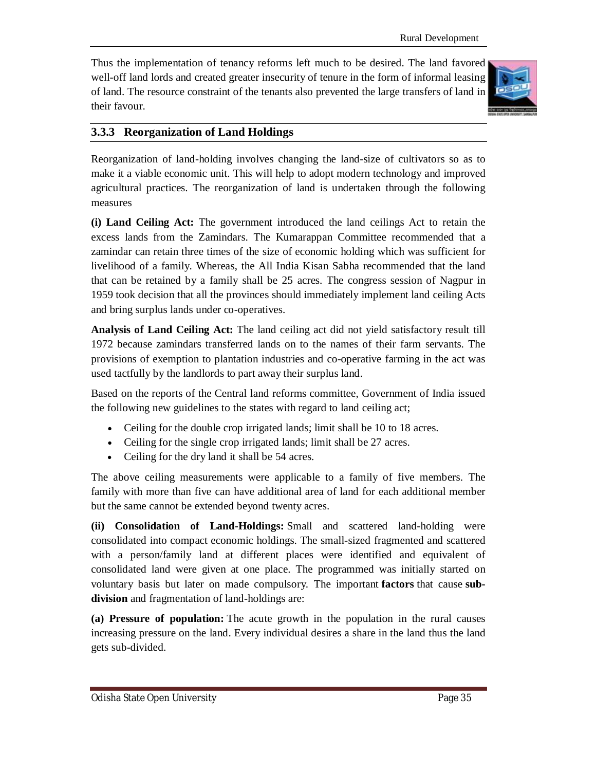Thus the implementation of tenancy reforms left much to be desired. The land favored well-off land lords and created greater insecurity of tenure in the form of informal leasing of land. The resource constraint of the tenants also prevented the large transfers of land in their favour.

### 3.3.3 Reorganization of Land Holdings

Reorganization of land-holding involves changing the land-size of cultivators so as to make it a viable economic unit. This will help to adopt modern technology and improved agricultural practices. The reorganization of land is undertaken through the following measures

**(i) Land Ceiling Act:** The government introduced the land ceilings Act to retain the excess lands from the Zamindars. The Kumarappan Committee recommended that a zamindar can retain three times of the size of economic holding which was sufficient for livelihood of a family. Whereas, the All India Kisan Sabha recommended that the land that can be retained by a family shall be 25 acres. The congress session of Nagpur in 1959 took decision that all the provinces should immediately implement land ceiling Acts and bring surplus lands under co-operatives.

**Analysis of Land Ceiling Act:** The land ceiling act did not yield satisfactory result till 1972 because zamindars transferred lands on to the names of their farm servants. The provisions of exemption to plantation industries and co-operative farming in the act was used tactfully by the landlords to part away their surplus land.

Based on the reports of the Central land reforms committee, Government of India issued the following new guidelines to the states with regard to land ceiling act;

- Ceiling for the double crop irrigated lands; limit shall be 10 to 18 acres.
- Ceiling for the single crop irrigated lands; limit shall be 27 acres.
- Ceiling for the dry land it shall be 54 acres.

The above ceiling measurements were applicable to a family of five members. The family with more than five can have additional area of land for each additional member but the same cannot be extended beyond twenty acres.

**(ii) Consolidation of Land-Holdings:** Small and scattered land-holding were consolidated into compact economic holdings. The small-sized fragmented and scattered with a person/family land at different places were identified and equivalent of consolidated land were given at one place. The programmed was initially started on voluntary basis but later on made compulsory. The important **factors** that cause **sub-division** and fragmentation of land-holdings are:

**(a) Pressure of population:** The acute growth in the population in the rural causes increasing pressure on the land. Every individual desires a share in the land thus the land gets sub-divided.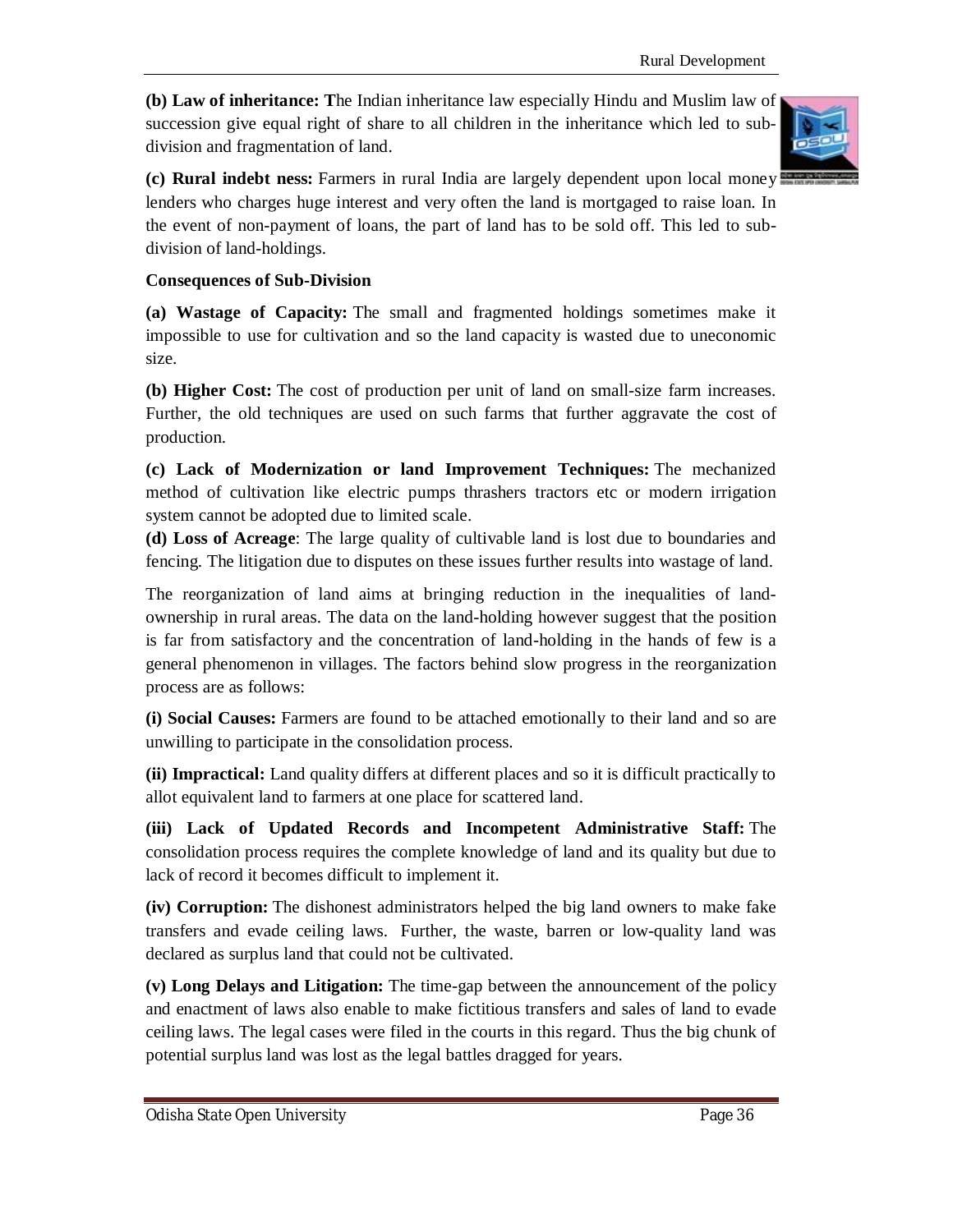**(b) Law of inheritance: T**he Indian inheritance law especially Hindu and Muslim law of succession give equal right of share to all children in the inheritance which led to sub-division and fragmentation of land.

**(c) Rural indebt ness:** Farmers in rural India are largely dependent upon local money lenders who charges huge interest and very often the land is mortgaged to raise loan. In the event of non-payment of loans, the part of land has to be sold off. This led to sub-division of land-holdings.

**Consequences of Sub-Division**

**(a) Wastage of Capacity:** The small and fragmented holdings sometimes make it impossible to use for cultivation and so the land capacity is wasted due to uneconomic size.

**(b) Higher Cost:** The cost of production per unit of land on small-size farm increases. Further, the old techniques are used on such farms that further aggravate the cost of production.

**(c) Lack of Modernization or land Improvement Techniques:** The mechanized method of cultivation like electric pumps thrashers tractors etc or modern irrigation system cannot be adopted due to limited scale.

**(d) Loss of Acreage**: The large quality of cultivable land is lost due to boundaries and fencing. The litigation due to disputes on these issues further results into wastage of land.

The reorganization of land aims at bringing reduction in the inequalities of land-ownership in rural areas. The data on the land-holding however suggest that the position is far from satisfactory and the concentration of land-holding in the hands of few is a general phenomenon in villages. The factors behind slow progress in the reorganization process are as follows:

**(i) Social Causes:** Farmers are found to be attached emotionally to their land and so are unwilling to participate in the consolidation process.

**(ii) Impractical:** Land quality differs at different places and so it is difficult practically to allot equivalent land to farmers at one place for scattered land.

**(iii) Lack of Updated Records and Incompetent Administrative Staff:** The consolidation process requires the complete knowledge of land and its quality but due to lack of record it becomes difficult to implement it.

**(iv) Corruption:** The dishonest administrators helped the big land owners to make fake transfers and evade ceiling laws. Further, the waste, barren or low-quality land was declared as surplus land that could not be cultivated.

**(v) Long Delays and Litigation:** The time-gap between the announcement of the policy and enactment of laws also enable to make fictitious transfers and sales of land to evade ceiling laws. The legal cases were filed in the courts in this regard. Thus the big chunk of potential surplus land was lost as the legal battles dragged for years.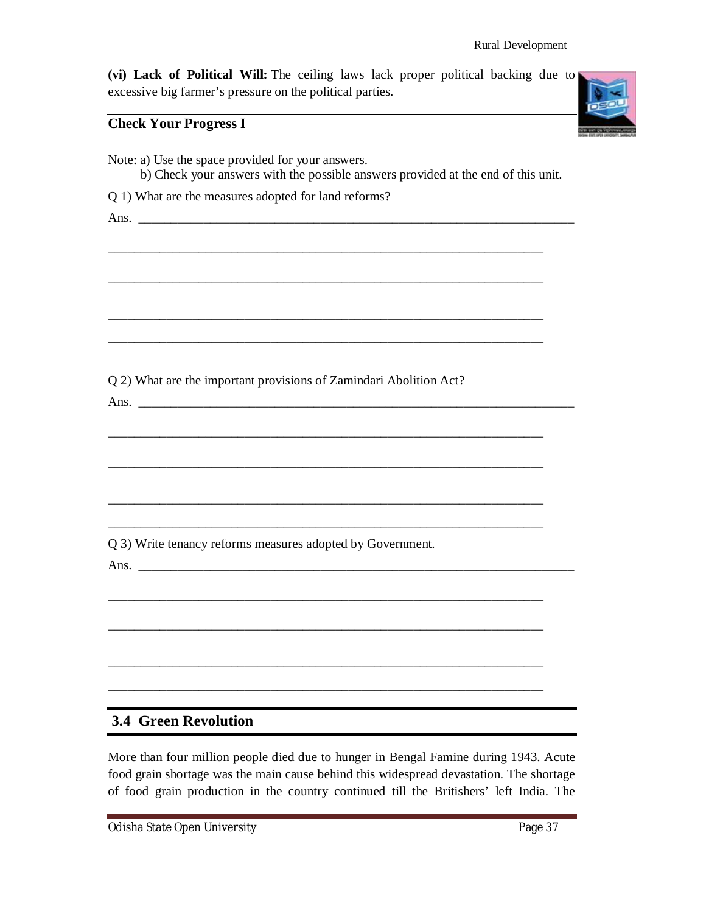**(vi) Lack of Political Will:** The ceiling laws lack proper political backing due to excessive big farmer's pressure on the political parties.

## Check Your Progress I

Note: a) Use the space provided for your answers.

b) Check your answers with the possible answers provided at the end of this unit.

Q 1) What are the measures adopted for land reforms?

Ans. ________________________________________________________________________

________________________________________________________________________

________________________________________________________________________

________________________________________________________________________

________________________________________________________________________

Q 2) What are the important provisions of Zamindari Abolition Act?

Ans. ________________________________________________________________________

________________________________________________________________________

________________________________________________________________________

________________________________________________________________________

________________________________________________________________________

Q 3) Write tenancy reforms measures adopted by Government.

Ans. ________________________________________________________________________

________________________________________________________________________

________________________________________________________________________

________________________________________________________________________

________________________________________________________________________

## 3.4 Green Revolution

More than four million people died due to hunger in Bengal Famine during 1943. Acute food grain shortage was the main cause behind this widespread devastation. The shortage of food grain production in the country continued till the Britishers' left India. The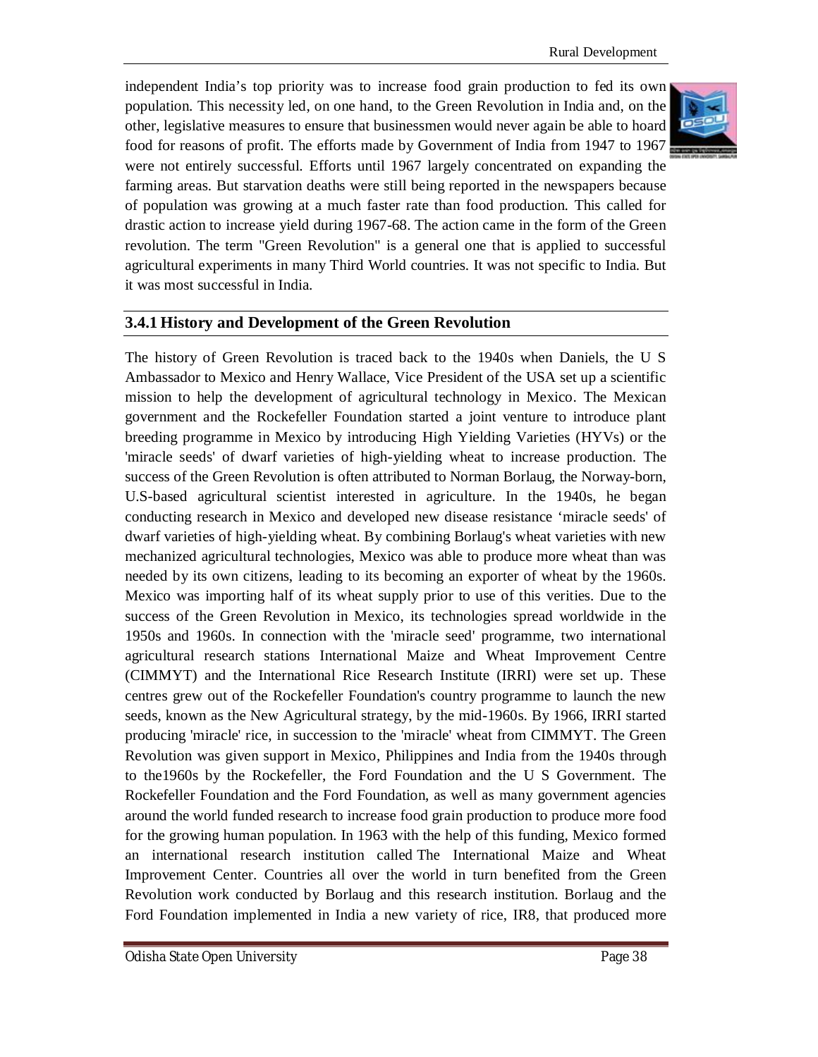independent India's top priority was to increase food grain production to fed its own population. This necessity led, on one hand, to the Green Revolution in India and, on the other, legislative measures to ensure that businessmen would never again be able to hoard food for reasons of profit. The efforts made by Government of India from 1947 to 1967 were not entirely successful. Efforts until 1967 largely concentrated on expanding the farming areas. But starvation deaths were still being reported in the newspapers because of population was growing at a much faster rate than food production. This called for drastic action to increase yield during 1967-68. The action came in the form of the Green revolution. The term "Green Revolution" is a general one that is applied to successful agricultural experiments in many Third World countries. It was not specific to India. But it was most successful in India.

### 3.4.1 History and Development of the Green Revolution

The history of Green Revolution is traced back to the 1940s when Daniels, the U S Ambassador to Mexico and Henry Wallace, Vice President of the USA set up a scientific mission to help the development of agricultural technology in Mexico. The Mexican government and the Rockefeller Foundation started a joint venture to introduce plant breeding programme in Mexico by introducing High Yielding Varieties (HYVs) or the 'miracle seeds' of dwarf varieties of high-yielding wheat to increase production. The success of the Green Revolution is often attributed to Norman Borlaug, the Norway-born, U.S-based agricultural scientist interested in agriculture. In the 1940s, he began conducting research in Mexico and developed new disease resistance 'miracle seeds' of dwarf varieties of high-yielding wheat. By combining Borlaug's wheat varieties with new mechanized agricultural technologies, Mexico was able to produce more wheat than was needed by its own citizens, leading to its becoming an exporter of wheat by the 1960s. Mexico was importing half of its wheat supply prior to use of this verities. Due to the success of the Green Revolution in Mexico, its technologies spread worldwide in the 1950s and 1960s. In connection with the 'miracle seed' programme, two international agricultural research stations International Maize and Wheat Improvement Centre (CIMMYT) and the International Rice Research Institute (IRRI) were set up. These centres grew out of the Rockefeller Foundation's country programme to launch the new seeds, known as the New Agricultural strategy, by the mid-1960s. By 1966, IRRI started producing 'miracle' rice, in succession to the 'miracle' wheat from CIMMYT. The Green Revolution was given support in Mexico, Philippines and India from the 1940s through to the1960s by the Rockefeller, the Ford Foundation and the U S Government. The Rockefeller Foundation and the Ford Foundation, as well as many government agencies around the world funded research to increase food grain production to produce more food for the growing human population. In 1963 with the help of this funding, Mexico formed an international research institution called The International Maize and Wheat Improvement Center. Countries all over the world in turn benefited from the Green Revolution work conducted by Borlaug and this research institution. Borlaug and the Ford Foundation implemented in India a new variety of rice, IR8, that produced more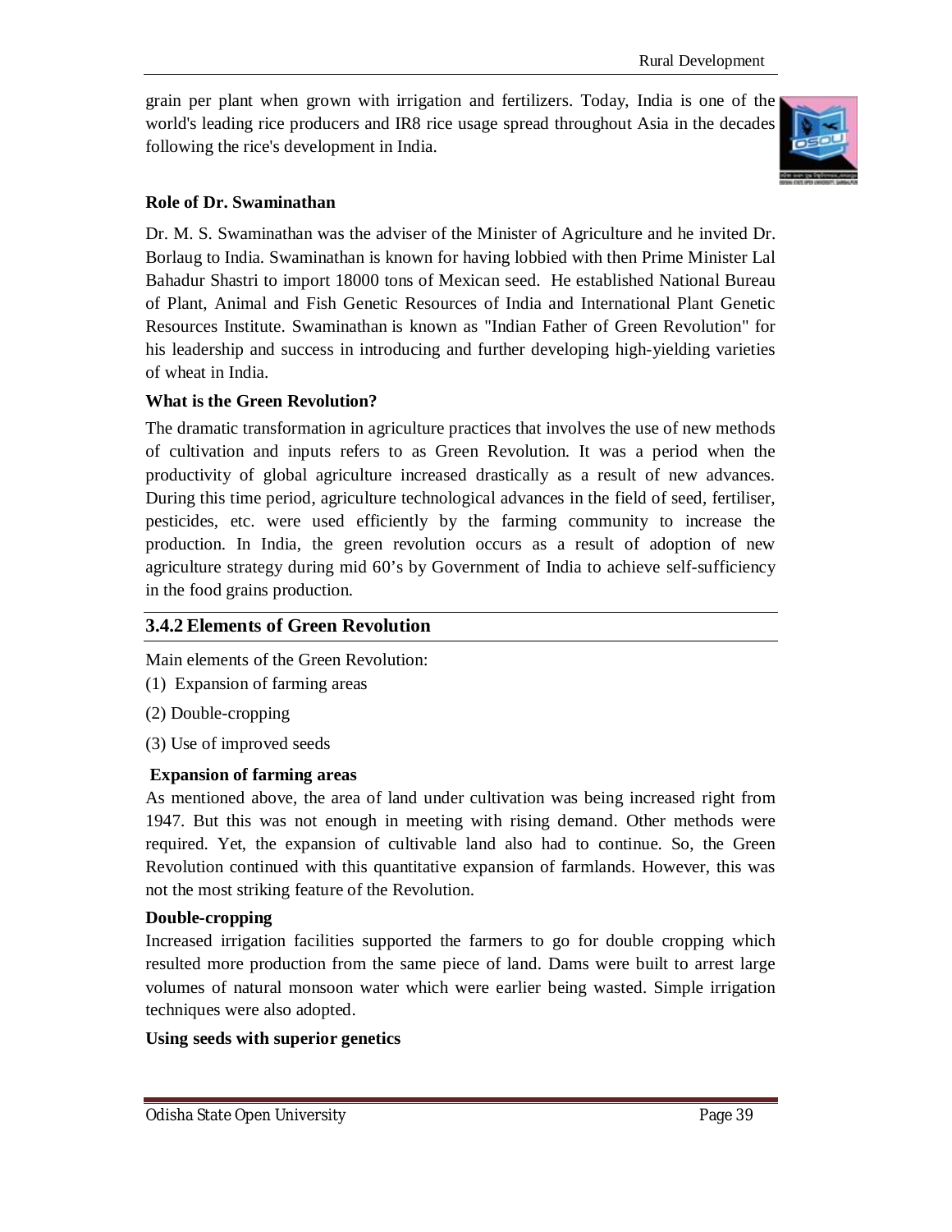grain per plant when grown with irrigation and fertilizers. Today, India is one of the world's leading rice producers and IR8 rice usage spread throughout Asia in the decades following the rice's development in India.

**Role of Dr. Swaminathan**

Dr. M. S. Swaminathan was the adviser of the Minister of Agriculture and he invited Dr. Borlaug to India. Swaminathan is known for having lobbied with then Prime Minister Lal Bahadur Shastri to import 18000 tons of Mexican seed. He established National Bureau of Plant, Animal and Fish Genetic Resources of India and International Plant Genetic Resources Institute. Swaminathan is known as "Indian Father of Green Revolution" for his leadership and success in introducing and further developing high-yielding varieties of wheat in India.

**What is the Green Revolution?**

The dramatic transformation in agriculture practices that involves the use of new methods of cultivation and inputs refers to as Green Revolution. It was a period when the productivity of global agriculture increased drastically as a result of new advances. During this time period, agriculture technological advances in the field of seed, fertiliser, pesticides, etc. were used efficiently by the farming community to increase the production. In India, the green revolution occurs as a result of adoption of new agriculture strategy during mid 60's by Government of India to achieve self-sufficiency in the food grains production.

## 3.4.2 Elements of Green Revolution

Main elements of the Green Revolution:

(1) Expansion of farming areas

(2) Double-cropping

(3) Use of improved seeds

**Expansion of farming areas**

As mentioned above, the area of land under cultivation was being increased right from 1947. But this was not enough in meeting with rising demand. Other methods were required. Yet, the expansion of cultivable land also had to continue. So, the Green Revolution continued with this quantitative expansion of farmlands. However, this was not the most striking feature of the Revolution.

**Double-cropping**

Increased irrigation facilities supported the farmers to go for double cropping which resulted more production from the same piece of land. Dams were built to arrest large volumes of natural monsoon water which were earlier being wasted. Simple irrigation techniques were also adopted.

**Using seeds with superior genetics**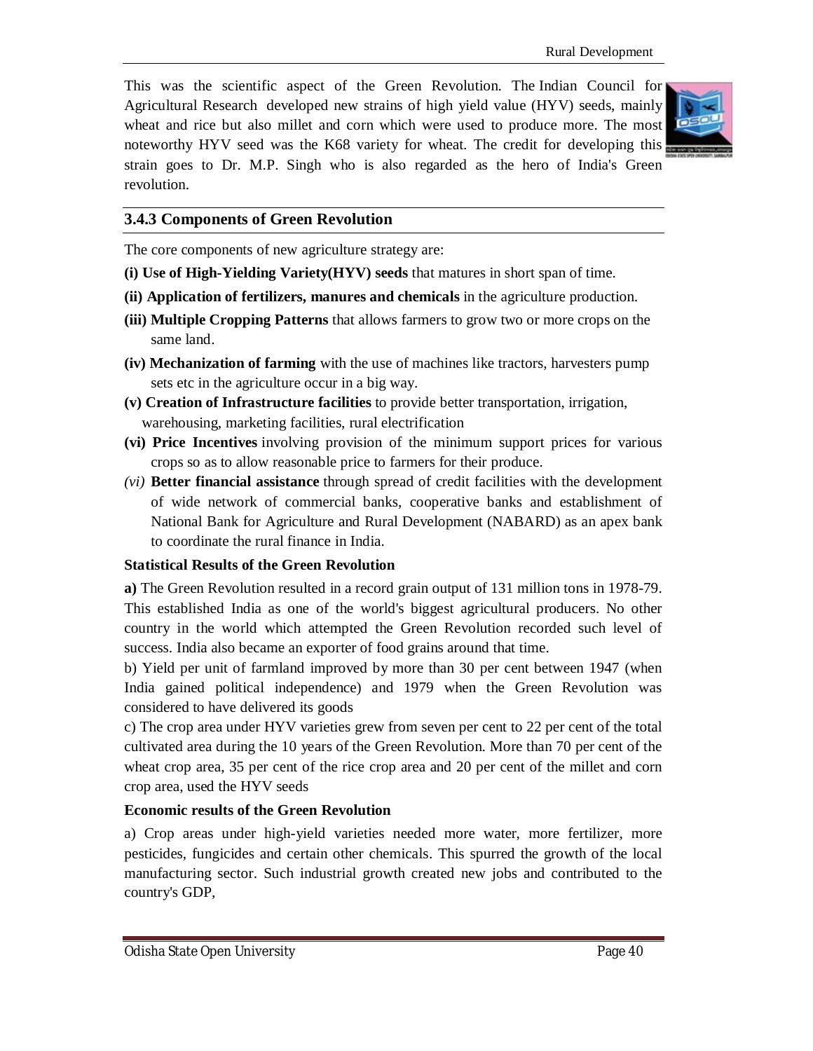This was the scientific aspect of the Green Revolution. The Indian Council for Agricultural Research developed new strains of high yield value (HYV) seeds, mainly wheat and rice but also millet and corn which were used to produce more. The most noteworthy HYV seed was the K68 variety for wheat. The credit for developing this strain goes to Dr. M.P. Singh who is also regarded as the hero of India's Green revolution.

### 3.4.3 Components of Green Revolution

The core components of new agriculture strategy are:

**(i) Use of High-Yielding Variety(HYV) seeds** that matures in short span of time.

**(ii) Application of fertilizers, manures and chemicals** in the agriculture production.

**(iii) Multiple Cropping Patterns** that allows farmers to grow two or more crops on the same land.

**(iv) Mechanization of farming** with the use of machines like tractors, harvesters pump sets etc in the agriculture occur in a big way.

**(v) Creation of Infrastructure facilities** to provide better transportation, irrigation, warehousing, marketing facilities, rural electrification

**(vi) Price Incentives** involving provision of the minimum support prices for various crops so as to allow reasonable price to farmers for their produce.

*(vi)* **Better financial assistance** through spread of credit facilities with the development of wide network of commercial banks, cooperative banks and establishment of National Bank for Agriculture and Rural Development (NABARD) as an apex bank to coordinate the rural finance in India.

**Statistical Results of the Green Revolution**

**a)** The Green Revolution resulted in a record grain output of 131 million tons in 1978-79. This established India as one of the world's biggest agricultural producers. No other country in the world which attempted the Green Revolution recorded such level of success. India also became an exporter of food grains around that time.

b) Yield per unit of farmland improved by more than 30 per cent between 1947 (when India gained political independence) and 1979 when the Green Revolution was considered to have delivered its goods

c) The crop area under HYV varieties grew from seven per cent to 22 per cent of the total cultivated area during the 10 years of the Green Revolution. More than 70 per cent of the wheat crop area, 35 per cent of the rice crop area and 20 per cent of the millet and corn crop area, used the HYV seeds

**Economic results of the Green Revolution**

a) Crop areas under high-yield varieties needed more water, more fertilizer, more pesticides, fungicides and certain other chemicals. This spurred the growth of the local manufacturing sector. Such industrial growth created new jobs and contributed to the country's GDP,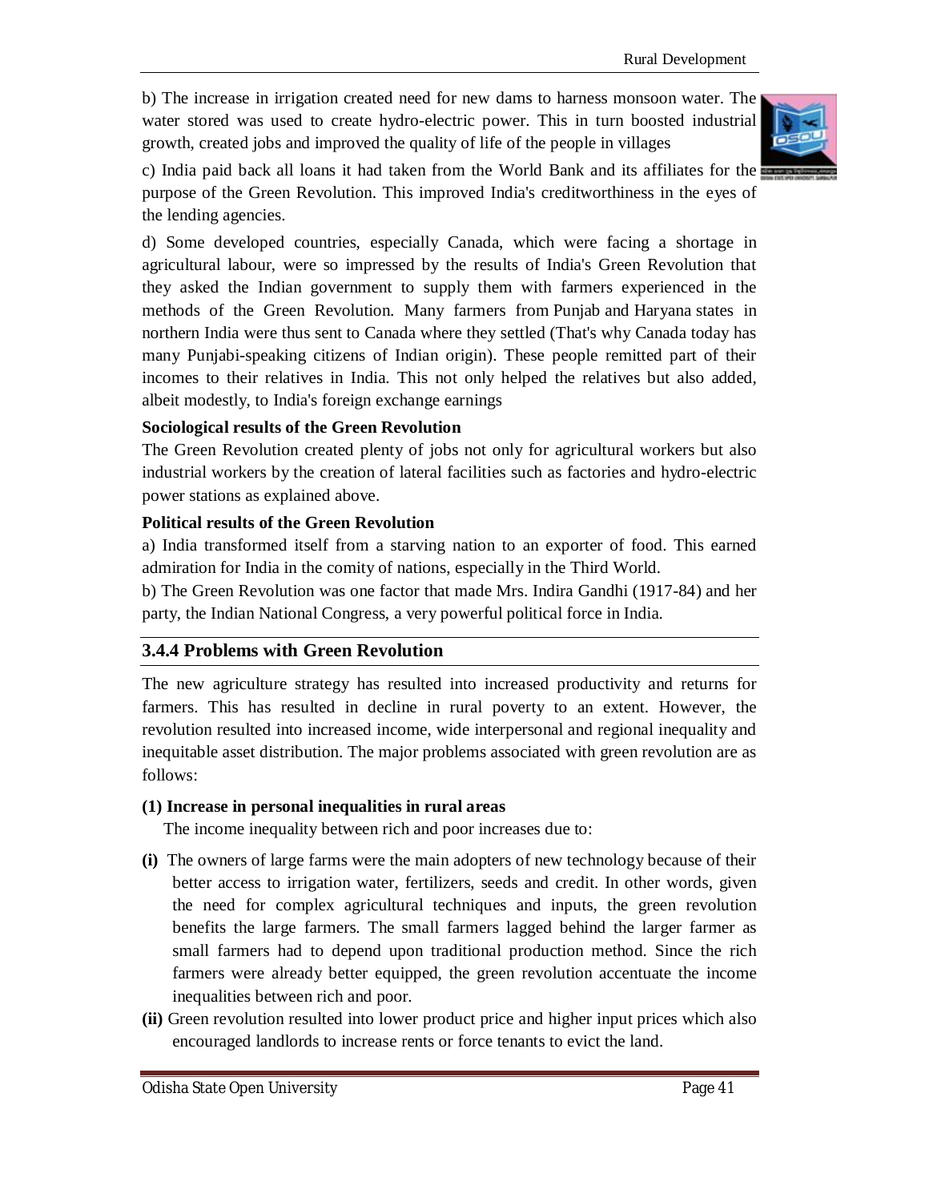b) The increase in irrigation created need for new dams to harness monsoon water. The water stored was used to create hydro-electric power. This in turn boosted industrial growth, created jobs and improved the quality of life of the people in villages

c) India paid back all loans it had taken from the World Bank and its affiliates for the purpose of the Green Revolution. This improved India's creditworthiness in the eyes of the lending agencies.

d) Some developed countries, especially Canada, which were facing a shortage in agricultural labour, were so impressed by the results of India's Green Revolution that they asked the Indian government to supply them with farmers experienced in the methods of the Green Revolution. Many farmers from Punjab and Haryana states in northern India were thus sent to Canada where they settled (That's why Canada today has many Punjabi-speaking citizens of Indian origin). These people remitted part of their incomes to their relatives in India. This not only helped the relatives but also added, albeit modestly, to India's foreign exchange earnings

**Sociological results of the Green Revolution**

The Green Revolution created plenty of jobs not only for agricultural workers but also industrial workers by the creation of lateral facilities such as factories and hydro-electric power stations as explained above.

**Political results of the Green Revolution**

a) India transformed itself from a starving nation to an exporter of food. This earned admiration for India in the comity of nations, especially in the Third World.

b) The Green Revolution was one factor that made Mrs. Indira Gandhi (1917-84) and her party, the Indian National Congress, a very powerful political force in India.

### 3.4.4 Problems with Green Revolution

The new agriculture strategy has resulted into increased productivity and returns for farmers. This has resulted in decline in rural poverty to an extent. However, the revolution resulted into increased income, wide interpersonal and regional inequality and inequitable asset distribution. The major problems associated with green revolution are as follows:

**(1) Increase in personal inequalities in rural areas**

The income inequality between rich and poor increases due to:

**(i)** The owners of large farms were the main adopters of new technology because of their better access to irrigation water, fertilizers, seeds and credit. In other words, given the need for complex agricultural techniques and inputs, the green revolution benefits the large farmers. The small farmers lagged behind the larger farmer as small farmers had to depend upon traditional production method. Since the rich farmers were already better equipped, the green revolution accentuate the income inequalities between rich and poor.

**(ii)** Green revolution resulted into lower product price and higher input prices which also encouraged landlords to increase rents or force tenants to evict the land.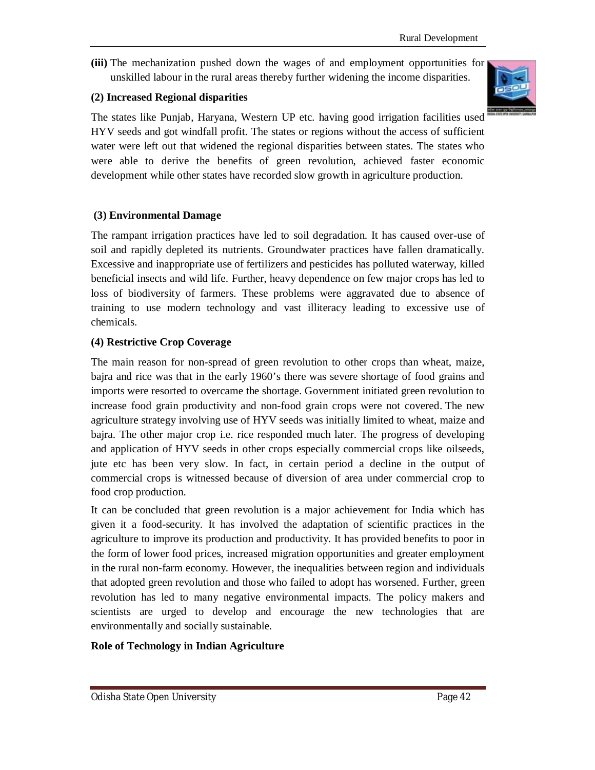**(iii)** The mechanization pushed down the wages of and employment opportunities for unskilled labour in the rural areas thereby further widening the income disparities.

**(2) Increased Regional disparities**

The states like Punjab, Haryana, Western UP etc. having good irrigation facilities used HYV seeds and got windfall profit. The states or regions without the access of sufficient water were left out that widened the regional disparities between states. The states who were able to derive the benefits of green revolution, achieved faster economic development while other states have recorded slow growth in agriculture production.

**(3) Environmental Damage**

The rampant irrigation practices have led to soil degradation. It has caused over-use of soil and rapidly depleted its nutrients. Groundwater practices have fallen dramatically. Excessive and inappropriate use of fertilizers and pesticides has polluted waterway, killed beneficial insects and wild life. Further, heavy dependence on few major crops has led to loss of biodiversity of farmers. These problems were aggravated due to absence of training to use modern technology and vast illiteracy leading to excessive use of chemicals.

**(4) Restrictive Crop Coverage**

The main reason for non-spread of green revolution to other crops than wheat, maize, bajra and rice was that in the early 1960's there was severe shortage of food grains and imports were resorted to overcame the shortage. Government initiated green revolution to increase food grain productivity and non-food grain crops were not covered. The new agriculture strategy involving use of HYV seeds was initially limited to wheat, maize and bajra. The other major crop i.e. rice responded much later. The progress of developing and application of HYV seeds in other crops especially commercial crops like oilseeds, jute etc has been very slow. In fact, in certain period a decline in the output of commercial crops is witnessed because of diversion of area under commercial crop to food crop production.

It can be concluded that green revolution is a major achievement for India which has given it a food-security. It has involved the adaptation of scientific practices in the agriculture to improve its production and productivity. It has provided benefits to poor in the form of lower food prices, increased migration opportunities and greater employment in the rural non-farm economy. However, the inequalities between region and individuals that adopted green revolution and those who failed to adopt has worsened. Further, green revolution has led to many negative environmental impacts. The policy makers and scientists are urged to develop and encourage the new technologies that are environmentally and socially sustainable.

**Role of Technology in Indian Agriculture**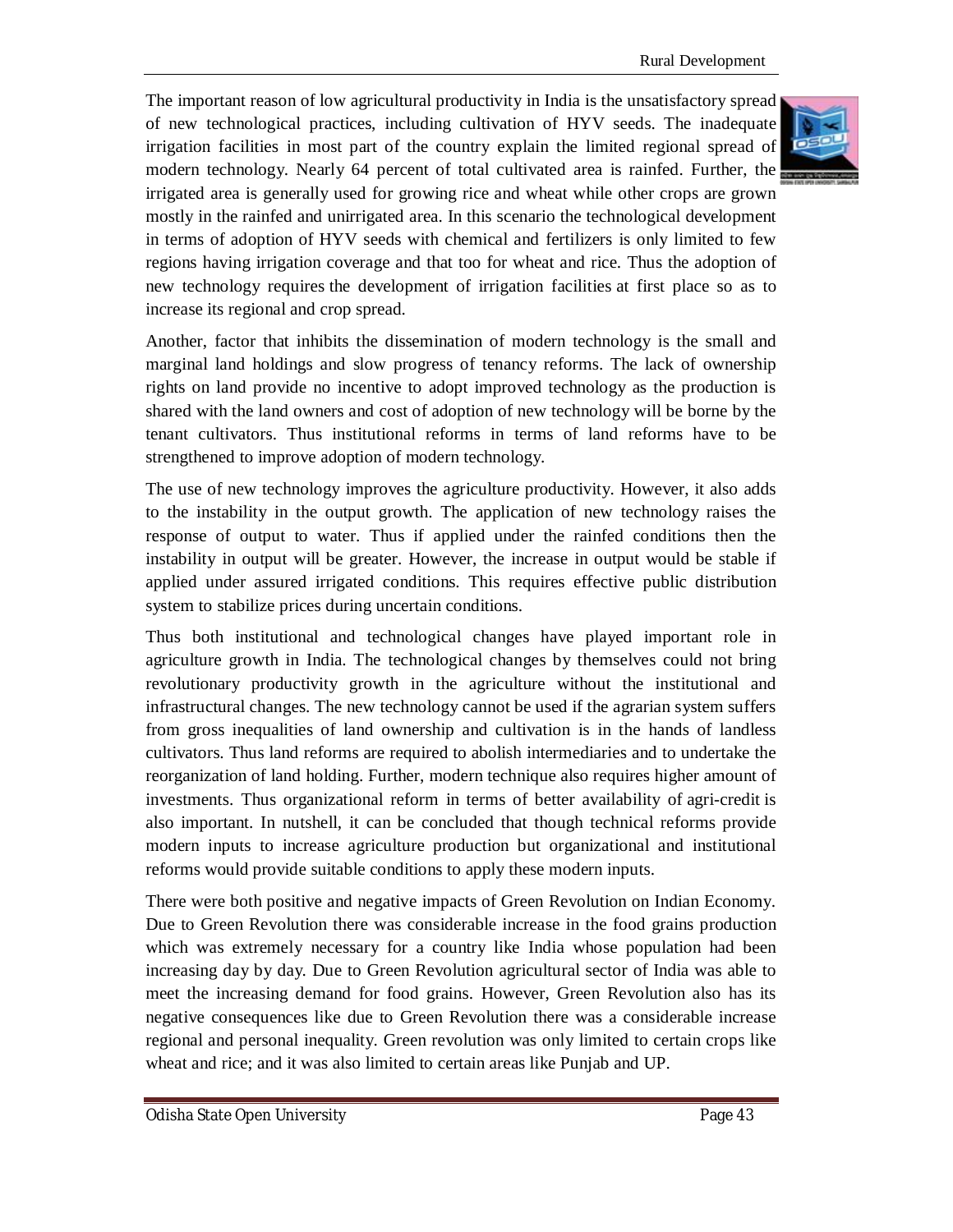The important reason of low agricultural productivity in India is the unsatisfactory spread of new technological practices, including cultivation of HYV seeds. The inadequate irrigation facilities in most part of the country explain the limited regional spread of modern technology. Nearly 64 percent of total cultivated area is rainfed. Further, the irrigated area is generally used for growing rice and wheat while other crops are grown mostly in the rainfed and unirrigated area. In this scenario the technological development in terms of adoption of HYV seeds with chemical and fertilizers is only limited to few regions having irrigation coverage and that too for wheat and rice. Thus the adoption of new technology requires the development of irrigation facilities at first place so as to increase its regional and crop spread.

Another, factor that inhibits the dissemination of modern technology is the small and marginal land holdings and slow progress of tenancy reforms. The lack of ownership rights on land provide no incentive to adopt improved technology as the production is shared with the land owners and cost of adoption of new technology will be borne by the tenant cultivators. Thus institutional reforms in terms of land reforms have to be strengthened to improve adoption of modern technology.

The use of new technology improves the agriculture productivity. However, it also adds to the instability in the output growth. The application of new technology raises the response of output to water. Thus if applied under the rainfed conditions then the instability in output will be greater. However, the increase in output would be stable if applied under assured irrigated conditions. This requires effective public distribution system to stabilize prices during uncertain conditions.

Thus both institutional and technological changes have played important role in agriculture growth in India. The technological changes by themselves could not bring revolutionary productivity growth in the agriculture without the institutional and infrastructural changes. The new technology cannot be used if the agrarian system suffers from gross inequalities of land ownership and cultivation is in the hands of landless cultivators. Thus land reforms are required to abolish intermediaries and to undertake the reorganization of land holding. Further, modern technique also requires higher amount of investments. Thus organizational reform in terms of better availability of agri-credit is also important. In nutshell, it can be concluded that though technical reforms provide modern inputs to increase agriculture production but organizational and institutional reforms would provide suitable conditions to apply these modern inputs.

There were both positive and negative impacts of Green Revolution on Indian Economy. Due to Green Revolution there was considerable increase in the food grains production which was extremely necessary for a country like India whose population had been increasing day by day. Due to Green Revolution agricultural sector of India was able to meet the increasing demand for food grains. However, Green Revolution also has its negative consequences like due to Green Revolution there was a considerable increase regional and personal inequality. Green revolution was only limited to certain crops like wheat and rice; and it was also limited to certain areas like Punjab and UP.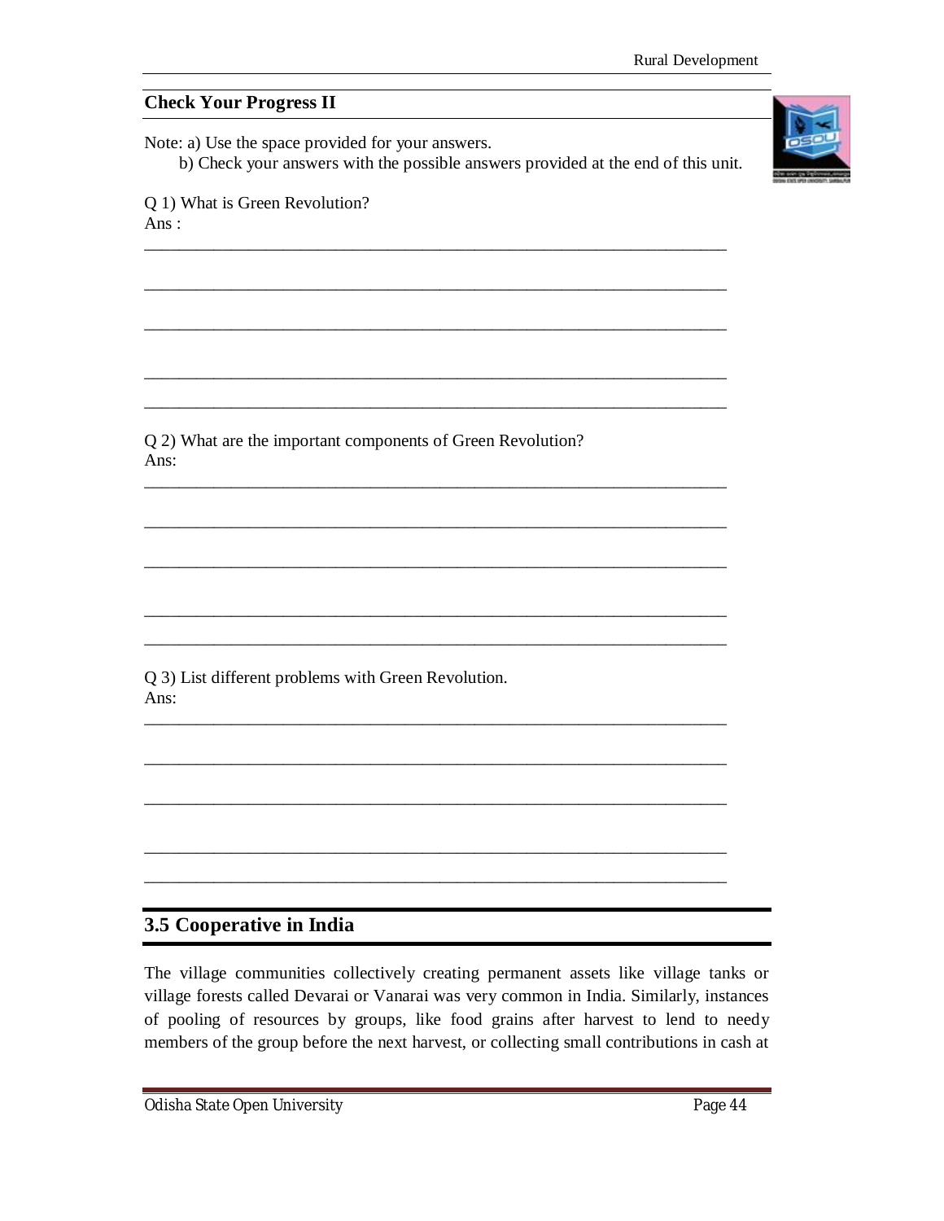## Check Your Progress II

Note: a) Use the space provided for your answers.

b) Check your answers with the possible answers provided at the end of this unit.

Q 1) What is Green Revolution?

Ans :

_______________________________________________________________

_______________________________________________________________

_______________________________________________________________

_______________________________________________________________

_______________________________________________________________

Q 2) What are the important components of Green Revolution?

Ans:

_______________________________________________________________

_______________________________________________________________

_______________________________________________________________

_______________________________________________________________

_______________________________________________________________

Q 3) List different problems with Green Revolution.

Ans:

_______________________________________________________________

_______________________________________________________________

_______________________________________________________________

_______________________________________________________________

_______________________________________________________________

## 3.5 Cooperative in India

The village communities collectively creating permanent assets like village tanks or village forests called Devarai or Vanarai was very common in India. Similarly, instances of pooling of resources by groups, like food grains after harvest to lend to needy members of the group before the next harvest, or collecting small contributions in cash at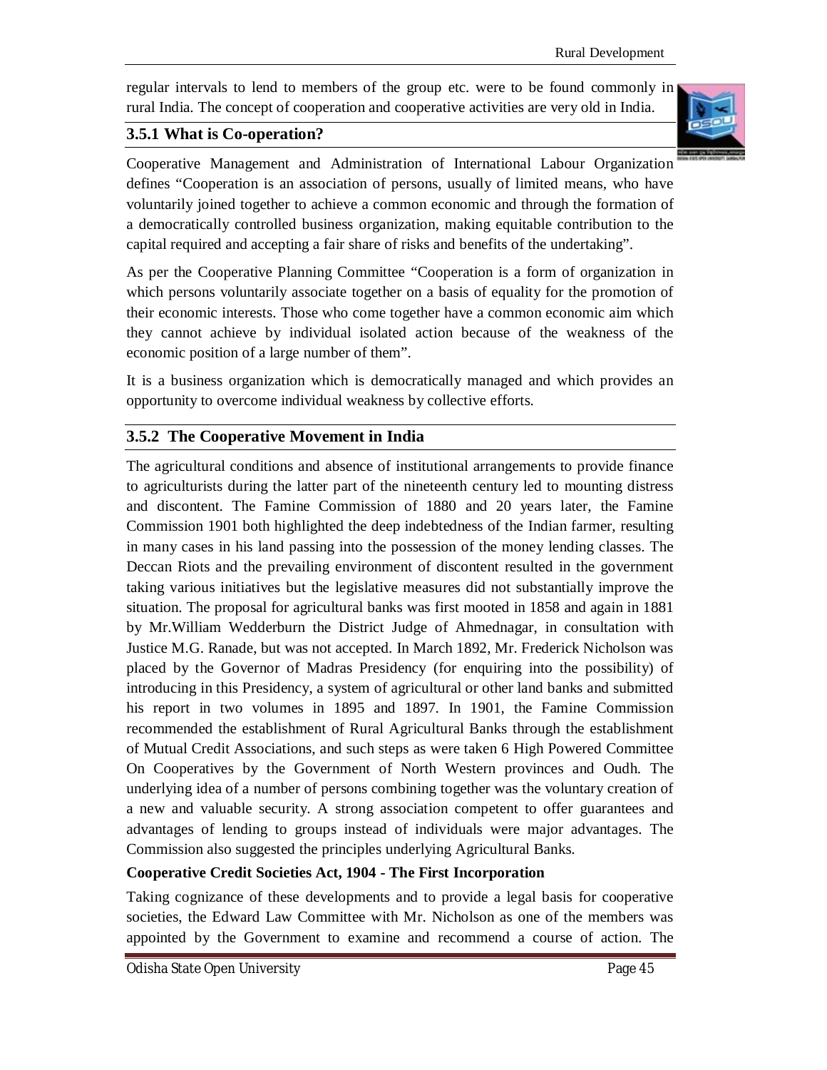regular intervals to lend to members of the group etc. were to be found commonly in rural India. The concept of cooperation and cooperative activities are very old in India.

### 3.5.1 What is Co-operation?

Cooperative Management and Administration of International Labour Organization defines "Cooperation is an association of persons, usually of limited means, who have voluntarily joined together to achieve a common economic and through the formation of a democratically controlled business organization, making equitable contribution to the capital required and accepting a fair share of risks and benefits of the undertaking".

As per the Cooperative Planning Committee "Cooperation is a form of organization in which persons voluntarily associate together on a basis of equality for the promotion of their economic interests. Those who come together have a common economic aim which they cannot achieve by individual isolated action because of the weakness of the economic position of a large number of them".

It is a business organization which is democratically managed and which provides an opportunity to overcome individual weakness by collective efforts.

### 3.5.2 The Cooperative Movement in India

The agricultural conditions and absence of institutional arrangements to provide finance to agriculturists during the latter part of the nineteenth century led to mounting distress and discontent. The Famine Commission of 1880 and 20 years later, the Famine Commission 1901 both highlighted the deep indebtedness of the Indian farmer, resulting in many cases in his land passing into the possession of the money lending classes. The Deccan Riots and the prevailing environment of discontent resulted in the government taking various initiatives but the legislative measures did not substantially improve the situation. The proposal for agricultural banks was first mooted in 1858 and again in 1881 by Mr.William Wedderburn the District Judge of Ahmednagar, in consultation with Justice M.G. Ranade, but was not accepted. In March 1892, Mr. Frederick Nicholson was placed by the Governor of Madras Presidency (for enquiring into the possibility) of introducing in this Presidency, a system of agricultural or other land banks and submitted his report in two volumes in 1895 and 1897. In 1901, the Famine Commission recommended the establishment of Rural Agricultural Banks through the establishment of Mutual Credit Associations, and such steps as were taken 6 High Powered Committee On Cooperatives by the Government of North Western provinces and Oudh. The underlying idea of a number of persons combining together was the voluntary creation of a new and valuable security. A strong association competent to offer guarantees and advantages of lending to groups instead of individuals were major advantages. The Commission also suggested the principles underlying Agricultural Banks.

**Cooperative Credit Societies Act, 1904 - The First Incorporation**

Taking cognizance of these developments and to provide a legal basis for cooperative societies, the Edward Law Committee with Mr. Nicholson as one of the members was appointed by the Government to examine and recommend a course of action. The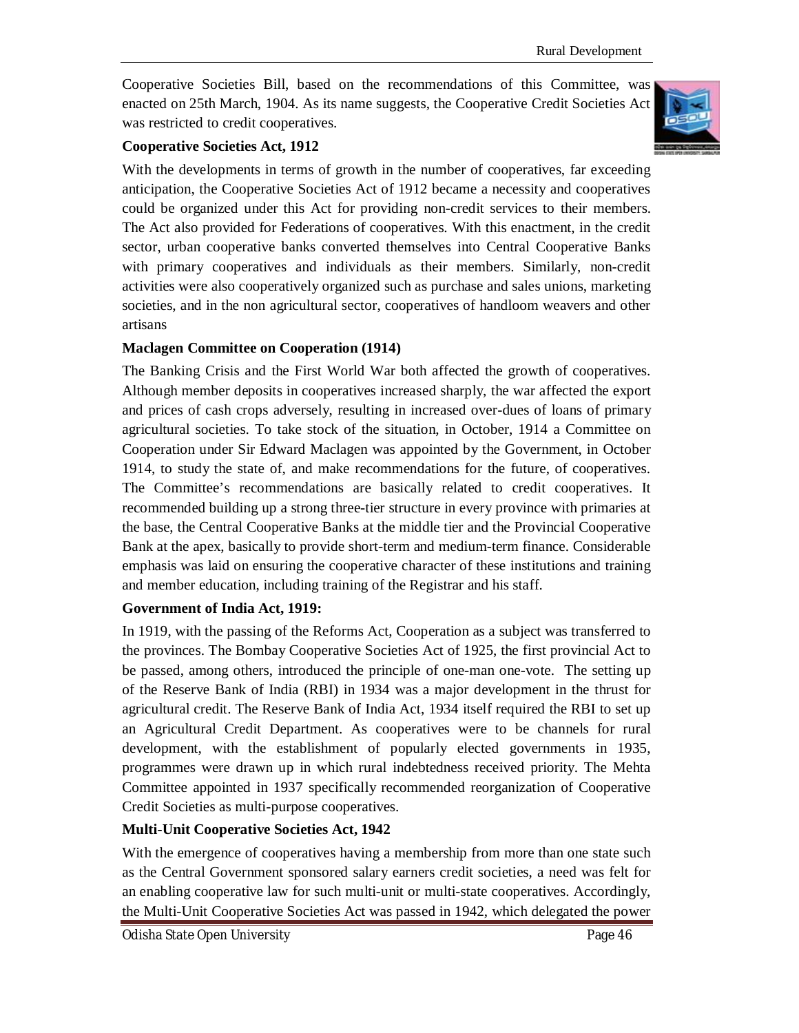Cooperative Societies Bill, based on the recommendations of this Committee, was enacted on 25th March, 1904. As its name suggests, the Cooperative Credit Societies Act was restricted to credit cooperatives.

**Cooperative Societies Act, 1912**

With the developments in terms of growth in the number of cooperatives, far exceeding anticipation, the Cooperative Societies Act of 1912 became a necessity and cooperatives could be organized under this Act for providing non-credit services to their members. The Act also provided for Federations of cooperatives. With this enactment, in the credit sector, urban cooperative banks converted themselves into Central Cooperative Banks with primary cooperatives and individuals as their members. Similarly, non-credit activities were also cooperatively organized such as purchase and sales unions, marketing societies, and in the non agricultural sector, cooperatives of handloom weavers and other artisans

**Maclagen Committee on Cooperation (1914)**

The Banking Crisis and the First World War both affected the growth of cooperatives. Although member deposits in cooperatives increased sharply, the war affected the export and prices of cash crops adversely, resulting in increased over-dues of loans of primary agricultural societies. To take stock of the situation, in October, 1914 a Committee on Cooperation under Sir Edward Maclagen was appointed by the Government, in October 1914, to study the state of, and make recommendations for the future, of cooperatives. The Committee's recommendations are basically related to credit cooperatives. It recommended building up a strong three-tier structure in every province with primaries at the base, the Central Cooperative Banks at the middle tier and the Provincial Cooperative Bank at the apex, basically to provide short-term and medium-term finance. Considerable emphasis was laid on ensuring the cooperative character of these institutions and training and member education, including training of the Registrar and his staff.

**Government of India Act, 1919:**

In 1919, with the passing of the Reforms Act, Cooperation as a subject was transferred to the provinces. The Bombay Cooperative Societies Act of 1925, the first provincial Act to be passed, among others, introduced the principle of one-man one-vote. The setting up of the Reserve Bank of India (RBI) in 1934 was a major development in the thrust for agricultural credit. The Reserve Bank of India Act, 1934 itself required the RBI to set up an Agricultural Credit Department. As cooperatives were to be channels for rural development, with the establishment of popularly elected governments in 1935, programmes were drawn up in which rural indebtedness received priority. The Mehta Committee appointed in 1937 specifically recommended reorganization of Cooperative Credit Societies as multi-purpose cooperatives.

**Multi-Unit Cooperative Societies Act, 1942**

With the emergence of cooperatives having a membership from more than one state such as the Central Government sponsored salary earners credit societies, a need was felt for an enabling cooperative law for such multi-unit or multi-state cooperatives. Accordingly, the Multi-Unit Cooperative Societies Act was passed in 1942, which delegated the power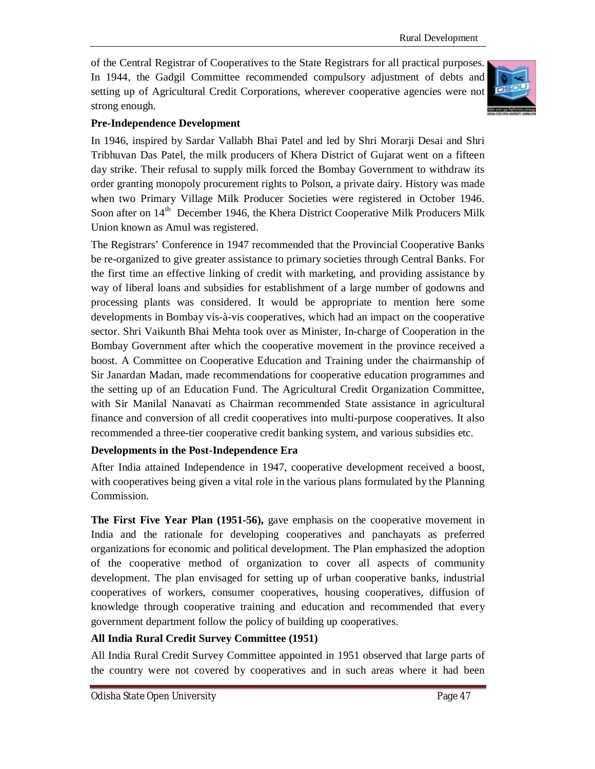of the Central Registrar of Cooperatives to the State Registrars for all practical purposes. In 1944, the Gadgil Committee recommended compulsory adjustment of debts and setting up of Agricultural Credit Corporations, wherever cooperative agencies were not strong enough.

**Pre-Independence Development**

In 1946, inspired by Sardar Vallabh Bhai Patel and led by Shri Morarji Desai and Shri Tribhuvan Das Patel, the milk producers of Khera District of Gujarat went on a fifteen day strike. Their refusal to supply milk forced the Bombay Government to withdraw its order granting monopoly procurement rights to Polson, a private dairy. History was made when two Primary Village Milk Producer Societies were registered in October 1946. Soon after on 14th December 1946, the Khera District Cooperative Milk Producers Milk Union known as Amul was registered.

The Registrars' Conference in 1947 recommended that the Provincial Cooperative Banks be re-organized to give greater assistance to primary societies through Central Banks. For the first time an effective linking of credit with marketing, and providing assistance by way of liberal loans and subsidies for establishment of a large number of godowns and processing plants was considered. It would be appropriate to mention here some developments in Bombay vis-à-vis cooperatives, which had an impact on the cooperative sector. Shri Vaikunth Bhai Mehta took over as Minister, In-charge of Cooperation in the Bombay Government after which the cooperative movement in the province received a boost. A Committee on Cooperative Education and Training under the chairmanship of Sir Janardan Madan, made recommendations for cooperative education programmes and the setting up of an Education Fund. The Agricultural Credit Organization Committee, with Sir Manilal Nanavati as Chairman recommended State assistance in agricultural finance and conversion of all credit cooperatives into multi-purpose cooperatives. It also recommended a three-tier cooperative credit banking system, and various subsidies etc.

**Developments in the Post-Independence Era**

After India attained Independence in 1947, cooperative development received a boost, with cooperatives being given a vital role in the various plans formulated by the Planning Commission.

**The First Five Year Plan (1951-56),** gave emphasis on the cooperative movement in India and the rationale for developing cooperatives and panchayats as preferred organizations for economic and political development. The Plan emphasized the adoption of the cooperative method of organization to cover all aspects of community development. The plan envisaged for setting up of urban cooperative banks, industrial cooperatives of workers, consumer cooperatives, housing cooperatives, diffusion of knowledge through cooperative training and education and recommended that every government department follow the policy of building up cooperatives.

**All India Rural Credit Survey Committee (1951)**

All India Rural Credit Survey Committee appointed in 1951 observed that large parts of the country were not covered by cooperatives and in such areas where it had been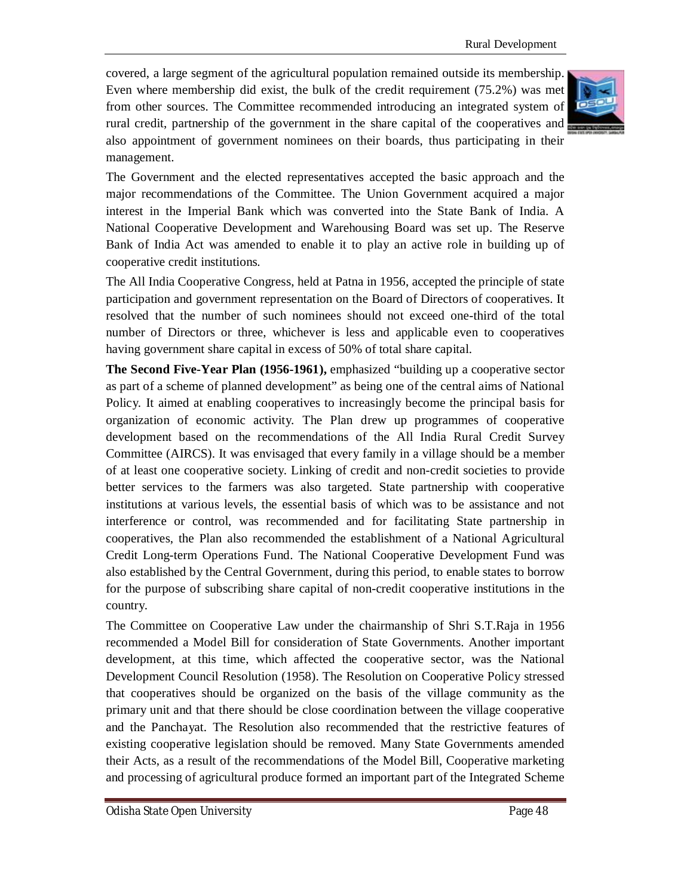covered, a large segment of the agricultural population remained outside its membership. Even where membership did exist, the bulk of the credit requirement (75.2%) was met from other sources. The Committee recommended introducing an integrated system of rural credit, partnership of the government in the share capital of the cooperatives and also appointment of government nominees on their boards, thus participating in their management.

The Government and the elected representatives accepted the basic approach and the major recommendations of the Committee. The Union Government acquired a major interest in the Imperial Bank which was converted into the State Bank of India. A National Cooperative Development and Warehousing Board was set up. The Reserve Bank of India Act was amended to enable it to play an active role in building up of cooperative credit institutions.

The All India Cooperative Congress, held at Patna in 1956, accepted the principle of state participation and government representation on the Board of Directors of cooperatives. It resolved that the number of such nominees should not exceed one-third of the total number of Directors or three, whichever is less and applicable even to cooperatives having government share capital in excess of 50% of total share capital.

**The Second Five-Year Plan (1956-1961),** emphasized "building up a cooperative sector as part of a scheme of planned development" as being one of the central aims of National Policy. It aimed at enabling cooperatives to increasingly become the principal basis for organization of economic activity. The Plan drew up programmes of cooperative development based on the recommendations of the All India Rural Credit Survey Committee (AIRCS). It was envisaged that every family in a village should be a member of at least one cooperative society. Linking of credit and non-credit societies to provide better services to the farmers was also targeted. State partnership with cooperative institutions at various levels, the essential basis of which was to be assistance and not interference or control, was recommended and for facilitating State partnership in cooperatives, the Plan also recommended the establishment of a National Agricultural Credit Long-term Operations Fund. The National Cooperative Development Fund was also established by the Central Government, during this period, to enable states to borrow for the purpose of subscribing share capital of non-credit cooperative institutions in the country.

The Committee on Cooperative Law under the chairmanship of Shri S.T.Raja in 1956 recommended a Model Bill for consideration of State Governments. Another important development, at this time, which affected the cooperative sector, was the National Development Council Resolution (1958). The Resolution on Cooperative Policy stressed that cooperatives should be organized on the basis of the village community as the primary unit and that there should be close coordination between the village cooperative and the Panchayat. The Resolution also recommended that the restrictive features of existing cooperative legislation should be removed. Many State Governments amended their Acts, as a result of the recommendations of the Model Bill, Cooperative marketing and processing of agricultural produce formed an important part of the Integrated Scheme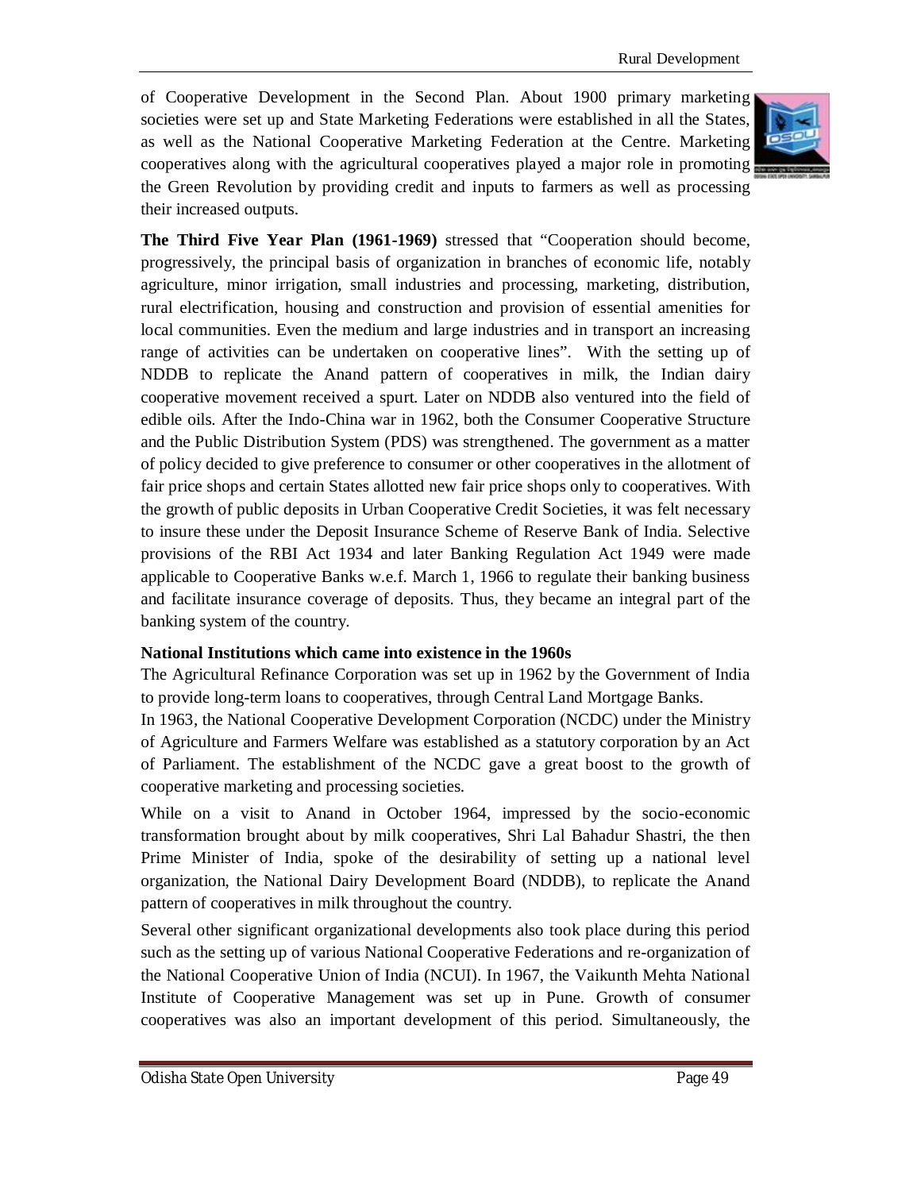of Cooperative Development in the Second Plan. About 1900 primary marketing societies were set up and State Marketing Federations were established in all the States, as well as the National Cooperative Marketing Federation at the Centre. Marketing cooperatives along with the agricultural cooperatives played a major role in promoting the Green Revolution by providing credit and inputs to farmers as well as processing their increased outputs.

**The Third Five Year Plan (1961-1969)** stressed that "Cooperation should become, progressively, the principal basis of organization in branches of economic life, notably agriculture, minor irrigation, small industries and processing, marketing, distribution, rural electrification, housing and construction and provision of essential amenities for local communities. Even the medium and large industries and in transport an increasing range of activities can be undertaken on cooperative lines". With the setting up of NDDB to replicate the Anand pattern of cooperatives in milk, the Indian dairy cooperative movement received a spurt. Later on NDDB also ventured into the field of edible oils. After the Indo-China war in 1962, both the Consumer Cooperative Structure and the Public Distribution System (PDS) was strengthened. The government as a matter of policy decided to give preference to consumer or other cooperatives in the allotment of fair price shops and certain States allotted new fair price shops only to cooperatives. With the growth of public deposits in Urban Cooperative Credit Societies, it was felt necessary to insure these under the Deposit Insurance Scheme of Reserve Bank of India. Selective provisions of the RBI Act 1934 and later Banking Regulation Act 1949 were made applicable to Cooperative Banks w.e.f. March 1, 1966 to regulate their banking business and facilitate insurance coverage of deposits. Thus, they became an integral part of the banking system of the country.

**National Institutions which came into existence in the 1960s**

The Agricultural Refinance Corporation was set up in 1962 by the Government of India to provide long-term loans to cooperatives, through Central Land Mortgage Banks.

In 1963, the National Cooperative Development Corporation (NCDC) under the Ministry of Agriculture and Farmers Welfare was established as a statutory corporation by an Act of Parliament. The establishment of the NCDC gave a great boost to the growth of cooperative marketing and processing societies.

While on a visit to Anand in October 1964, impressed by the socio-economic transformation brought about by milk cooperatives, Shri Lal Bahadur Shastri, the then Prime Minister of India, spoke of the desirability of setting up a national level organization, the National Dairy Development Board (NDDB), to replicate the Anand pattern of cooperatives in milk throughout the country.

Several other significant organizational developments also took place during this period such as the setting up of various National Cooperative Federations and re-organization of the National Cooperative Union of India (NCUI). In 1967, the Vaikunth Mehta National Institute of Cooperative Management was set up in Pune. Growth of consumer cooperatives was also an important development of this period. Simultaneously, the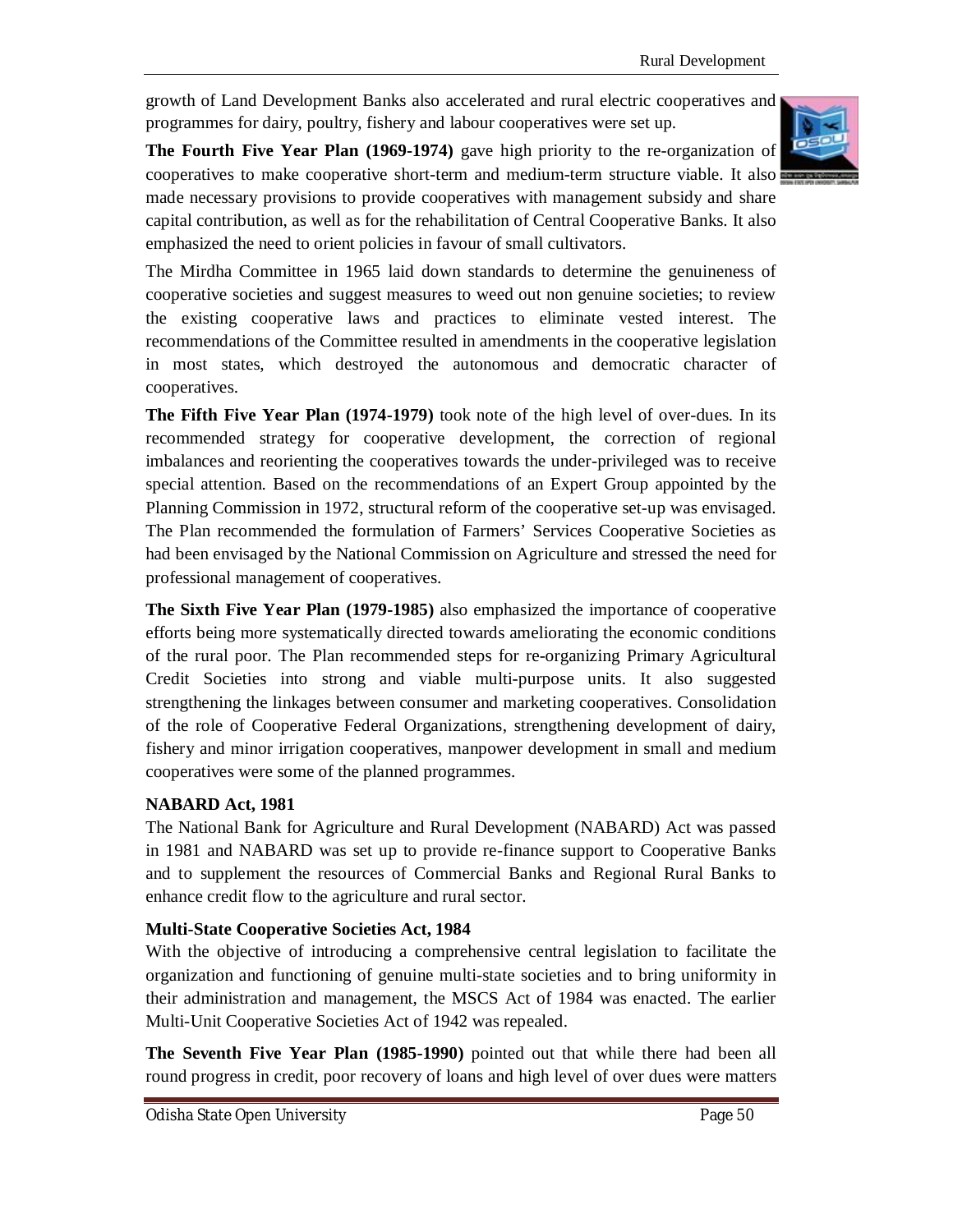growth of Land Development Banks also accelerated and rural electric cooperatives and programmes for dairy, poultry, fishery and labour cooperatives were set up.

**The Fourth Five Year Plan (1969-1974)** gave high priority to the re-organization of cooperatives to make cooperative short-term and medium-term structure viable. It also made necessary provisions to provide cooperatives with management subsidy and share capital contribution, as well as for the rehabilitation of Central Cooperative Banks. It also emphasized the need to orient policies in favour of small cultivators.

The Mirdha Committee in 1965 laid down standards to determine the genuineness of cooperative societies and suggest measures to weed out non genuine societies; to review the existing cooperative laws and practices to eliminate vested interest. The recommendations of the Committee resulted in amendments in the cooperative legislation in most states, which destroyed the autonomous and democratic character of cooperatives.

**The Fifth Five Year Plan (1974-1979)** took note of the high level of over-dues. In its recommended strategy for cooperative development, the correction of regional imbalances and reorienting the cooperatives towards the under-privileged was to receive special attention. Based on the recommendations of an Expert Group appointed by the Planning Commission in 1972, structural reform of the cooperative set-up was envisaged. The Plan recommended the formulation of Farmers' Services Cooperative Societies as had been envisaged by the National Commission on Agriculture and stressed the need for professional management of cooperatives.

**The Sixth Five Year Plan (1979-1985)** also emphasized the importance of cooperative efforts being more systematically directed towards ameliorating the economic conditions of the rural poor. The Plan recommended steps for re-organizing Primary Agricultural Credit Societies into strong and viable multi-purpose units. It also suggested strengthening the linkages between consumer and marketing cooperatives. Consolidation of the role of Cooperative Federal Organizations, strengthening development of dairy, fishery and minor irrigation cooperatives, manpower development in small and medium cooperatives were some of the planned programmes.

**NABARD Act, 1981**

The National Bank for Agriculture and Rural Development (NABARD) Act was passed in 1981 and NABARD was set up to provide re-finance support to Cooperative Banks and to supplement the resources of Commercial Banks and Regional Rural Banks to enhance credit flow to the agriculture and rural sector.

**Multi-State Cooperative Societies Act, 1984**

With the objective of introducing a comprehensive central legislation to facilitate the organization and functioning of genuine multi-state societies and to bring uniformity in their administration and management, the MSCS Act of 1984 was enacted. The earlier Multi-Unit Cooperative Societies Act of 1942 was repealed.

**The Seventh Five Year Plan (1985-1990)** pointed out that while there had been all round progress in credit, poor recovery of loans and high level of over dues were matters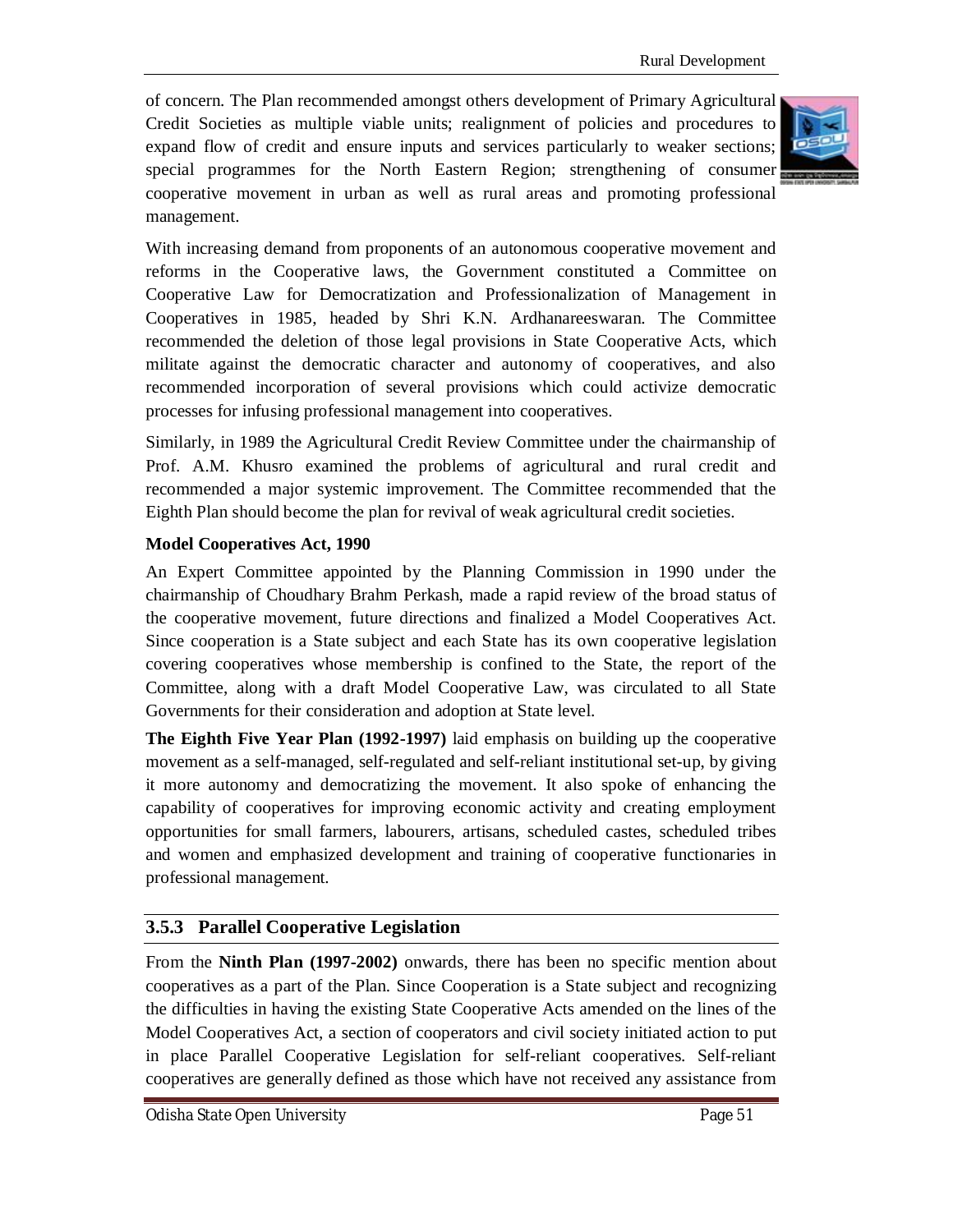of concern. The Plan recommended amongst others development of Primary Agricultural Credit Societies as multiple viable units; realignment of policies and procedures to expand flow of credit and ensure inputs and services particularly to weaker sections; special programmes for the North Eastern Region; strengthening of consumer cooperative movement in urban as well as rural areas and promoting professional management.

With increasing demand from proponents of an autonomous cooperative movement and reforms in the Cooperative laws, the Government constituted a Committee on Cooperative Law for Democratization and Professionalization of Management in Cooperatives in 1985, headed by Shri K.N. Ardhanareeswaran. The Committee recommended the deletion of those legal provisions in State Cooperative Acts, which militate against the democratic character and autonomy of cooperatives, and also recommended incorporation of several provisions which could activize democratic processes for infusing professional management into cooperatives.

Similarly, in 1989 the Agricultural Credit Review Committee under the chairmanship of Prof. A.M. Khusro examined the problems of agricultural and rural credit and recommended a major systemic improvement. The Committee recommended that the Eighth Plan should become the plan for revival of weak agricultural credit societies.

**Model Cooperatives Act, 1990**

An Expert Committee appointed by the Planning Commission in 1990 under the chairmanship of Choudhary Brahm Perkash, made a rapid review of the broad status of the cooperative movement, future directions and finalized a Model Cooperatives Act. Since cooperation is a State subject and each State has its own cooperative legislation covering cooperatives whose membership is confined to the State, the report of the Committee, along with a draft Model Cooperative Law, was circulated to all State Governments for their consideration and adoption at State level.

**The Eighth Five Year Plan (1992-1997)** laid emphasis on building up the cooperative movement as a self-managed, self-regulated and self-reliant institutional set-up, by giving it more autonomy and democratizing the movement. It also spoke of enhancing the capability of cooperatives for improving economic activity and creating employment opportunities for small farmers, labourers, artisans, scheduled castes, scheduled tribes and women and emphasized development and training of cooperative functionaries in professional management.

### 3.5.3 Parallel Cooperative Legislation

From the **Ninth Plan (1997-2002)** onwards, there has been no specific mention about cooperatives as a part of the Plan. Since Cooperation is a State subject and recognizing the difficulties in having the existing State Cooperative Acts amended on the lines of the Model Cooperatives Act, a section of cooperators and civil society initiated action to put in place Parallel Cooperative Legislation for self-reliant cooperatives. Self-reliant cooperatives are generally defined as those which have not received any assistance from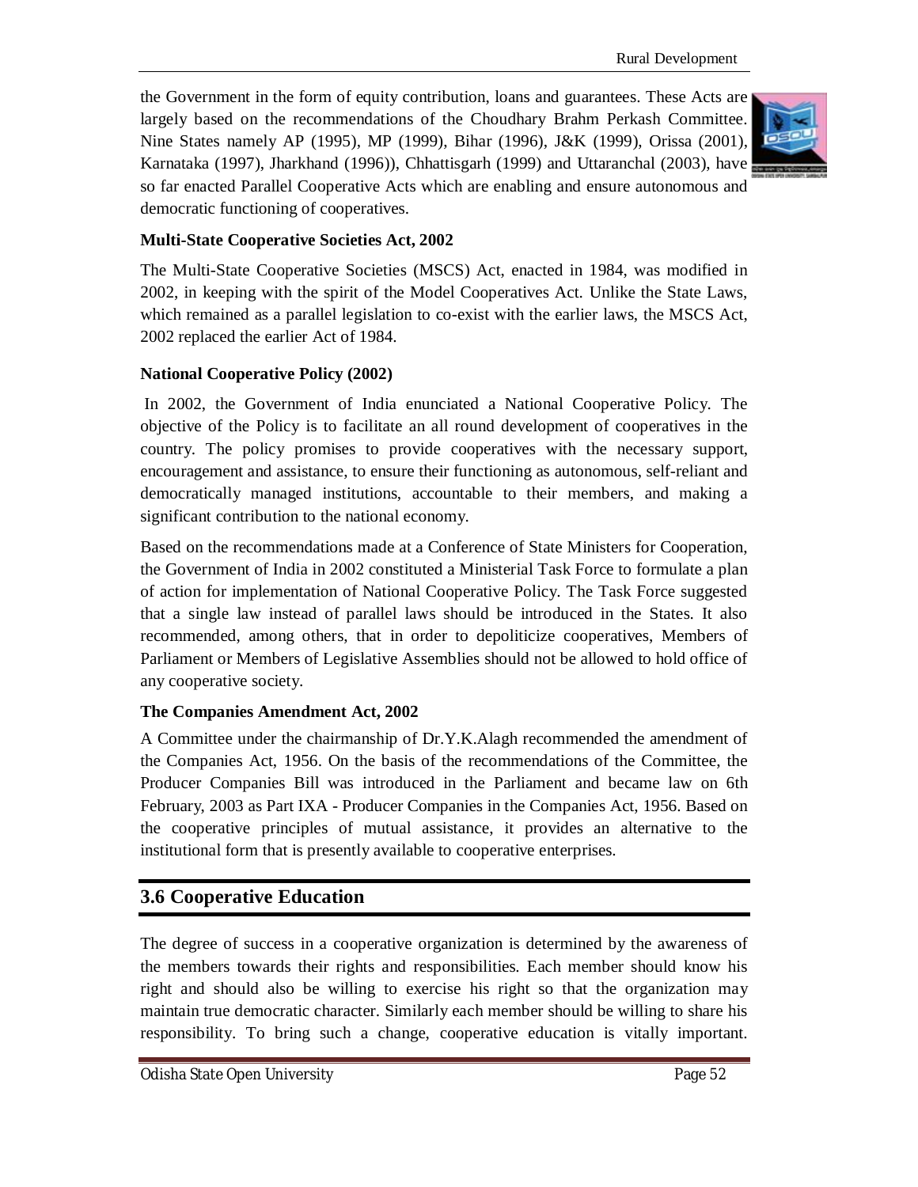the Government in the form of equity contribution, loans and guarantees. These Acts are largely based on the recommendations of the Choudhary Brahm Perkash Committee. Nine States namely AP (1995), MP (1999), Bihar (1996), J&K (1999), Orissa (2001), Karnataka (1997), Jharkhand (1996)), Chhattisgarh (1999) and Uttaranchal (2003), have so far enacted Parallel Cooperative Acts which are enabling and ensure autonomous and democratic functioning of cooperatives.

**Multi-State Cooperative Societies Act, 2002**

The Multi-State Cooperative Societies (MSCS) Act, enacted in 1984, was modified in 2002, in keeping with the spirit of the Model Cooperatives Act. Unlike the State Laws, which remained as a parallel legislation to co-exist with the earlier laws, the MSCS Act, 2002 replaced the earlier Act of 1984.

**National Cooperative Policy (2002)**

In 2002, the Government of India enunciated a National Cooperative Policy. The objective of the Policy is to facilitate an all round development of cooperatives in the country. The policy promises to provide cooperatives with the necessary support, encouragement and assistance, to ensure their functioning as autonomous, self-reliant and democratically managed institutions, accountable to their members, and making a significant contribution to the national economy.

Based on the recommendations made at a Conference of State Ministers for Cooperation, the Government of India in 2002 constituted a Ministerial Task Force to formulate a plan of action for implementation of National Cooperative Policy. The Task Force suggested that a single law instead of parallel laws should be introduced in the States. It also recommended, among others, that in order to depoliticize cooperatives, Members of Parliament or Members of Legislative Assemblies should not be allowed to hold office of any cooperative society.

**The Companies Amendment Act, 2002**

A Committee under the chairmanship of Dr.Y.K.Alagh recommended the amendment of the Companies Act, 1956. On the basis of the recommendations of the Committee, the Producer Companies Bill was introduced in the Parliament and became law on 6th February, 2003 as Part IXA - Producer Companies in the Companies Act, 1956. Based on the cooperative principles of mutual assistance, it provides an alternative to the institutional form that is presently available to cooperative enterprises.

## 3.6 Cooperative Education

The degree of success in a cooperative organization is determined by the awareness of the members towards their rights and responsibilities. Each member should know his right and should also be willing to exercise his right so that the organization may maintain true democratic character. Similarly each member should be willing to share his responsibility. To bring such a change, cooperative education is vitally important.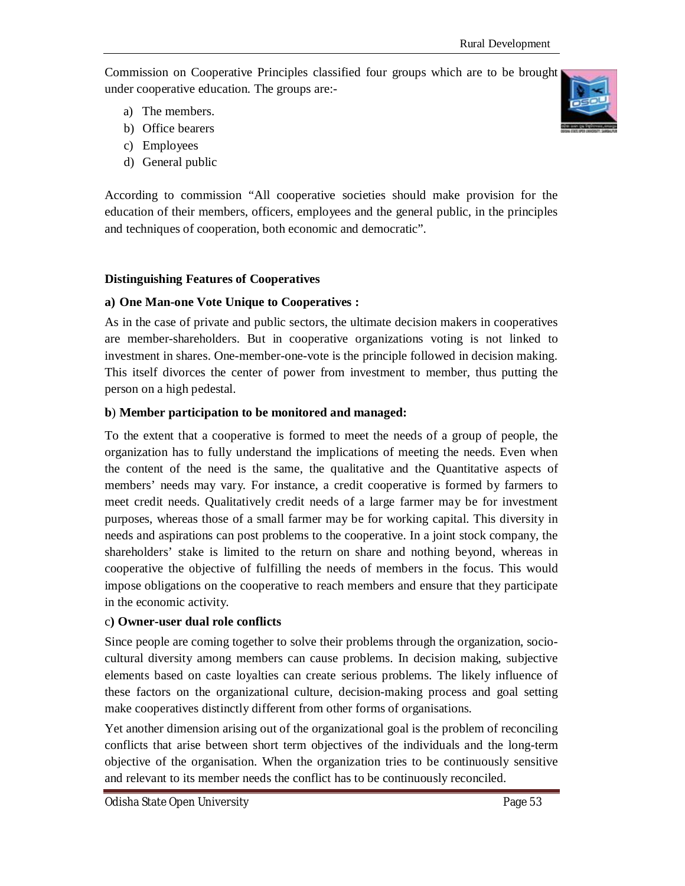Commission on Cooperative Principles classified four groups which are to be brought under cooperative education. The groups are:-

a) The members.
b) Office bearers
c) Employees
d) General public

According to commission "All cooperative societies should make provision for the education of their members, officers, employees and the general public, in the principles and techniques of cooperation, both economic and democratic".

**Distinguishing Features of Cooperatives**

**a) One Man-one Vote Unique to Cooperatives :**

As in the case of private and public sectors, the ultimate decision makers in cooperatives are member-shareholders. But in cooperative organizations voting is not linked to investment in shares. One-member-one-vote is the principle followed in decision making. This itself divorces the center of power from investment to member, thus putting the person on a high pedestal.

**b) Member participation to be monitored and managed:**

To the extent that a cooperative is formed to meet the needs of a group of people, the organization has to fully understand the implications of meeting the needs. Even when the content of the need is the same, the qualitative and the Quantitative aspects of members' needs may vary. For instance, a credit cooperative is formed by farmers to meet credit needs. Qualitatively credit needs of a large farmer may be for investment purposes, whereas those of a small farmer may be for working capital. This diversity in needs and aspirations can post problems to the cooperative. In a joint stock company, the shareholders' stake is limited to the return on share and nothing beyond, whereas in cooperative the objective of fulfilling the needs of members in the focus. This would impose obligations on the cooperative to reach members and ensure that they participate in the economic activity.

**c) Owner-user dual role conflicts**

Since people are coming together to solve their problems through the organization, socio-cultural diversity among members can cause problems. In decision making, subjective elements based on caste loyalties can create serious problems. The likely influence of these factors on the organizational culture, decision-making process and goal setting make cooperatives distinctly different from other forms of organisations.

Yet another dimension arising out of the organizational goal is the problem of reconciling conflicts that arise between short term objectives of the individuals and the long-term objective of the organisation. When the organization tries to be continuously sensitive and relevant to its member needs the conflict has to be continuously reconciled.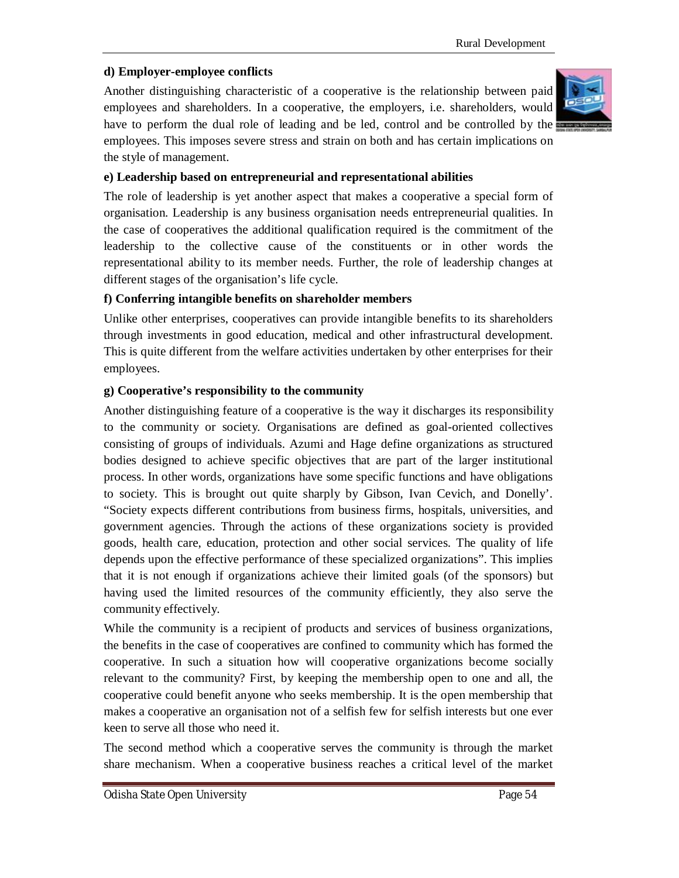**d) Employer-employee conflicts**

Another distinguishing characteristic of a cooperative is the relationship between paid employees and shareholders. In a cooperative, the employers, i.e. shareholders, would have to perform the dual role of leading and be led, control and be controlled by the employees. This imposes severe stress and strain on both and has certain implications on the style of management.

**e) Leadership based on entrepreneurial and representational abilities**

The role of leadership is yet another aspect that makes a cooperative a special form of organisation. Leadership is any business organisation needs entrepreneurial qualities. In the case of cooperatives the additional qualification required is the commitment of the leadership to the collective cause of the constituents or in other words the representational ability to its member needs. Further, the role of leadership changes at different stages of the organisation's life cycle.

**f) Conferring intangible benefits on shareholder members**

Unlike other enterprises, cooperatives can provide intangible benefits to its shareholders through investments in good education, medical and other infrastructural development. This is quite different from the welfare activities undertaken by other enterprises for their employees.

**g) Cooperative's responsibility to the community**

Another distinguishing feature of a cooperative is the way it discharges its responsibility to the community or society. Organisations are defined as goal-oriented collectives consisting of groups of individuals. Azumi and Hage define organizations as structured bodies designed to achieve specific objectives that are part of the larger institutional process. In other words, organizations have some specific functions and have obligations to society. This is brought out quite sharply by Gibson, Ivan Cevich, and Donelly'. "Society expects different contributions from business firms, hospitals, universities, and government agencies. Through the actions of these organizations society is provided goods, health care, education, protection and other social services. The quality of life depends upon the effective performance of these specialized organizations". This implies that it is not enough if organizations achieve their limited goals (of the sponsors) but having used the limited resources of the community efficiently, they also serve the community effectively.

While the community is a recipient of products and services of business organizations, the benefits in the case of cooperatives are confined to community which has formed the cooperative. In such a situation how will cooperative organizations become socially relevant to the community? First, by keeping the membership open to one and all, the cooperative could benefit anyone who seeks membership. It is the open membership that makes a cooperative an organisation not of a selfish few for selfish interests but one ever keen to serve all those who need it.

The second method which a cooperative serves the community is through the market share mechanism. When a cooperative business reaches a critical level of the market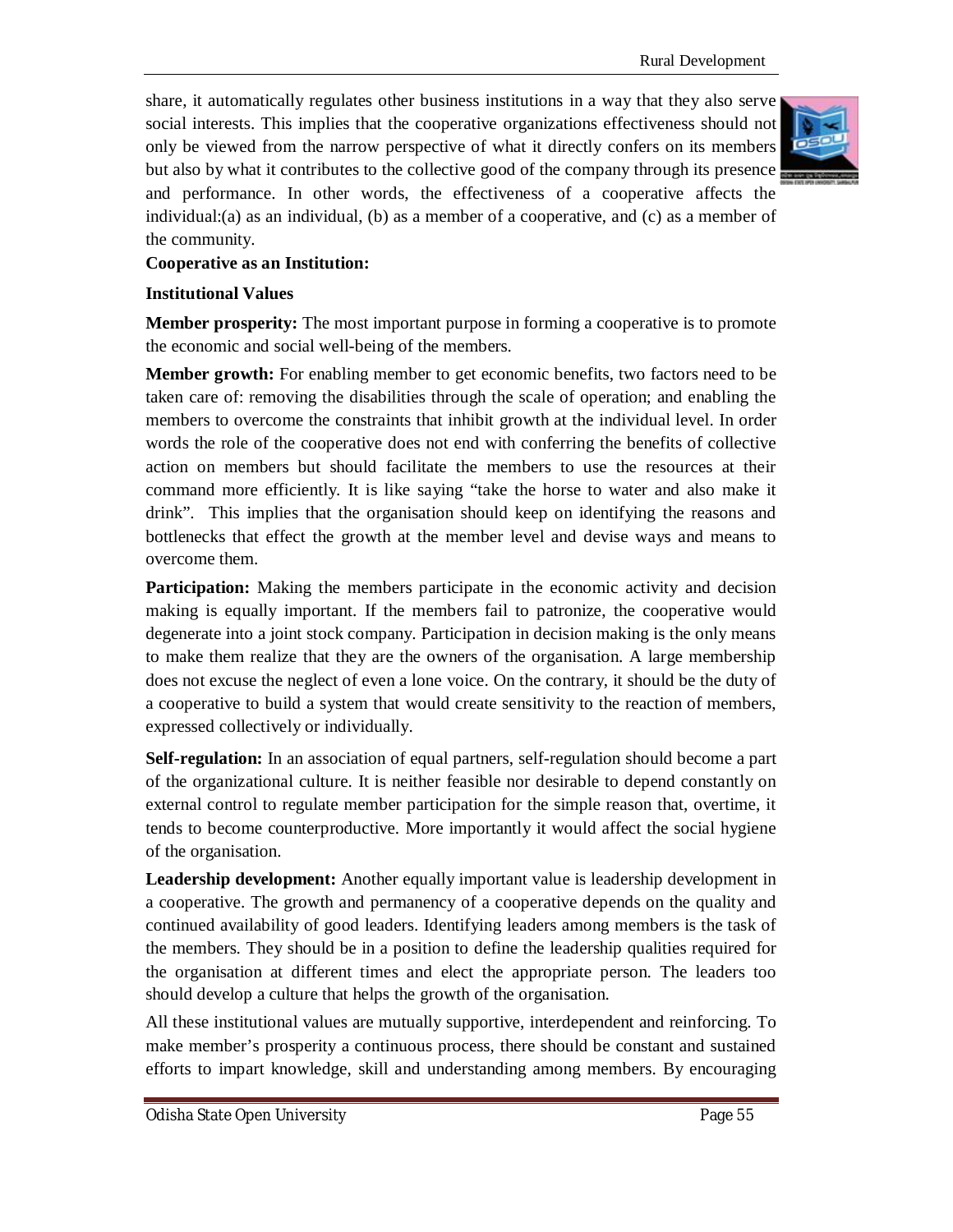share, it automatically regulates other business institutions in a way that they also serve social interests. This implies that the cooperative organizations effectiveness should not only be viewed from the narrow perspective of what it directly confers on its members but also by what it contributes to the collective good of the company through its presence and performance. In other words, the effectiveness of a cooperative affects the individual:(a) as an individual, (b) as a member of a cooperative, and (c) as a member of the community.

**Cooperative as an Institution:**

**Institutional Values**

**Member prosperity:** The most important purpose in forming a cooperative is to promote the economic and social well-being of the members.

**Member growth:** For enabling member to get economic benefits, two factors need to be taken care of: removing the disabilities through the scale of operation; and enabling the members to overcome the constraints that inhibit growth at the individual level. In order words the role of the cooperative does not end with conferring the benefits of collective action on members but should facilitate the members to use the resources at their command more efficiently. It is like saying "take the horse to water and also make it drink". This implies that the organisation should keep on identifying the reasons and bottlenecks that effect the growth at the member level and devise ways and means to overcome them.

**Participation:** Making the members participate in the economic activity and decision making is equally important. If the members fail to patronize, the cooperative would degenerate into a joint stock company. Participation in decision making is the only means to make them realize that they are the owners of the organisation. A large membership does not excuse the neglect of even a lone voice. On the contrary, it should be the duty of a cooperative to build a system that would create sensitivity to the reaction of members, expressed collectively or individually.

**Self-regulation:** In an association of equal partners, self-regulation should become a part of the organizational culture. It is neither feasible nor desirable to depend constantly on external control to regulate member participation for the simple reason that, overtime, it tends to become counterproductive. More importantly it would affect the social hygiene of the organisation.

**Leadership development:** Another equally important value is leadership development in a cooperative. The growth and permanency of a cooperative depends on the quality and continued availability of good leaders. Identifying leaders among members is the task of the members. They should be in a position to define the leadership qualities required for the organisation at different times and elect the appropriate person. The leaders too should develop a culture that helps the growth of the organisation.

All these institutional values are mutually supportive, interdependent and reinforcing. To make member's prosperity a continuous process, there should be constant and sustained efforts to impart knowledge, skill and understanding among members. By encouraging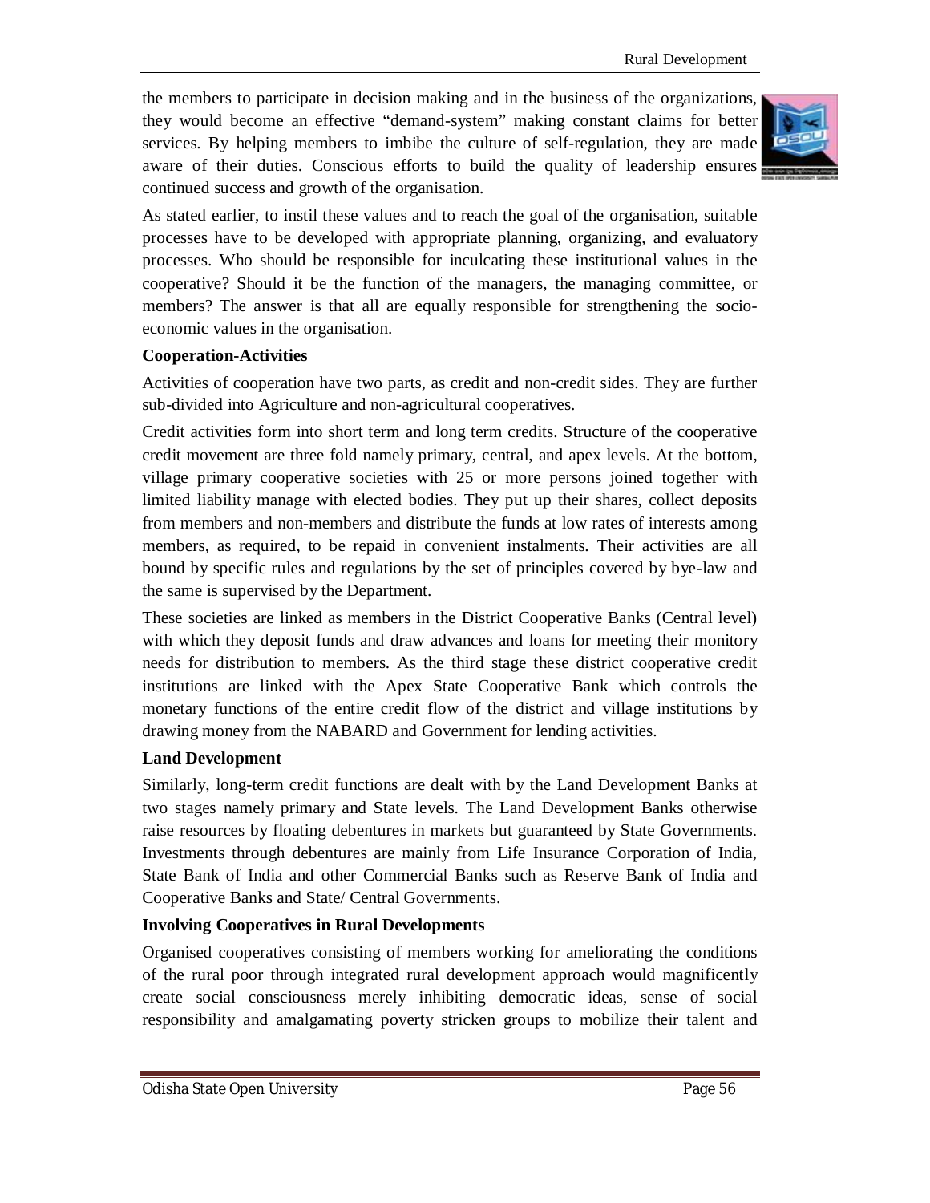the members to participate in decision making and in the business of the organizations, they would become an effective "demand-system" making constant claims for better services. By helping members to imbibe the culture of self-regulation, they are made aware of their duties. Conscious efforts to build the quality of leadership ensures continued success and growth of the organisation.

As stated earlier, to instil these values and to reach the goal of the organisation, suitable processes have to be developed with appropriate planning, organizing, and evaluatory processes. Who should be responsible for inculcating these institutional values in the cooperative? Should it be the function of the managers, the managing committee, or members? The answer is that all are equally responsible for strengthening the socio-economic values in the organisation.

**Cooperation-Activities**

Activities of cooperation have two parts, as credit and non-credit sides. They are further sub-divided into Agriculture and non-agricultural cooperatives.

Credit activities form into short term and long term credits. Structure of the cooperative credit movement are three fold namely primary, central, and apex levels. At the bottom, village primary cooperative societies with 25 or more persons joined together with limited liability manage with elected bodies. They put up their shares, collect deposits from members and non-members and distribute the funds at low rates of interests among members, as required, to be repaid in convenient instalments. Their activities are all bound by specific rules and regulations by the set of principles covered by bye-law and the same is supervised by the Department.

These societies are linked as members in the District Cooperative Banks (Central level) with which they deposit funds and draw advances and loans for meeting their monitory needs for distribution to members. As the third stage these district cooperative credit institutions are linked with the Apex State Cooperative Bank which controls the monetary functions of the entire credit flow of the district and village institutions by drawing money from the NABARD and Government for lending activities.

**Land Development**

Similarly, long-term credit functions are dealt with by the Land Development Banks at two stages namely primary and State levels. The Land Development Banks otherwise raise resources by floating debentures in markets but guaranteed by State Governments. Investments through debentures are mainly from Life Insurance Corporation of India, State Bank of India and other Commercial Banks such as Reserve Bank of India and Cooperative Banks and State/ Central Governments.

**Involving Cooperatives in Rural Developments**

Organised cooperatives consisting of members working for ameliorating the conditions of the rural poor through integrated rural development approach would magnificently create social consciousness merely inhibiting democratic ideas, sense of social responsibility and amalgamating poverty stricken groups to mobilize their talent and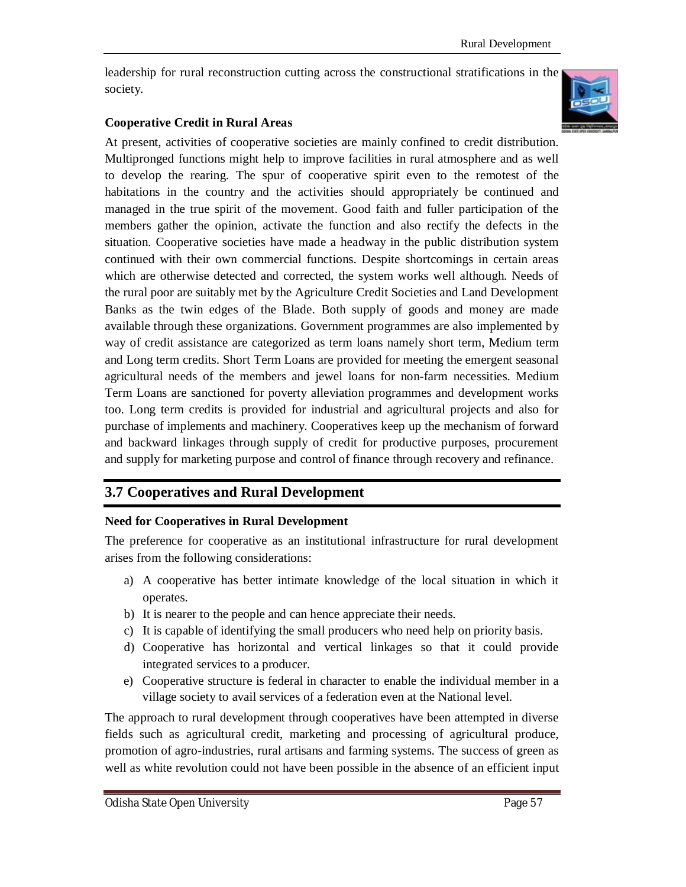leadership for rural reconstruction cutting across the constructional stratifications in the society.

**Cooperative Credit in Rural Areas**

At present, activities of cooperative societies are mainly confined to credit distribution. Multipronged functions might help to improve facilities in rural atmosphere and as well to develop the rearing. The spur of cooperative spirit even to the remotest of the habitations in the country and the activities should appropriately be continued and managed in the true spirit of the movement. Good faith and fuller participation of the members gather the opinion, activate the function and also rectify the defects in the situation. Cooperative societies have made a headway in the public distribution system continued with their own commercial functions. Despite shortcomings in certain areas which are otherwise detected and corrected, the system works well although. Needs of the rural poor are suitably met by the Agriculture Credit Societies and Land Development Banks as the twin edges of the Blade. Both supply of goods and money are made available through these organizations. Government programmes are also implemented by way of credit assistance are categorized as term loans namely short term, Medium term and Long term credits. Short Term Loans are provided for meeting the emergent seasonal agricultural needs of the members and jewel loans for non-farm necessities. Medium Term Loans are sanctioned for poverty alleviation programmes and development works too. Long term credits is provided for industrial and agricultural projects and also for purchase of implements and machinery. Cooperatives keep up the mechanism of forward and backward linkages through supply of credit for productive purposes, procurement and supply for marketing purpose and control of finance through recovery and refinance.

## 3.7 Cooperatives and Rural Development

**Need for Cooperatives in Rural Development**

The preference for cooperative as an institutional infrastructure for rural development arises from the following considerations:

a) A cooperative has better intimate knowledge of the local situation in which it operates.
b) It is nearer to the people and can hence appreciate their needs.
c) It is capable of identifying the small producers who need help on priority basis.
d) Cooperative has horizontal and vertical linkages so that it could provide integrated services to a producer.
e) Cooperative structure is federal in character to enable the individual member in a village society to avail services of a federation even at the National level.

The approach to rural development through cooperatives have been attempted in diverse fields such as agricultural credit, marketing and processing of agricultural produce, promotion of agro-industries, rural artisans and farming systems. The success of green as well as white revolution could not have been possible in the absence of an efficient input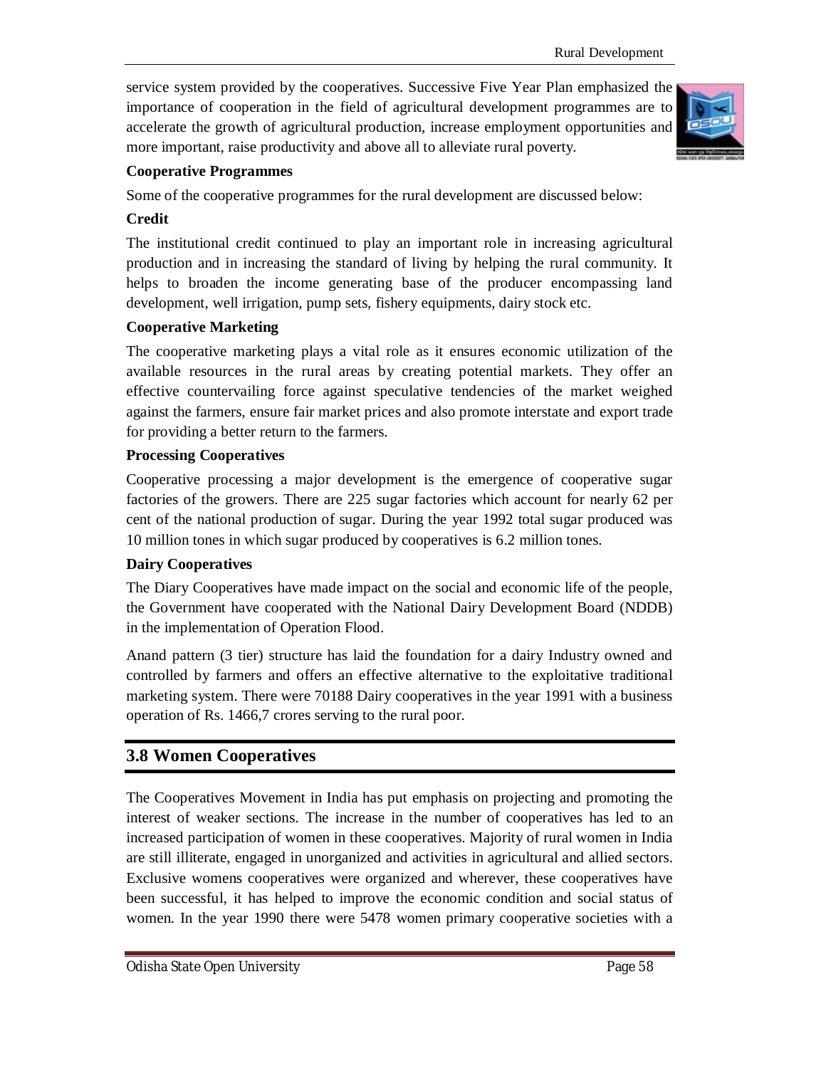service system provided by the cooperatives. Successive Five Year Plan emphasized the importance of cooperation in the field of agricultural development programmes are to accelerate the growth of agricultural production, increase employment opportunities and more important, raise productivity and above all to alleviate rural poverty.

**Cooperative Programmes**

Some of the cooperative programmes for the rural development are discussed below:

**Credit**

The institutional credit continued to play an important role in increasing agricultural production and in increasing the standard of living by helping the rural community. It helps to broaden the income generating base of the producer encompassing land development, well irrigation, pump sets, fishery equipments, dairy stock etc.

**Cooperative Marketing**

The cooperative marketing plays a vital role as it ensures economic utilization of the available resources in the rural areas by creating potential markets. They offer an effective countervailing force against speculative tendencies of the market weighed against the farmers, ensure fair market prices and also promote interstate and export trade for providing a better return to the farmers.

**Processing Cooperatives**

Cooperative processing a major development is the emergence of cooperative sugar factories of the growers. There are 225 sugar factories which account for nearly 62 per cent of the national production of sugar. During the year 1992 total sugar produced was 10 million tones in which sugar produced by cooperatives is 6.2 million tones.

**Dairy Cooperatives**

The Diary Cooperatives have made impact on the social and economic life of the people, the Government have cooperated with the National Dairy Development Board (NDDB) in the implementation of Operation Flood.

Anand pattern (3 tier) structure has laid the foundation for a dairy Industry owned and controlled by farmers and offers an effective alternative to the exploitative traditional marketing system. There were 70188 Dairy cooperatives in the year 1991 with a business operation of Rs. 1466,7 crores serving to the rural poor.

## 3.8 Women Cooperatives

The Cooperatives Movement in India has put emphasis on projecting and promoting the interest of weaker sections. The increase in the number of cooperatives has led to an increased participation of women in these cooperatives. Majority of rural women in India are still illiterate, engaged in unorganized and activities in agricultural and allied sectors. Exclusive womens cooperatives were organized and wherever, these cooperatives have been successful, it has helped to improve the economic condition and social status of women. In the year 1990 there were 5478 women primary cooperative societies with a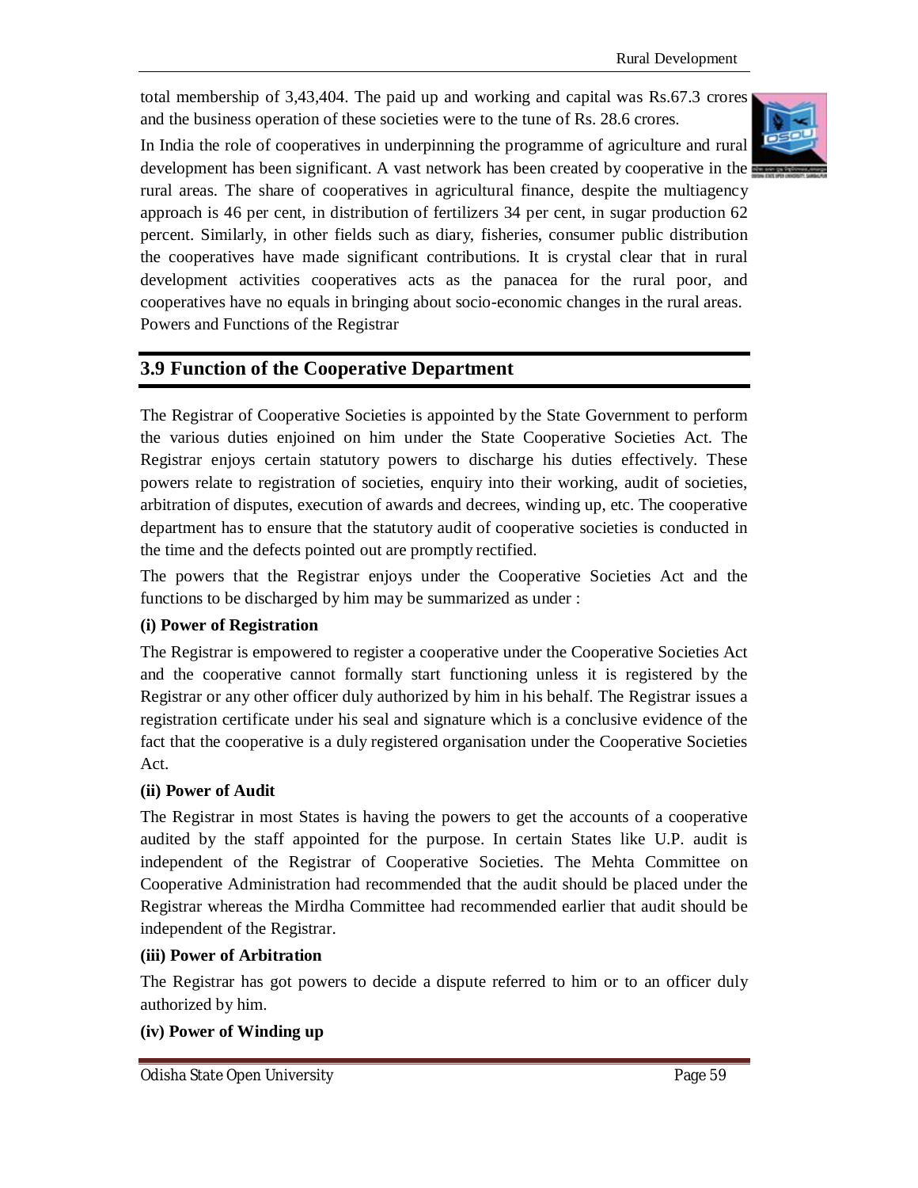total membership of 3,43,404. The paid up and working and capital was Rs.67.3 crores and the business operation of these societies were to the tune of Rs. 28.6 crores.

In India the role of cooperatives in underpinning the programme of agriculture and rural development has been significant. A vast network has been created by cooperative in the rural areas. The share of cooperatives in agricultural finance, despite the multiagency approach is 46 per cent, in distribution of fertilizers 34 per cent, in sugar production 62 percent. Similarly, in other fields such as diary, fisheries, consumer public distribution the cooperatives have made significant contributions. It is crystal clear that in rural development activities cooperatives acts as the panacea for the rural poor, and cooperatives have no equals in bringing about socio-economic changes in the rural areas.

Powers and Functions of the Registrar

## 3.9 Function of the Cooperative Department

The Registrar of Cooperative Societies is appointed by the State Government to perform the various duties enjoined on him under the State Cooperative Societies Act. The Registrar enjoys certain statutory powers to discharge his duties effectively. These powers relate to registration of societies, enquiry into their working, audit of societies, arbitration of disputes, execution of awards and decrees, winding up, etc. The cooperative department has to ensure that the statutory audit of cooperative societies is conducted in the time and the defects pointed out are promptly rectified.

The powers that the Registrar enjoys under the Cooperative Societies Act and the functions to be discharged by him may be summarized as under :

**(i) Power of Registration**

The Registrar is empowered to register a cooperative under the Cooperative Societies Act and the cooperative cannot formally start functioning unless it is registered by the Registrar or any other officer duly authorized by him in his behalf. The Registrar issues a registration certificate under his seal and signature which is a conclusive evidence of the fact that the cooperative is a duly registered organisation under the Cooperative Societies Act.

**(ii) Power of Audit**

The Registrar in most States is having the powers to get the accounts of a cooperative audited by the staff appointed for the purpose. In certain States like U.P. audit is independent of the Registrar of Cooperative Societies. The Mehta Committee on Cooperative Administration had recommended that the audit should be placed under the Registrar whereas the Mirdha Committee had recommended earlier that audit should be independent of the Registrar.

**(iii) Power of Arbitration**

The Registrar has got powers to decide a dispute referred to him or to an officer duly authorized by him.

**(iv) Power of Winding up**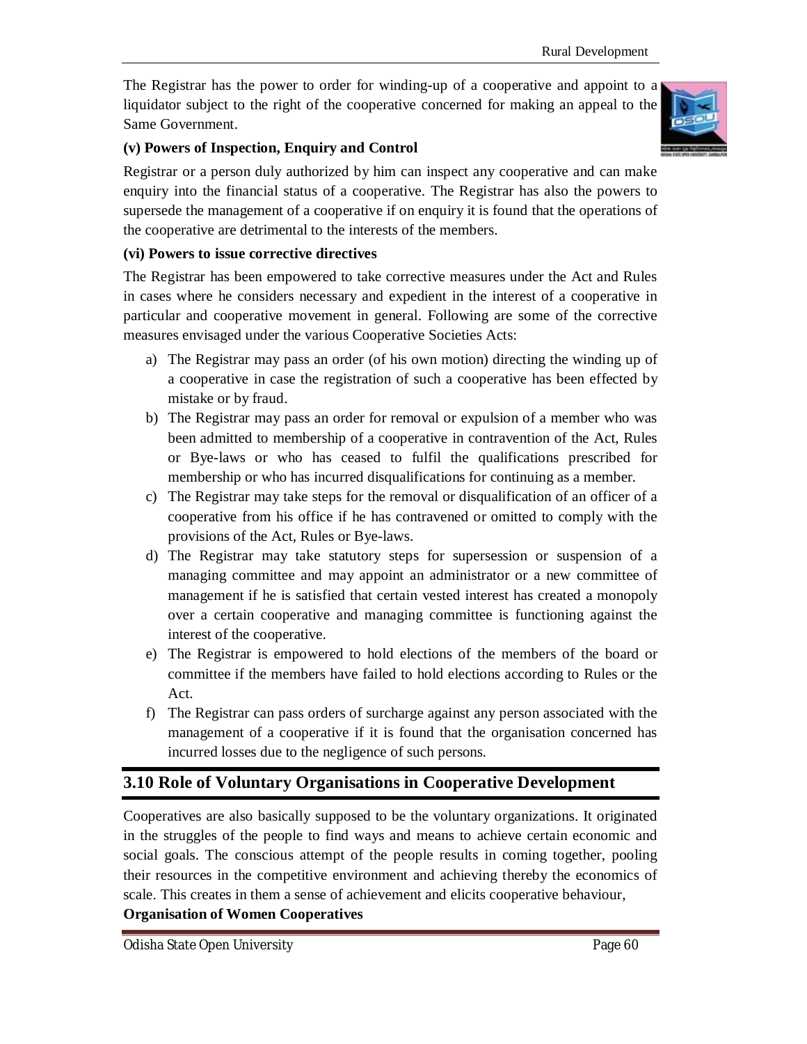The Registrar has the power to order for winding-up of a cooperative and appoint to a liquidator subject to the right of the cooperative concerned for making an appeal to the Same Government.

**(v) Powers of Inspection, Enquiry and Control**

Registrar or a person duly authorized by him can inspect any cooperative and can make enquiry into the financial status of a cooperative. The Registrar has also the powers to supersede the management of a cooperative if on enquiry it is found that the operations of the cooperative are detrimental to the interests of the members.

**(vi) Powers to issue corrective directives**

The Registrar has been empowered to take corrective measures under the Act and Rules in cases where he considers necessary and expedient in the interest of a cooperative in particular and cooperative movement in general. Following are some of the corrective measures envisaged under the various Cooperative Societies Acts:

a) The Registrar may pass an order (of his own motion) directing the winding up of a cooperative in case the registration of such a cooperative has been effected by mistake or by fraud.

b) The Registrar may pass an order for removal or expulsion of a member who was been admitted to membership of a cooperative in contravention of the Act, Rules or Bye-laws or who has ceased to fulfil the qualifications prescribed for membership or who has incurred disqualifications for continuing as a member.

c) The Registrar may take steps for the removal or disqualification of an officer of a cooperative from his office if he has contravened or omitted to comply with the provisions of the Act, Rules or Bye-laws.

d) The Registrar may take statutory steps for supersession or suspension of a managing committee and may appoint an administrator or a new committee of management if he is satisfied that certain vested interest has created a monopoly over a certain cooperative and managing committee is functioning against the interest of the cooperative.

e) The Registrar is empowered to hold elections of the members of the board or committee if the members have failed to hold elections according to Rules or the Act.

f) The Registrar can pass orders of surcharge against any person associated with the management of a cooperative if it is found that the organisation concerned has incurred losses due to the negligence of such persons.

## 3.10 Role of Voluntary Organisations in Cooperative Development

Cooperatives are also basically supposed to be the voluntary organizations. It originated in the struggles of the people to find ways and means to achieve certain economic and social goals. The conscious attempt of the people results in coming together, pooling their resources in the competitive environment and achieving thereby the economics of scale. This creates in them a sense of achievement and elicits cooperative behaviour,

**Organisation of Women Cooperatives**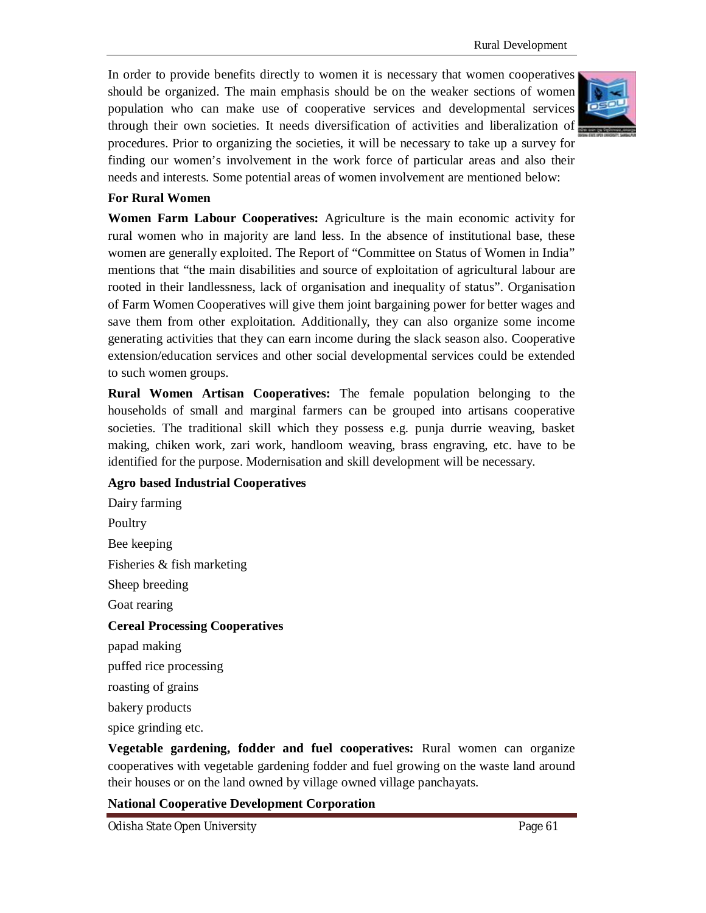In order to provide benefits directly to women it is necessary that women cooperatives should be organized. The main emphasis should be on the weaker sections of women population who can make use of cooperative services and developmental services through their own societies. It needs diversification of activities and liberalization of procedures. Prior to organizing the societies, it will be necessary to take up a survey for finding our women's involvement in the work force of particular areas and also their needs and interests. Some potential areas of women involvement are mentioned below:

**For Rural Women**

**Women Farm Labour Cooperatives:** Agriculture is the main economic activity for rural women who in majority are land less. In the absence of institutional base, these women are generally exploited. The Report of "Committee on Status of Women in India" mentions that "the main disabilities and source of exploitation of agricultural labour are rooted in their landlessness, lack of organisation and inequality of status". Organisation of Farm Women Cooperatives will give them joint bargaining power for better wages and save them from other exploitation. Additionally, they can also organize some income generating activities that they can earn income during the slack season also. Cooperative extension/education services and other social developmental services could be extended to such women groups.

**Rural Women Artisan Cooperatives:** The female population belonging to the households of small and marginal farmers can be grouped into artisans cooperative societies. The traditional skill which they possess e.g. punja durrie weaving, basket making, chiken work, zari work, handloom weaving, brass engraving, etc. have to be identified for the purpose. Modernisation and skill development will be necessary.

**Agro based Industrial Cooperatives**

Dairy farming

Poultry

Bee keeping

Fisheries & fish marketing

Sheep breeding

Goat rearing

**Cereal Processing Cooperatives**

papad making

puffed rice processing

roasting of grains

bakery products

spice grinding etc.

**Vegetable gardening, fodder and fuel cooperatives:** Rural women can organize cooperatives with vegetable gardening fodder and fuel growing on the waste land around their houses or on the land owned by village owned village panchayats.

**National Cooperative Development Corporation**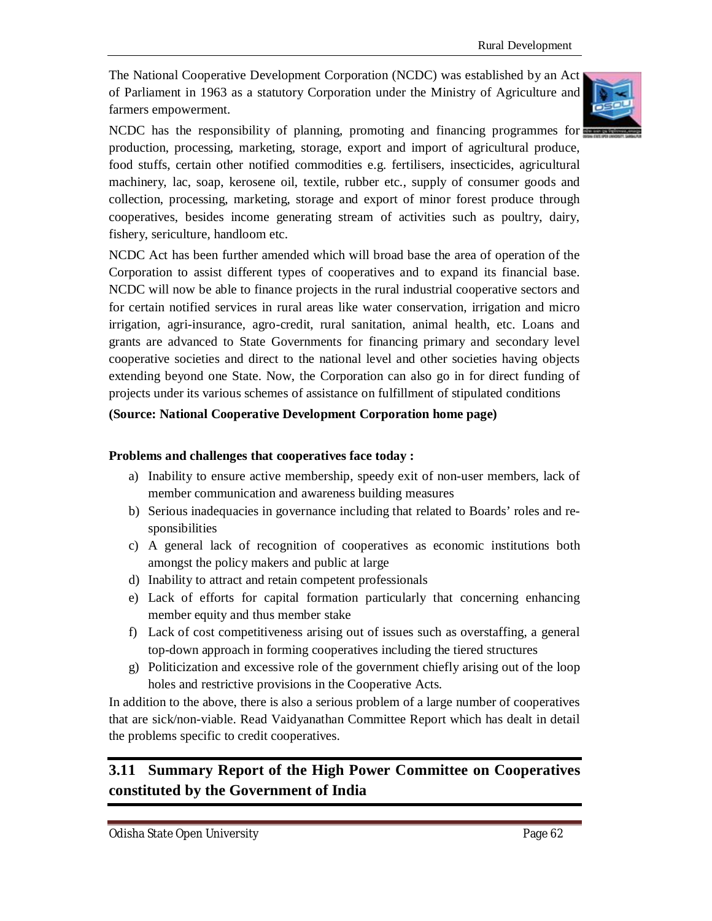The National Cooperative Development Corporation (NCDC) was established by an Act of Parliament in 1963 as a statutory Corporation under the Ministry of Agriculture and farmers empowerment.

NCDC has the responsibility of planning, promoting and financing programmes for production, processing, marketing, storage, export and import of agricultural produce, food stuffs, certain other notified commodities e.g. fertilisers, insecticides, agricultural machinery, lac, soap, kerosene oil, textile, rubber etc., supply of consumer goods and collection, processing, marketing, storage and export of minor forest produce through cooperatives, besides income generating stream of activities such as poultry, dairy, fishery, sericulture, handloom etc.

NCDC Act has been further amended which will broad base the area of operation of the Corporation to assist different types of cooperatives and to expand its financial base. NCDC will now be able to finance projects in the rural industrial cooperative sectors and for certain notified services in rural areas like water conservation, irrigation and micro irrigation, agri-insurance, agro-credit, rural sanitation, animal health, etc. Loans and grants are advanced to State Governments for financing primary and secondary level cooperative societies and direct to the national level and other societies having objects extending beyond one State. Now, the Corporation can also go in for direct funding of projects under its various schemes of assistance on fulfillment of stipulated conditions

**(Source: National Cooperative Development Corporation home page)**

**Problems and challenges that cooperatives face today :**

a) Inability to ensure active membership, speedy exit of non-user members, lack of member communication and awareness building measures
b) Serious inadequacies in governance including that related to Boards' roles and responsibilities
c) A general lack of recognition of cooperatives as economic institutions both amongst the policy makers and public at large
d) Inability to attract and retain competent professionals
e) Lack of efforts for capital formation particularly that concerning enhancing member equity and thus member stake
f) Lack of cost competitiveness arising out of issues such as overstaffing, a general top-down approach in forming cooperatives including the tiered structures
g) Politicization and excessive role of the government chiefly arising out of the loop holes and restrictive provisions in the Cooperative Acts.

In addition to the above, there is also a serious problem of a large number of cooperatives that are sick/non-viable. Read Vaidyanathan Committee Report which has dealt in detail the problems specific to credit cooperatives.

## 3.11 Summary Report of the High Power Committee on Cooperatives constituted by the Government of India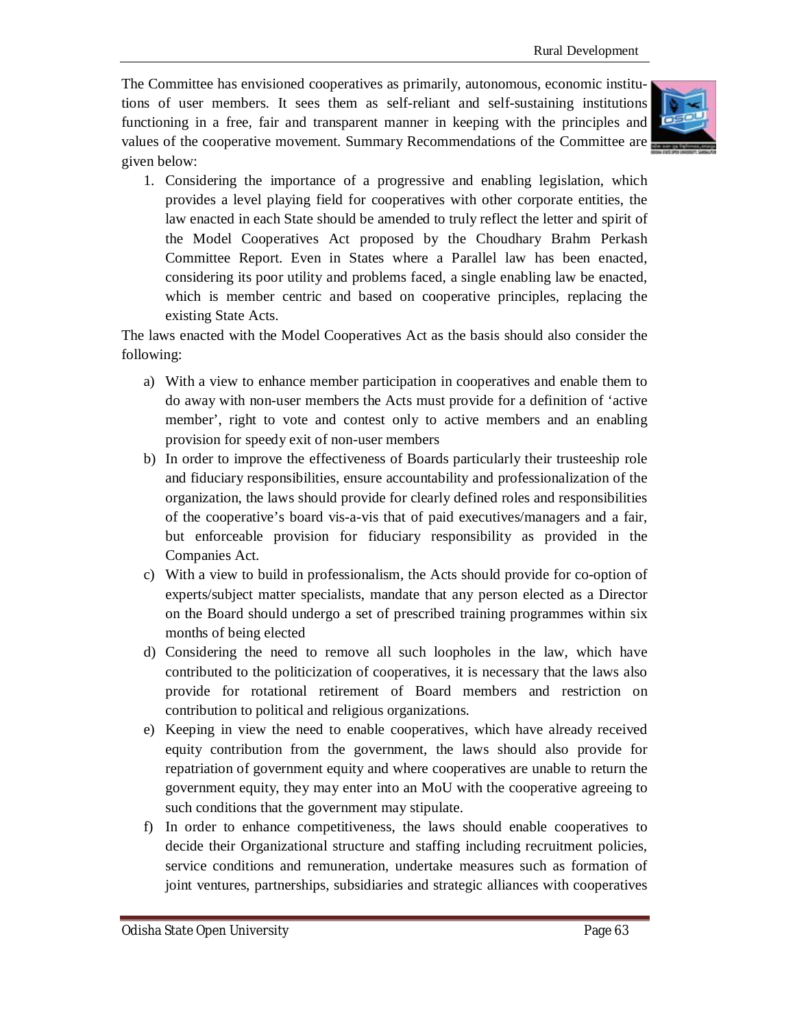The Committee has envisioned cooperatives as primarily, autonomous, economic institutions of user members. It sees them as self-reliant and self-sustaining institutions functioning in a free, fair and transparent manner in keeping with the principles and values of the cooperative movement. Summary Recommendations of the Committee are given below:

1. Considering the importance of a progressive and enabling legislation, which provides a level playing field for cooperatives with other corporate entities, the law enacted in each State should be amended to truly reflect the letter and spirit of the Model Cooperatives Act proposed by the Choudhary Brahm Perkash Committee Report. Even in States where a Parallel law has been enacted, considering its poor utility and problems faced, a single enabling law be enacted, which is member centric and based on cooperative principles, replacing the existing State Acts.

The laws enacted with the Model Cooperatives Act as the basis should also consider the following:

a) With a view to enhance member participation in cooperatives and enable them to do away with non-user members the Acts must provide for a definition of 'active member', right to vote and contest only to active members and an enabling provision for speedy exit of non-user members
b) In order to improve the effectiveness of Boards particularly their trusteeship role and fiduciary responsibilities, ensure accountability and professionalization of the organization, the laws should provide for clearly defined roles and responsibilities of the cooperative's board vis-a-vis that of paid executives/managers and a fair, but enforceable provision for fiduciary responsibility as provided in the Companies Act.
c) With a view to build in professionalism, the Acts should provide for co-option of experts/subject matter specialists, mandate that any person elected as a Director on the Board should undergo a set of prescribed training programmes within six months of being elected
d) Considering the need to remove all such loopholes in the law, which have contributed to the politicization of cooperatives, it is necessary that the laws also provide for rotational retirement of Board members and restriction on contribution to political and religious organizations.
e) Keeping in view the need to enable cooperatives, which have already received equity contribution from the government, the laws should also provide for repatriation of government equity and where cooperatives are unable to return the government equity, they may enter into an MoU with the cooperative agreeing to such conditions that the government may stipulate.
f) In order to enhance competitiveness, the laws should enable cooperatives to decide their Organizational structure and staffing including recruitment policies, service conditions and remuneration, undertake measures such as formation of joint ventures, partnerships, subsidiaries and strategic alliances with cooperatives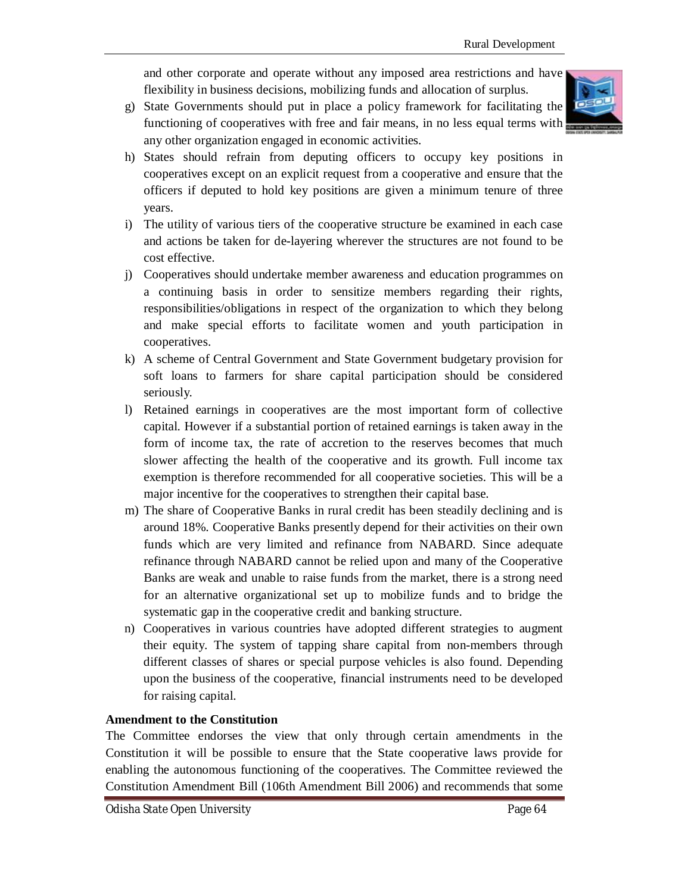and other corporate and operate without any imposed area restrictions and have flexibility in business decisions, mobilizing funds and allocation of surplus.

g) State Governments should put in place a policy framework for facilitating the functioning of cooperatives with free and fair means, in no less equal terms with any other organization engaged in economic activities.

h) States should refrain from deputing officers to occupy key positions in cooperatives except on an explicit request from a cooperative and ensure that the officers if deputed to hold key positions are given a minimum tenure of three years.

i) The utility of various tiers of the cooperative structure be examined in each case and actions be taken for de-layering wherever the structures are not found to be cost effective.

j) Cooperatives should undertake member awareness and education programmes on a continuing basis in order to sensitize members regarding their rights, responsibilities/obligations in respect of the organization to which they belong and make special efforts to facilitate women and youth participation in cooperatives.

k) A scheme of Central Government and State Government budgetary provision for soft loans to farmers for share capital participation should be considered seriously.

l) Retained earnings in cooperatives are the most important form of collective capital. However if a substantial portion of retained earnings is taken away in the form of income tax, the rate of accretion to the reserves becomes that much slower affecting the health of the cooperative and its growth. Full income tax exemption is therefore recommended for all cooperative societies. This will be a major incentive for the cooperatives to strengthen their capital base.

m) The share of Cooperative Banks in rural credit has been steadily declining and is around 18%. Cooperative Banks presently depend for their activities on their own funds which are very limited and refinance from NABARD. Since adequate refinance through NABARD cannot be relied upon and many of the Cooperative Banks are weak and unable to raise funds from the market, there is a strong need for an alternative organizational set up to mobilize funds and to bridge the systematic gap in the cooperative credit and banking structure.

n) Cooperatives in various countries have adopted different strategies to augment their equity. The system of tapping share capital from non-members through different classes of shares or special purpose vehicles is also found. Depending upon the business of the cooperative, financial instruments need to be developed for raising capital.

**Amendment to the Constitution**

The Committee endorses the view that only through certain amendments in the Constitution it will be possible to ensure that the State cooperative laws provide for enabling the autonomous functioning of the cooperatives. The Committee reviewed the Constitution Amendment Bill (106th Amendment Bill 2006) and recommends that some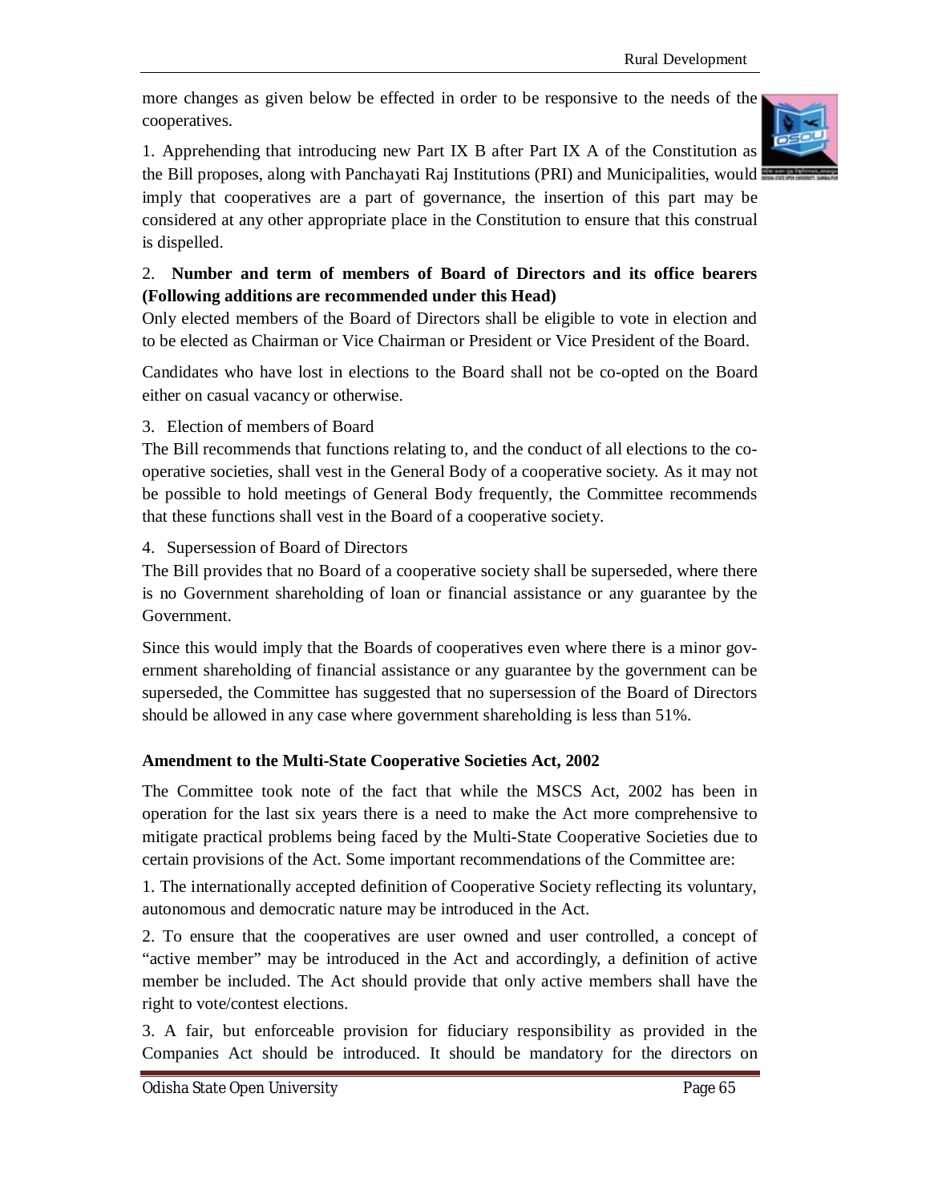more changes as given below be effected in order to be responsive to the needs of the cooperatives.

1. Apprehending that introducing new Part IX B after Part IX A of the Constitution as the Bill proposes, along with Panchayati Raj Institutions (PRI) and Municipalities, would imply that cooperatives are a part of governance, the insertion of this part may be considered at any other appropriate place in the Constitution to ensure that this construal is dispelled.

2. **Number and term of members of Board of Directors and its office bearers (Following additions are recommended under this Head)**

Only elected members of the Board of Directors shall be eligible to vote in election and to be elected as Chairman or Vice Chairman or President or Vice President of the Board.

Candidates who have lost in elections to the Board shall not be co-opted on the Board either on casual vacancy or otherwise.

3. Election of members of Board

The Bill recommends that functions relating to, and the conduct of all elections to the co-operative societies, shall vest in the General Body of a cooperative society. As it may not be possible to hold meetings of General Body frequently, the Committee recommends that these functions shall vest in the Board of a cooperative society.

4. Supersession of Board of Directors

The Bill provides that no Board of a cooperative society shall be superseded, where there is no Government shareholding of loan or financial assistance or any guarantee by the Government.

Since this would imply that the Boards of cooperatives even where there is a minor government shareholding of financial assistance or any guarantee by the government can be superseded, the Committee has suggested that no supersession of the Board of Directors should be allowed in any case where government shareholding is less than 51%.

**Amendment to the Multi-State Cooperative Societies Act, 2002**

The Committee took note of the fact that while the MSCS Act, 2002 has been in operation for the last six years there is a need to make the Act more comprehensive to mitigate practical problems being faced by the Multi-State Cooperative Societies due to certain provisions of the Act. Some important recommendations of the Committee are:

1. The internationally accepted definition of Cooperative Society reflecting its voluntary, autonomous and democratic nature may be introduced in the Act.

2. To ensure that the cooperatives are user owned and user controlled, a concept of "active member" may be introduced in the Act and accordingly, a definition of active member be included. The Act should provide that only active members shall have the right to vote/contest elections.

3. A fair, but enforceable provision for fiduciary responsibility as provided in the Companies Act should be introduced. It should be mandatory for the directors on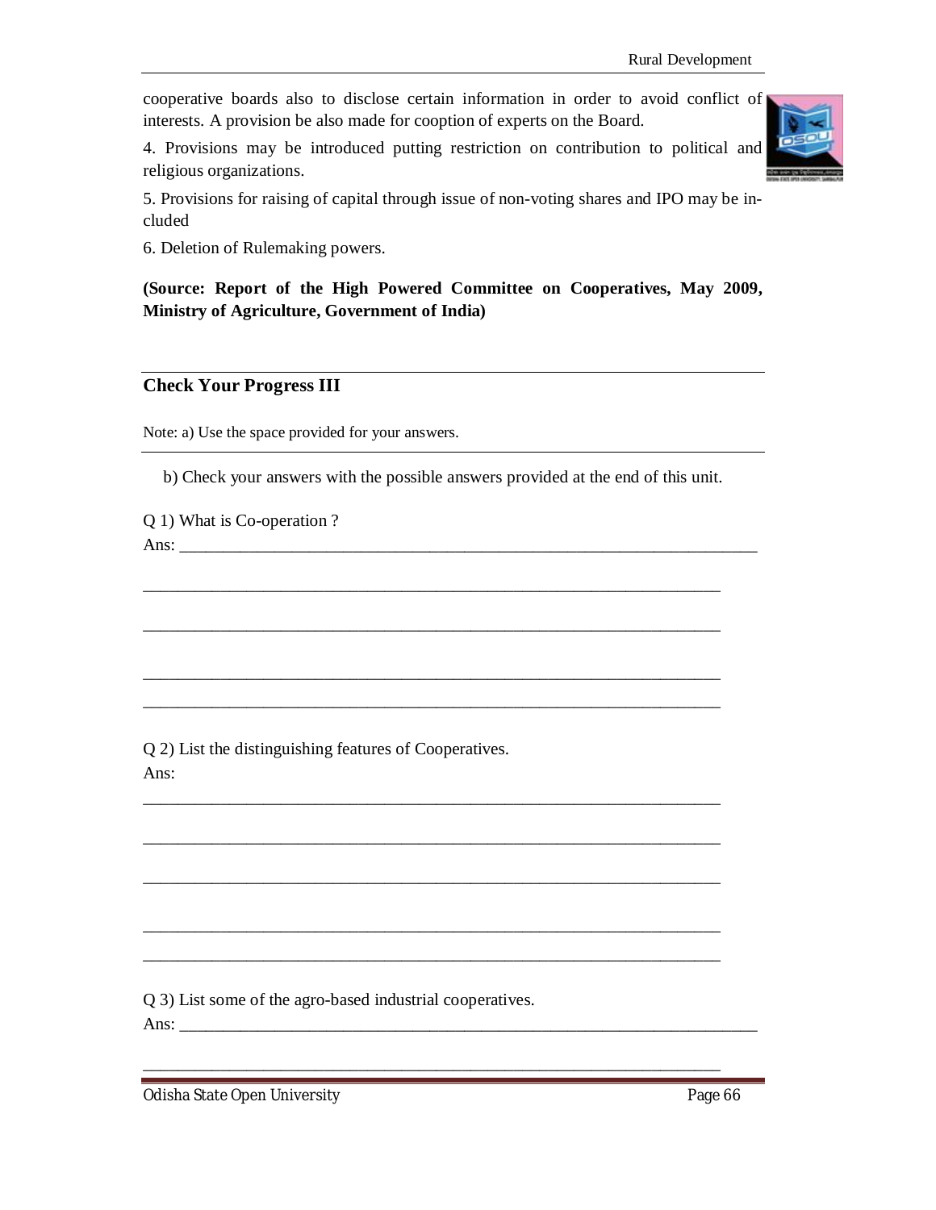cooperative boards also to disclose certain information in order to avoid conflict of interests. A provision be also made for cooption of experts on the Board.

4. Provisions may be introduced putting restriction on contribution to political and religious organizations.

5. Provisions for raising of capital through issue of non-voting shares and IPO may be included

6. Deletion of Rulemaking powers.

**(Source: Report of the High Powered Committee on Cooperatives, May 2009, Ministry of Agriculture, Government of India)**

## Check Your Progress III

Note: a) Use the space provided for your answers.

b) Check your answers with the possible answers provided at the end of this unit.

Q 1) What is Co-operation ?

Ans: ______________________________________________________________________

______________________________________________________________________

______________________________________________________________________

______________________________________________________________________

______________________________________________________________________

Q 2) List the distinguishing features of Cooperatives.

Ans:

______________________________________________________________________

______________________________________________________________________

______________________________________________________________________

______________________________________________________________________

______________________________________________________________________

Q 3) List some of the agro-based industrial cooperatives.

Ans: ______________________________________________________________________

______________________________________________________________________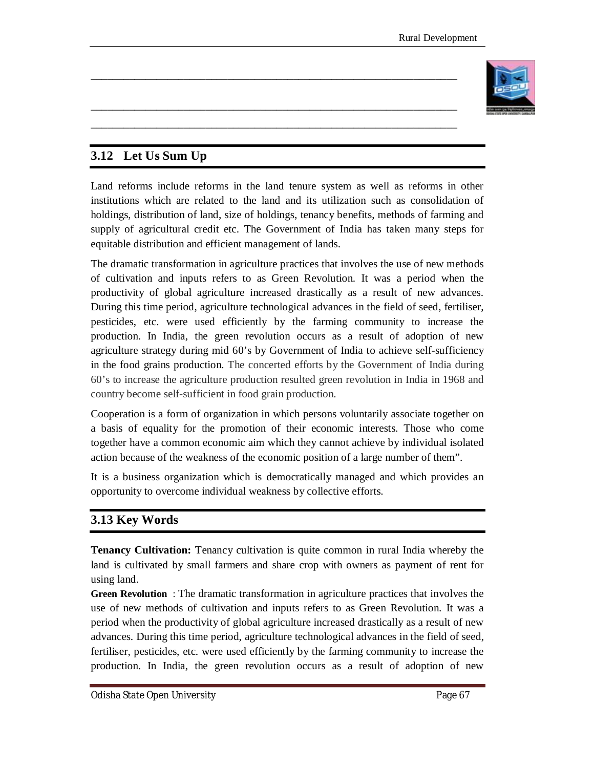_______________________________________________________________________

_______________________________________________________________________

_______________________________________________________________________

## 3.12 Let Us Sum Up

Land reforms include reforms in the land tenure system as well as reforms in other institutions which are related to the land and its utilization such as consolidation of holdings, distribution of land, size of holdings, tenancy benefits, methods of farming and supply of agricultural credit etc. The Government of India has taken many steps for equitable distribution and efficient management of lands.

The dramatic transformation in agriculture practices that involves the use of new methods of cultivation and inputs refers to as Green Revolution. It was a period when the productivity of global agriculture increased drastically as a result of new advances. During this time period, agriculture technological advances in the field of seed, fertiliser, pesticides, etc. were used efficiently by the farming community to increase the production. In India, the green revolution occurs as a result of adoption of new agriculture strategy during mid 60's by Government of India to achieve self-sufficiency in the food grains production. The concerted efforts by the Government of India during 60's to increase the agriculture production resulted green revolution in India in 1968 and country become self-sufficient in food grain production.

Cooperation is a form of organization in which persons voluntarily associate together on a basis of equality for the promotion of their economic interests. Those who come together have a common economic aim which they cannot achieve by individual isolated action because of the weakness of the economic position of a large number of them".

It is a business organization which is democratically managed and which provides an opportunity to overcome individual weakness by collective efforts.

## 3.13 Key Words

**Tenancy Cultivation:** Tenancy cultivation is quite common in rural India whereby the land is cultivated by small farmers and share crop with owners as payment of rent for using land.

**Green Revolution** : The dramatic transformation in agriculture practices that involves the use of new methods of cultivation and inputs refers to as Green Revolution. It was a period when the productivity of global agriculture increased drastically as a result of new advances. During this time period, agriculture technological advances in the field of seed, fertiliser, pesticides, etc. were used efficiently by the farming community to increase the production. In India, the green revolution occurs as a result of adoption of new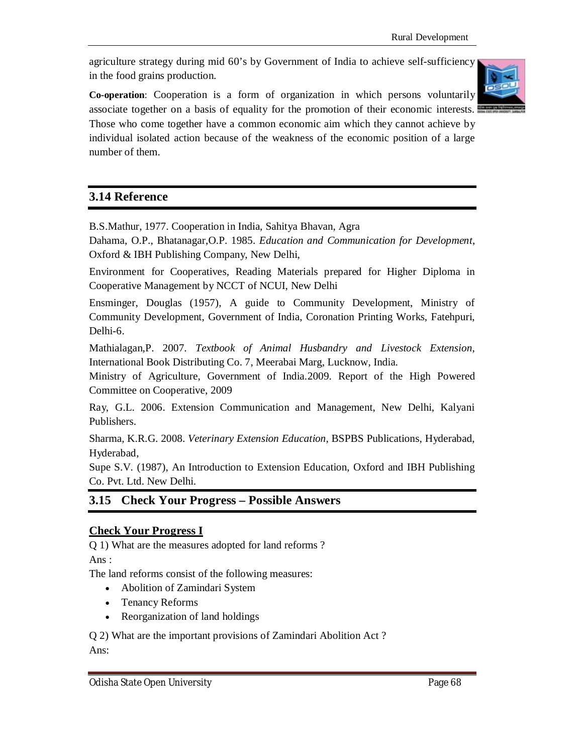agriculture strategy during mid 60's by Government of India to achieve self-sufficiency in the food grains production.

**Co-operation**: Cooperation is a form of organization in which persons voluntarily associate together on a basis of equality for the promotion of their economic interests. Those who come together have a common economic aim which they cannot achieve by individual isolated action because of the weakness of the economic position of a large number of them.

## 3.14 Reference

B.S.Mathur, 1977. Cooperation in India, Sahitya Bhavan, Agra

Dahama, O.P., Bhatanagar,O.P. 1985. *Education and Communication for Development*, Oxford & IBH Publishing Company, New Delhi,

Environment for Cooperatives, Reading Materials prepared for Higher Diploma in Cooperative Management by NCCT of NCUI, New Delhi

Ensminger, Douglas (1957), A guide to Community Development, Ministry of Community Development, Government of India, Coronation Printing Works, Fatehpuri, Delhi-6.

Mathialagan,P. 2007. *Textbook of Animal Husbandry and Livestock Extension*, International Book Distributing Co. 7, Meerabai Marg, Lucknow, India.

Ministry of Agriculture, Government of India.2009. Report of the High Powered Committee on Cooperative, 2009

Ray, G.L. 2006. Extension Communication and Management, New Delhi, Kalyani Publishers.

Sharma, K.R.G. 2008. *Veterinary Extension Education*, BSPBS Publications, Hyderabad, Hyderabad,

Supe S.V. (1987), An Introduction to Extension Education, Oxford and IBH Publishing Co. Pvt. Ltd. New Delhi.

## 3.15 Check Your Progress – Possible Answers

**Check Your Progress I**

Q 1) What are the measures adopted for land reforms ?

Ans :

The land reforms consist of the following measures:

- Abolition of Zamindari System
- Tenancy Reforms
- Reorganization of land holdings

Q 2) What are the important provisions of Zamindari Abolition Act ?

Ans: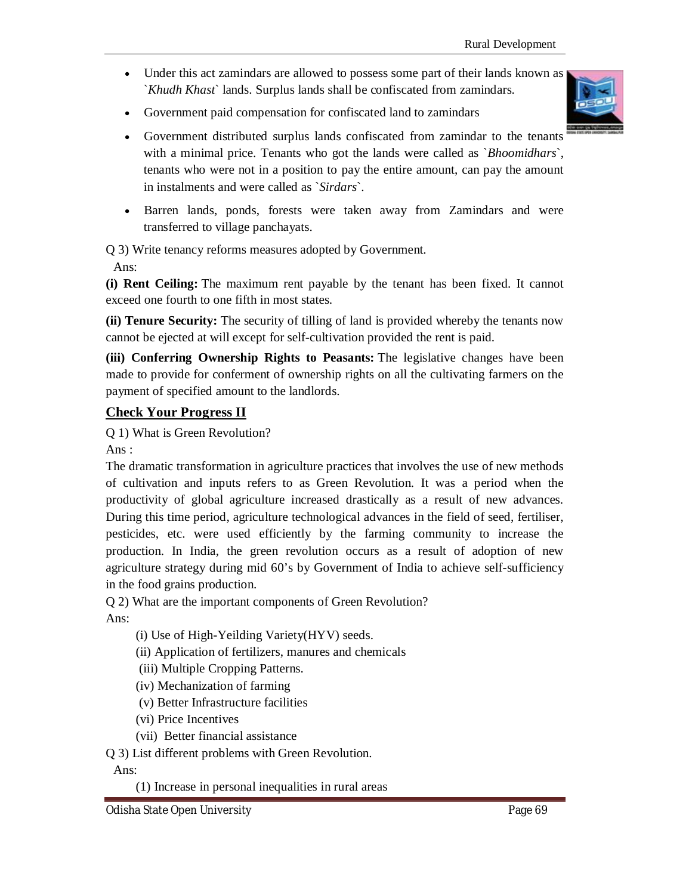- Under this act zamindars are allowed to possess some part of their lands known as `*Khudh Khast*` lands. Surplus lands shall be confiscated from zamindars.
- Government paid compensation for confiscated land to zamindars
- Government distributed surplus lands confiscated from zamindar to the tenants with a minimal price. Tenants who got the lands were called as `*Bhoomidhars*`, tenants who were not in a position to pay the entire amount, can pay the amount in instalments and were called as `*Sirdars*`.
- Barren lands, ponds, forests were taken away from Zamindars and were transferred to village panchayats.

Q 3) Write tenancy reforms measures adopted by Government.

Ans:

**(i) Rent Ceiling:** The maximum rent payable by the tenant has been fixed. It cannot exceed one fourth to one fifth in most states.

**(ii) Tenure Security:** The security of tilling of land is provided whereby the tenants now cannot be ejected at will except for self-cultivation provided the rent is paid.

**(iii) Conferring Ownership Rights to Peasants:** The legislative changes have been made to provide for conferment of ownership rights on all the cultivating farmers on the payment of specified amount to the landlords.

## Check Your Progress II

Q 1) What is Green Revolution?

Ans :

The dramatic transformation in agriculture practices that involves the use of new methods of cultivation and inputs refers to as Green Revolution. It was a period when the productivity of global agriculture increased drastically as a result of new advances. During this time period, agriculture technological advances in the field of seed, fertiliser, pesticides, etc. were used efficiently by the farming community to increase the production. In India, the green revolution occurs as a result of adoption of new agriculture strategy during mid 60's by Government of India to achieve self-sufficiency in the food grains production.

Q 2) What are the important components of Green Revolution?

Ans:

(i) Use of High-Yeilding Variety(HYV) seeds.

(ii) Application of fertilizers, manures and chemicals

(iii) Multiple Cropping Patterns.

(iv) Mechanization of farming

(v) Better Infrastructure facilities

(vi) Price Incentives

(vii) Better financial assistance

Q 3) List different problems with Green Revolution.

Ans:

(1) Increase in personal inequalities in rural areas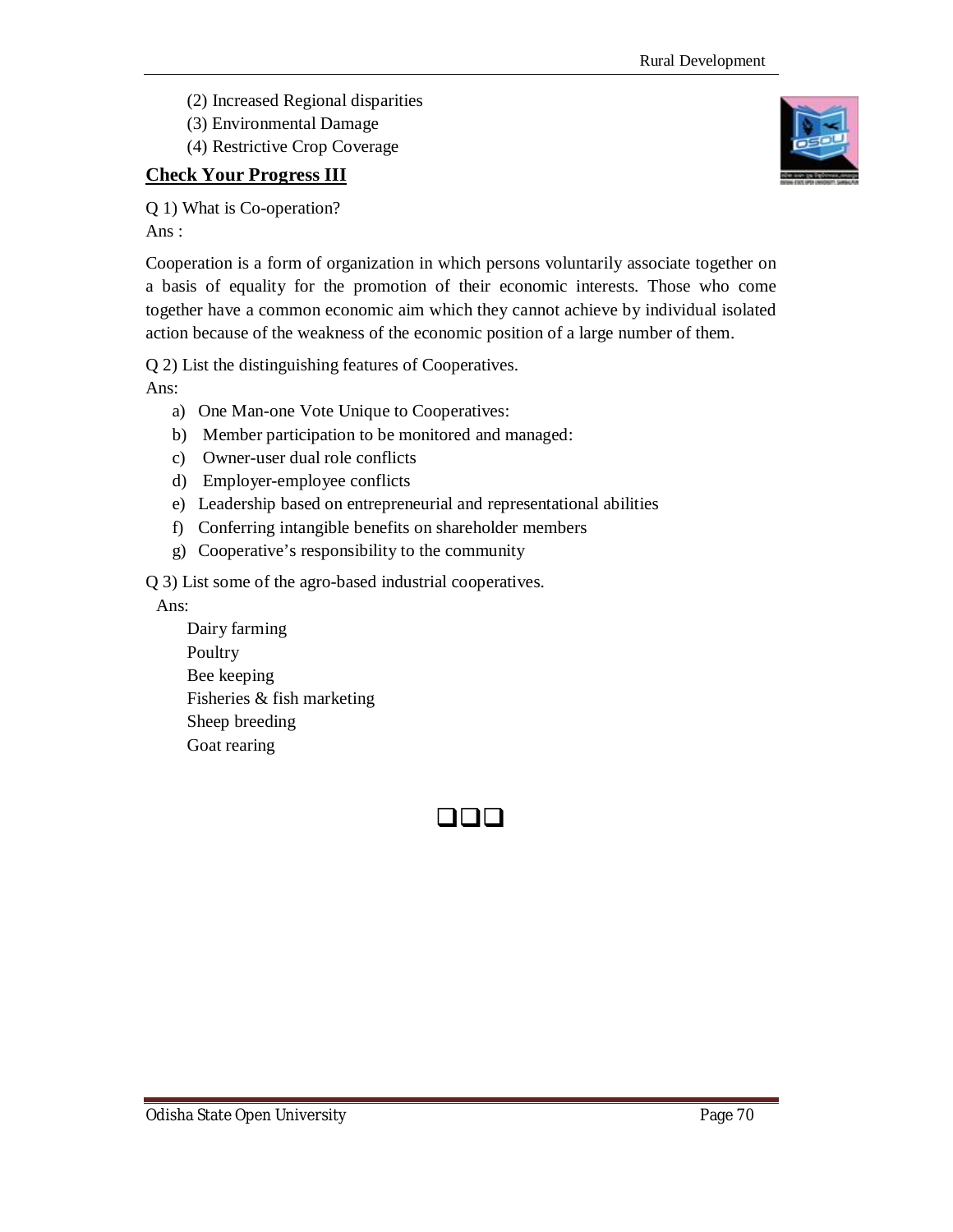(2) Increased Regional disparities

(3) Environmental Damage

(4) Restrictive Crop Coverage

**Check Your Progress III**

Q 1) What is Co-operation?

Ans :

Cooperation is a form of organization in which persons voluntarily associate together on a basis of equality for the promotion of their economic interests. Those who come together have a common economic aim which they cannot achieve by individual isolated action because of the weakness of the economic position of a large number of them.

Q 2) List the distinguishing features of Cooperatives.

Ans:

a) One Man-one Vote Unique to Cooperatives:
b) Member participation to be monitored and managed:
c) Owner-user dual role conflicts
d) Employer-employee conflicts
e) Leadership based on entrepreneurial and representational abilities
f) Conferring intangible benefits on shareholder members
g) Cooperative's responsibility to the community

Q 3) List some of the agro-based industrial cooperatives.

Ans:

Dairy farming
Poultry
Bee keeping
Fisheries & fish marketing
Sheep breeding
Goat rearing

❑❑❑